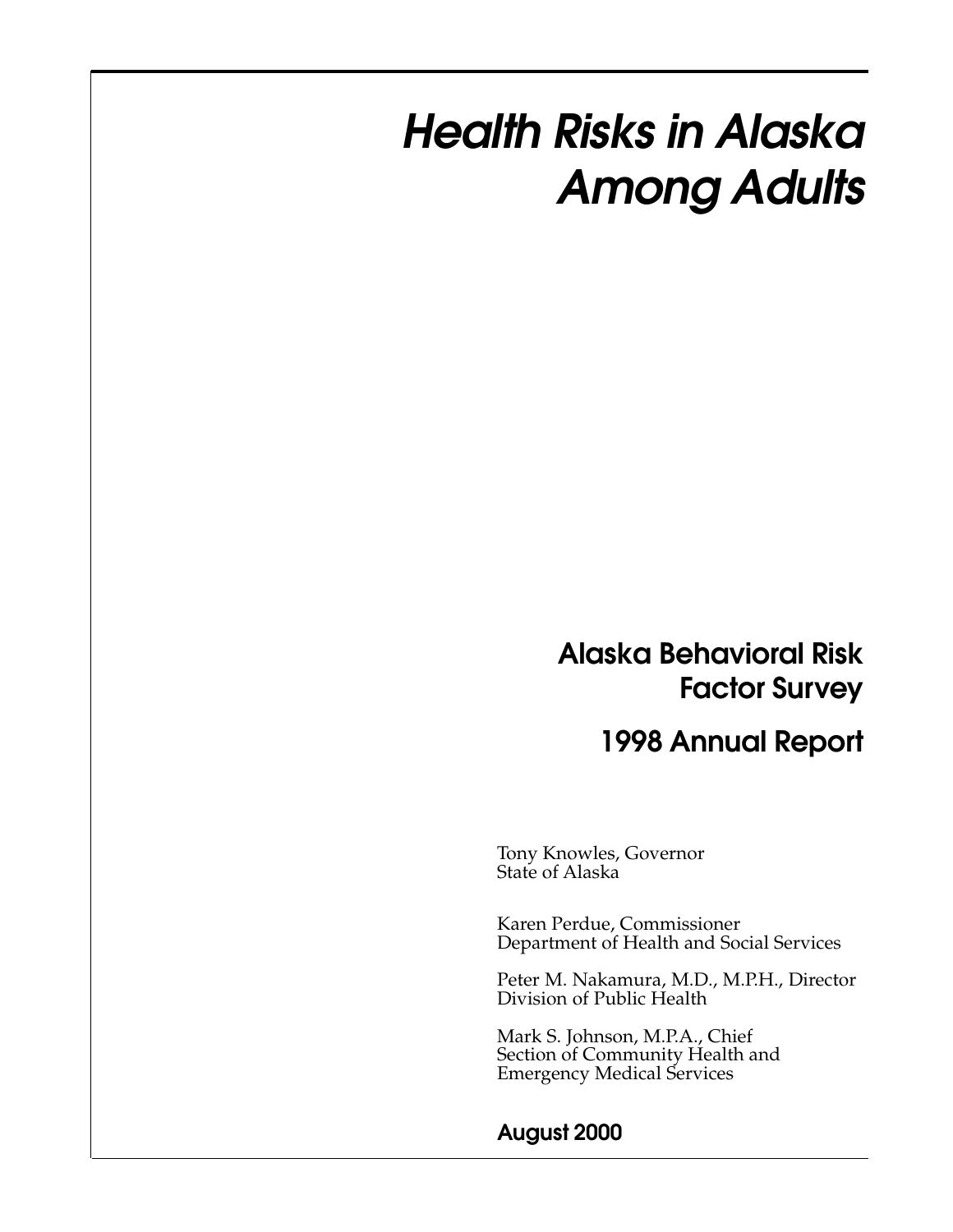# *Health Risks in Alaska Among Adults*

## Alaska Behavioral Risk Factor Survey

## 1998 Annual Report

Tony Knowles, Governor
State of Alaska

Karen Perdue, Commissioner
Department of Health and Social Services

Peter M. Nakamura, M.D., M.P.H., Director
Division of Public Health

Mark S. Johnson, M.P.A., Chief
Section of Community Health and
Emergency Medical Services

**August 2000**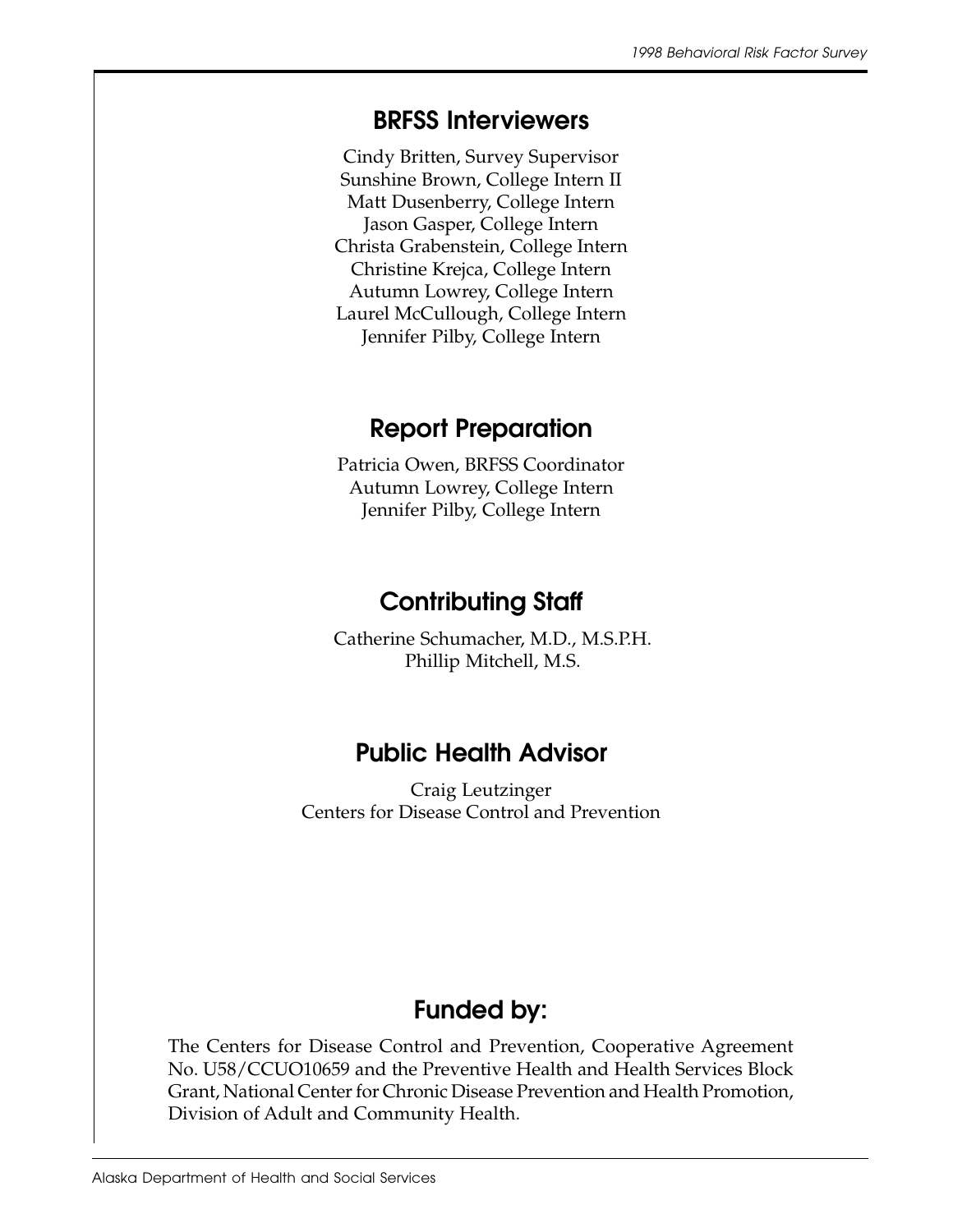## BRFSS Interviewers

Cindy Britten, Survey Supervisor
Sunshine Brown, College Intern II
Matt Dusenberry, College Intern
Jason Gasper, College Intern
Christa Grabenstein, College Intern
Christine Krejca, College Intern
Autumn Lowrey, College Intern
Laurel McCullough, College Intern
Jennifer Pilby, College Intern

## Report Preparation

Patricia Owen, BRFSS Coordinator
Autumn Lowrey, College Intern
Jennifer Pilby, College Intern

## Contributing Staff

Catherine Schumacher, M.D., M.S.P.H.
Phillip Mitchell, M.S.

## Public Health Advisor

Craig Leutzinger
Centers for Disease Control and Prevention

## Funded by:

The Centers for Disease Control and Prevention, Cooperative Agreement No. U58/CCUO10659 and the Preventive Health and Health Services Block Grant, National Center for Chronic Disease Prevention and Health Promotion, Division of Adult and Community Health.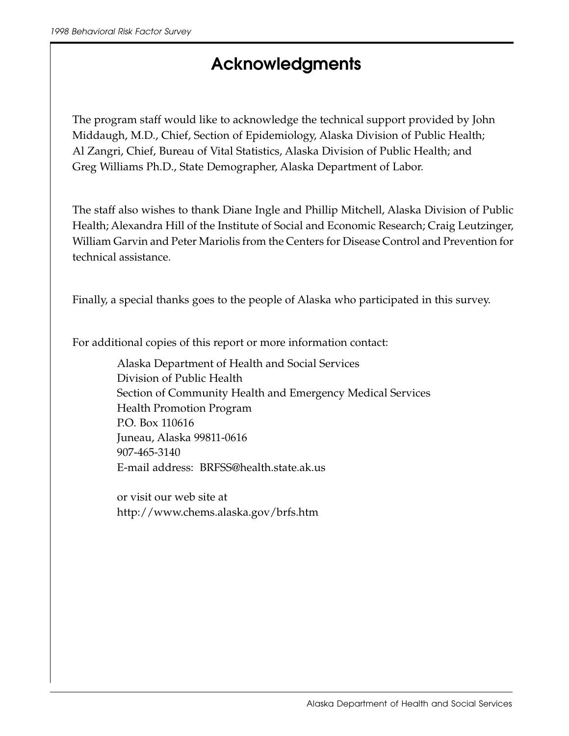# Acknowledgments

The program staff would like to acknowledge the technical support provided by John Middaugh, M.D., Chief, Section of Epidemiology, Alaska Division of Public Health; Al Zangri, Chief, Bureau of Vital Statistics, Alaska Division of Public Health; and Greg Williams Ph.D., State Demographer, Alaska Department of Labor.

The staff also wishes to thank Diane Ingle and Phillip Mitchell, Alaska Division of Public Health; Alexandra Hill of the Institute of Social and Economic Research; Craig Leutzinger, William Garvin and Peter Mariolis from the Centers for Disease Control and Prevention for technical assistance.

Finally, a special thanks goes to the people of Alaska who participated in this survey.

For additional copies of this report or more information contact:

Alaska Department of Health and Social Services
Division of Public Health
Section of Community Health and Emergency Medical Services
Health Promotion Program
P.O. Box 110616
Juneau, Alaska 99811-0616
907-465-3140
E-mail address: BRFSS@health.state.ak.us

or visit our web site at
http://www.chems.alaska.gov/brfs.htm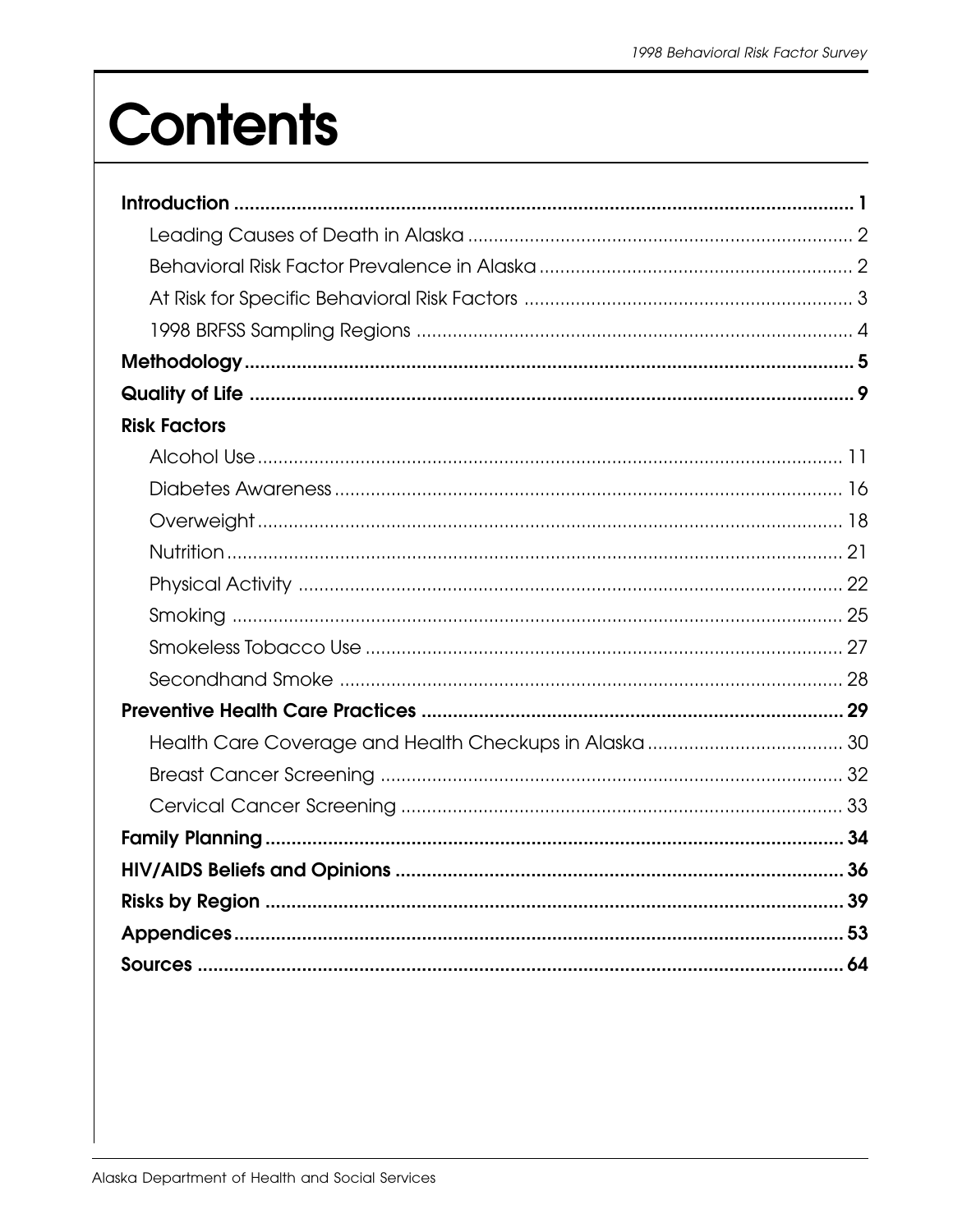# Contents

**Introduction** ........................................................ **1**

Leading Causes of Death in Alaska ........................................................ 2

Behavioral Risk Factor Prevalence in Alaska ........................................................ 2

At Risk for Specific Behavioral Risk Factors ........................................................ 3

1998 BRFSS Sampling Regions ........................................................ 4

**Methodology** ........................................................ **5**

**Quality of Life** ........................................................ **9**

**Risk Factors**

Alcohol Use ........................................................ 11

Diabetes Awareness ........................................................ 16

Overweight ........................................................ 18

Nutrition ........................................................ 21

Physical Activity ........................................................ 22

Smoking ........................................................ 25

Smokeless Tobacco Use ........................................................ 27

Secondhand Smoke ........................................................ 28

**Preventive Health Care Practices** ........................................................ **29**

Health Care Coverage and Health Checkups in Alaska ........................................................ 30

Breast Cancer Screening ........................................................ 32

Cervical Cancer Screening ........................................................ 33

**Family Planning** ........................................................ **34**

**HIV/AIDS Beliefs and Opinions** ........................................................ **36**

**Risks by Region** ........................................................ **39**

**Appendices** ........................................................ **53**

**Sources** ........................................................ **64**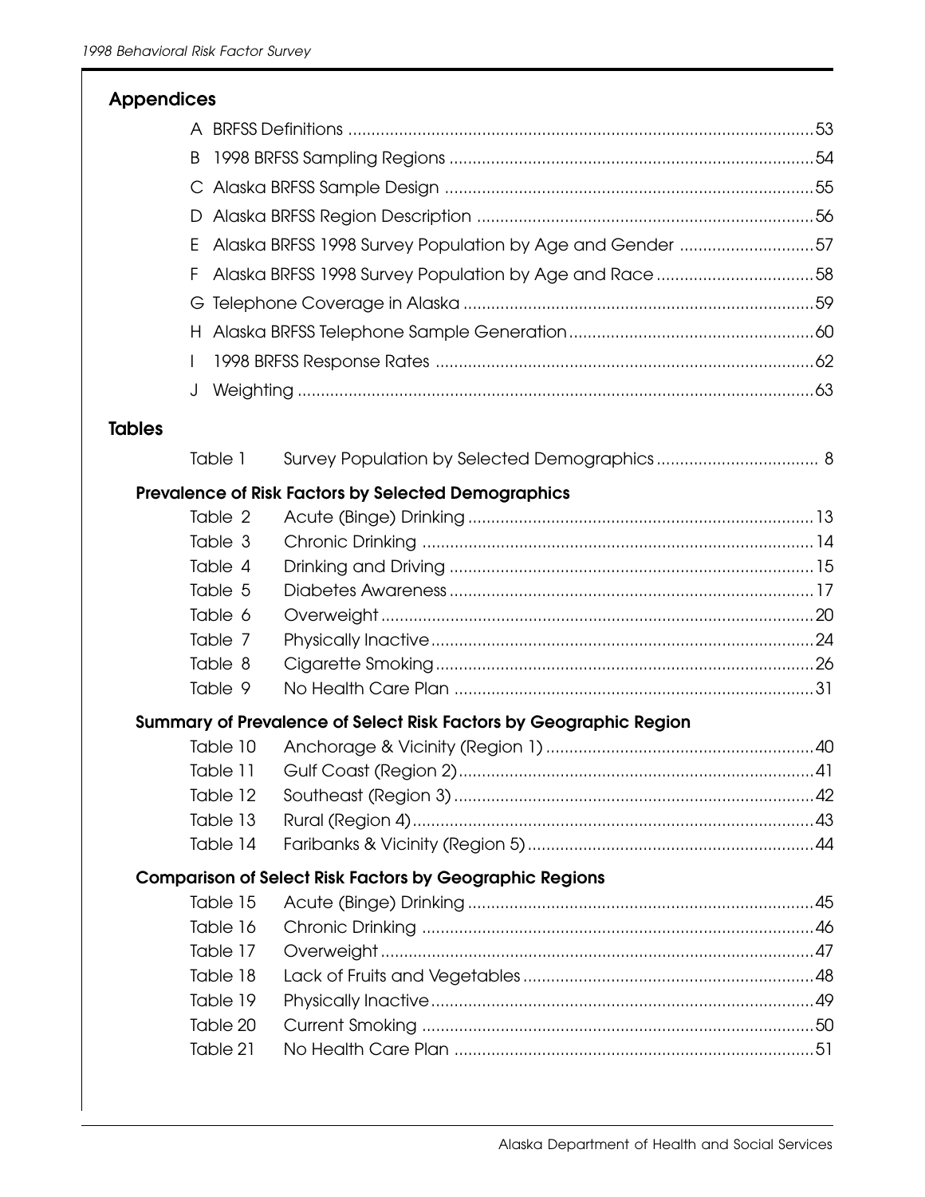## Appendices

| | | |
|---|---|---|
| A | BRFSS Definitions | 53 |
| B | 1998 BRFSS Sampling Regions | 54 |
| C | Alaska BRFSS Sample Design | 55 |
| D | Alaska BRFSS Region Description | 56 |
| E | Alaska BRFSS 1998 Survey Population by Age and Gender | 57 |
| F | Alaska BRFSS 1998 Survey Population by Age and Race | 58 |
| G | Telephone Coverage in Alaska | 59 |
| H | Alaska BRFSS Telephone Sample Generation | 60 |
| I | 1998 BRFSS Response Rates | 62 |
| J | Weighting | 63 |

## Tables

| | | |
|---|---|---|
| Table 1 | Survey Population by Selected Demographics | 8 |

### Prevalence of Risk Factors by Selected Demographics

| | | |
|---|---|---|
| Table 2 | Acute (Binge) Drinking | 13 |
| Table 3 | Chronic Drinking | 14 |
| Table 4 | Drinking and Driving | 15 |
| Table 5 | Diabetes Awareness | 17 |
| Table 6 | Overweight | 20 |
| Table 7 | Physically Inactive | 24 |
| Table 8 | Cigarette Smoking | 26 |
| Table 9 | No Health Care Plan | 31 |

### Summary of Prevalence of Select Risk Factors by Geographic Region

| | | |
|---|---|---|
| Table 10 | Anchorage & Vicinity (Region 1) | 40 |
| Table 11 | Gulf Coast (Region 2) | 41 |
| Table 12 | Southeast (Region 3) | 42 |
| Table 13 | Rural (Region 4) | 43 |
| Table 14 | Faribanks & Vicinity (Region 5) | 44 |

### Comparison of Select Risk Factors by Geographic Regions

| | | |
|---|---|---|
| Table 15 | Acute (Binge) Drinking | 45 |
| Table 16 | Chronic Drinking | 46 |
| Table 17 | Overweight | 47 |
| Table 18 | Lack of Fruits and Vegetables | 48 |
| Table 19 | Physically Inactive | 49 |
| Table 20 | Current Smoking | 50 |
| Table 21 | No Health Care Plan | 51 |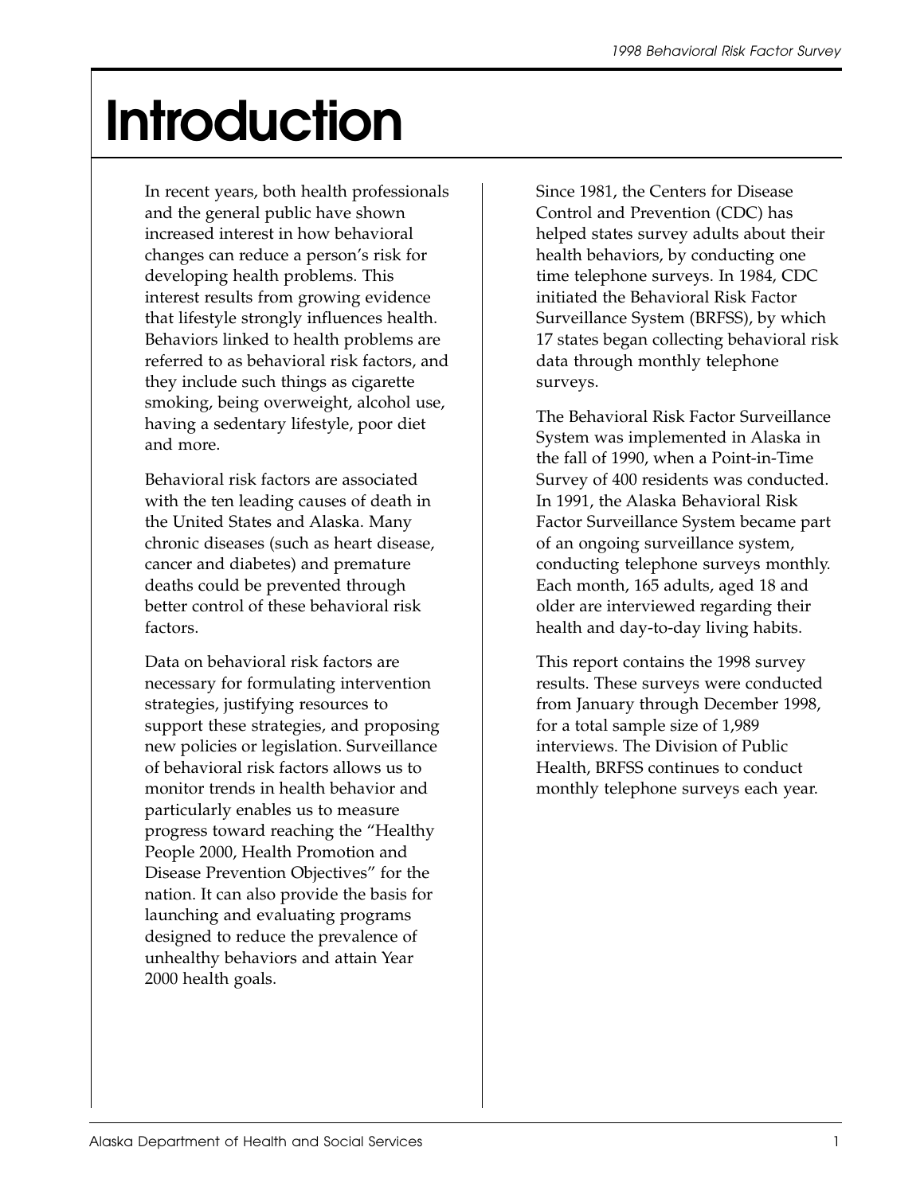# Introduction

In recent years, both health professionals and the general public have shown increased interest in how behavioral changes can reduce a person's risk for developing health problems. This interest results from growing evidence that lifestyle strongly influences health. Behaviors linked to health problems are referred to as behavioral risk factors, and they include such things as cigarette smoking, being overweight, alcohol use, having a sedentary lifestyle, poor diet and more.

Behavioral risk factors are associated with the ten leading causes of death in the United States and Alaska. Many chronic diseases (such as heart disease, cancer and diabetes) and premature deaths could be prevented through better control of these behavioral risk factors.

Data on behavioral risk factors are necessary for formulating intervention strategies, justifying resources to support these strategies, and proposing new policies or legislation. Surveillance of behavioral risk factors allows us to monitor trends in health behavior and particularly enables us to measure progress toward reaching the "Healthy People 2000, Health Promotion and Disease Prevention Objectives" for the nation. It can also provide the basis for launching and evaluating programs designed to reduce the prevalence of unhealthy behaviors and attain Year 2000 health goals.

Since 1981, the Centers for Disease Control and Prevention (CDC) has helped states survey adults about their health behaviors, by conducting one time telephone surveys. In 1984, CDC initiated the Behavioral Risk Factor Surveillance System (BRFSS), by which 17 states began collecting behavioral risk data through monthly telephone surveys.

The Behavioral Risk Factor Surveillance System was implemented in Alaska in the fall of 1990, when a Point-in-Time Survey of 400 residents was conducted. In 1991, the Alaska Behavioral Risk Factor Surveillance System became part of an ongoing surveillance system, conducting telephone surveys monthly. Each month, 165 adults, aged 18 and older are interviewed regarding their health and day-to-day living habits.

This report contains the 1998 survey results. These surveys were conducted from January through December 1998, for a total sample size of 1,989 interviews. The Division of Public Health, BRFSS continues to conduct monthly telephone surveys each year.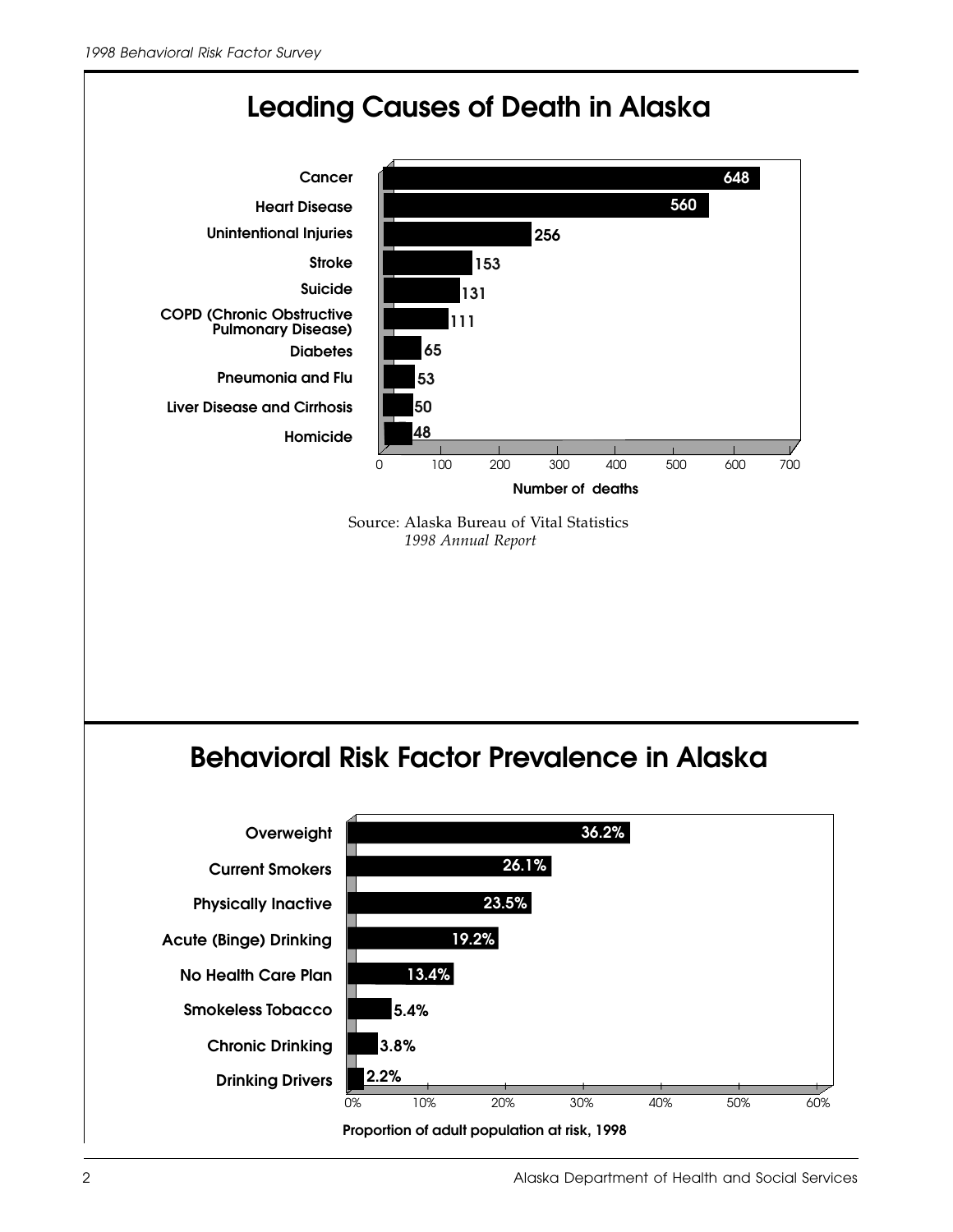## Leading Causes of Death in Alaska

| Cause | Number of deaths |
|---|---|
| Cancer | 648 |
| Heart Disease | 560 |
| Unintentional Injuries | 256 |
| Stroke | 153 |
| Suicide | 131 |
| COPD (Chronic Obstructive Pulmonary Disease) | 111 |
| Diabetes | 65 |
| Pneumonia and Flu | 53 |
| Liver Disease and Cirrhosis | 50 |
| Homicide | 48 |

Number of deaths

Source: Alaska Bureau of Vital Statistics
*1998 Annual Report*

## Behavioral Risk Factor Prevalence in Alaska

| Risk Factor | Proportion of adult population at risk, 1998 |
|---|---|
| Overweight | 36.2% |
| Current Smokers | 26.1% |
| Physically Inactive | 23.5% |
| Acute (Binge) Drinking | 19.2% |
| No Health Care Plan | 13.4% |
| Smokeless Tobacco | 5.4% |
| Chronic Drinking | 3.8% |
| Drinking Drivers | 2.2% |

Proportion of adult population at risk, 1998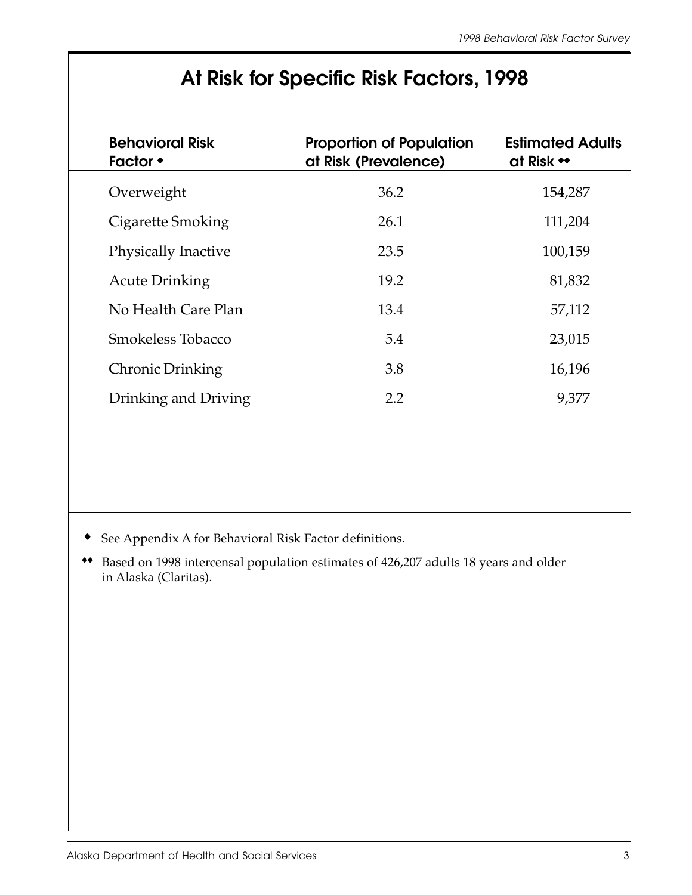# At Risk for Specific Risk Factors, 1998

| Behavioral Risk Factor ◆ | Proportion of Population at Risk (Prevalence) | Estimated Adults at Risk ◆◆ |
|---|---|---|
| Overweight | 36.2 | 154,287 |
| Cigarette Smoking | 26.1 | 111,204 |
| Physically Inactive | 23.5 | 100,159 |
| Acute Drinking | 19.2 | 81,832 |
| No Health Care Plan | 13.4 | 57,112 |
| Smokeless Tobacco | 5.4 | 23,015 |
| Chronic Drinking | 3.8 | 16,196 |
| Drinking and Driving | 2.2 | 9,377 |

◆ See Appendix A for Behavioral Risk Factor definitions.

◆◆ Based on 1998 intercensal population estimates of 426,207 adults 18 years and older in Alaska (Claritas).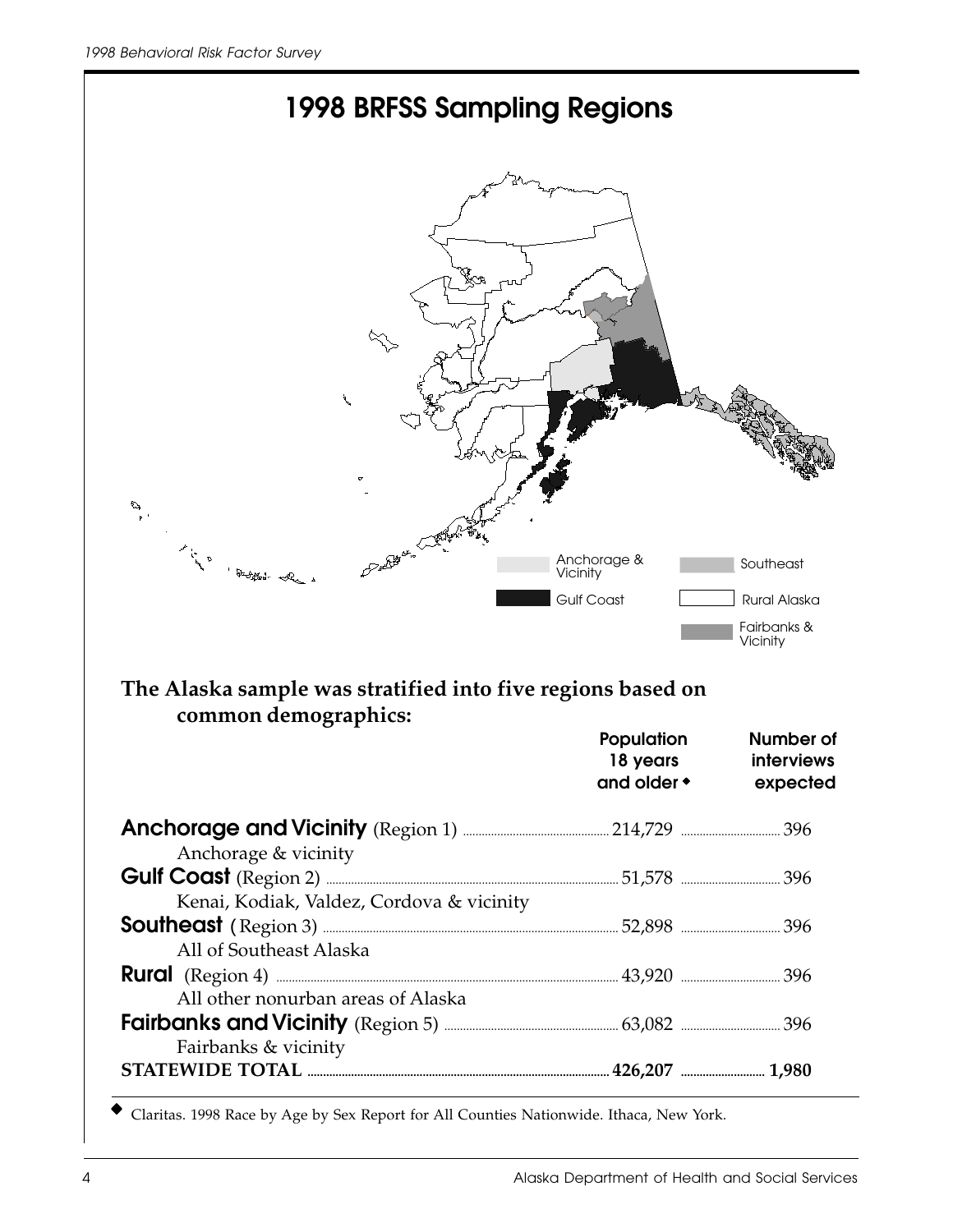# 1998 BRFSS Sampling Regions

Anchorage & Vicinity | Gulf Coast | Southeast | Rural Alaska | Fairbanks & Vicinity

**The Alaska sample was stratified into five regions based on common demographics:**

| | Population 18 years and older ◆ | Number of interviews expected |
|---|---|---|
| **Anchorage and Vicinity** (Region 1)<br>Anchorage & vicinity | 214,729 | 396 |
| **Gulf Coast** (Region 2)<br>Kenai, Kodiak, Valdez, Cordova & vicinity | 51,578 | 396 |
| **Southeast** ( Region 3)<br>All of Southeast Alaska | 52,898 | 396 |
| **Rural** (Region 4)<br>All other nonurban areas of Alaska | 43,920 | 396 |
| **Fairbanks and Vicinity** (Region 5)<br>Fairbanks & vicinity | 63,082 | 396 |
| **STATEWIDE TOTAL** | **426,207** | **1,980** |

◆ Claritas. 1998 Race by Age by Sex Report for All Counties Nationwide. Ithaca, New York.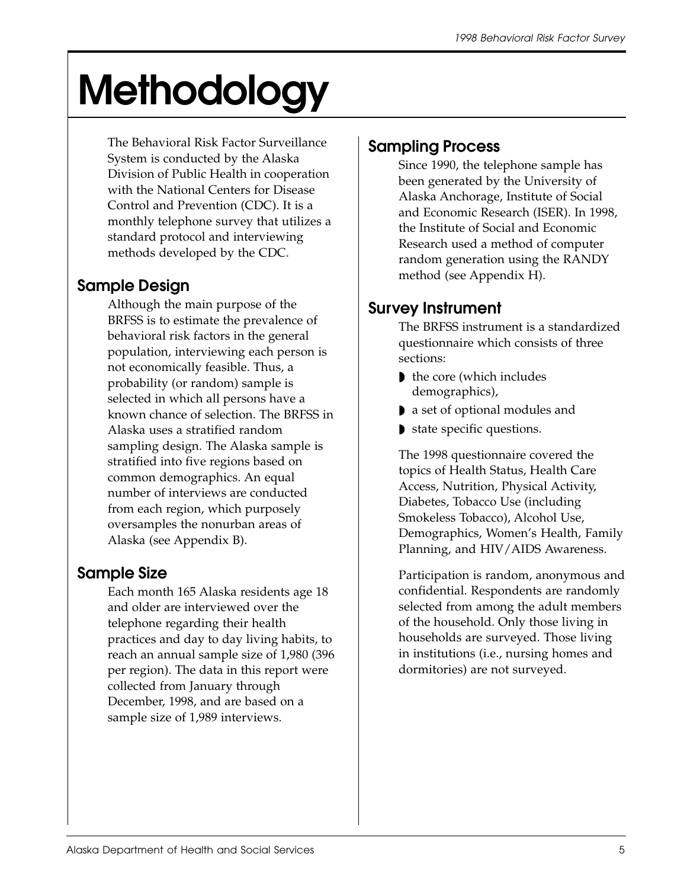# Methodology

The Behavioral Risk Factor Surveillance System is conducted by the Alaska Division of Public Health in cooperation with the National Centers for Disease Control and Prevention (CDC). It is a monthly telephone survey that utilizes a standard protocol and interviewing methods developed by the CDC.

## Sample Design

Although the main purpose of the BRFSS is to estimate the prevalence of behavioral risk factors in the general population, interviewing each person is not economically feasible. Thus, a probability (or random) sample is selected in which all persons have a known chance of selection. The BRFSS in Alaska uses a stratified random sampling design. The Alaska sample is stratified into five regions based on common demographics. An equal number of interviews are conducted from each region, which purposely oversamples the nonurban areas of Alaska (see Appendix B).

## Sample Size

Each month 165 Alaska residents age 18 and older are interviewed over the telephone regarding their health practices and day to day living habits, to reach an annual sample size of 1,980 (396 per region). The data in this report were collected from January through December, 1998, and are based on a sample size of 1,989 interviews.

## Sampling Process

Since 1990, the telephone sample has been generated by the University of Alaska Anchorage, Institute of Social and Economic Research (ISER). In 1998, the Institute of Social and Economic Research used a method of computer random generation using the RANDY method (see Appendix H).

## Survey Instrument

The BRFSS instrument is a standardized questionnaire which consists of three sections:

- the core (which includes demographics),
- a set of optional modules and
- state specific questions.

The 1998 questionnaire covered the topics of Health Status, Health Care Access, Nutrition, Physical Activity, Diabetes, Tobacco Use (including Smokeless Tobacco), Alcohol Use, Demographics, Women's Health, Family Planning, and HIV/AIDS Awareness.

Participation is random, anonymous and confidential. Respondents are randomly selected from among the adult members of the household. Only those living in households are surveyed. Those living in institutions (i.e., nursing homes and dormitories) are not surveyed.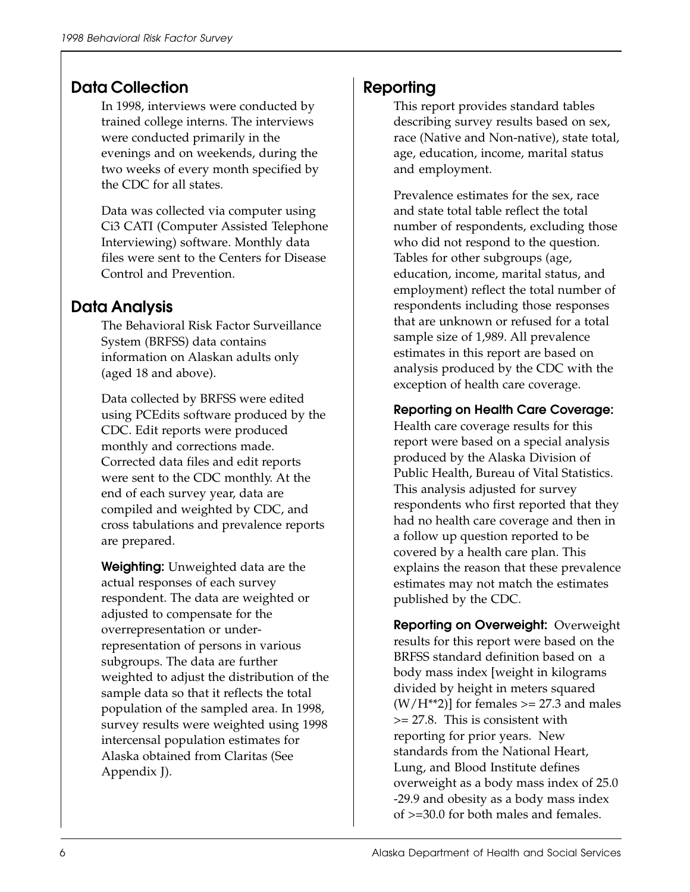## Data Collection

In 1998, interviews were conducted by trained college interns. The interviews were conducted primarily in the evenings and on weekends, during the two weeks of every month specified by the CDC for all states.

Data was collected via computer using Ci3 CATI (Computer Assisted Telephone Interviewing) software. Monthly data files were sent to the Centers for Disease Control and Prevention.

## Data Analysis

The Behavioral Risk Factor Surveillance System (BRFSS) data contains information on Alaskan adults only (aged 18 and above).

Data collected by BRFSS were edited using PCEdits software produced by the CDC. Edit reports were produced monthly and corrections made. Corrected data files and edit reports were sent to the CDC monthly. At the end of each survey year, data are compiled and weighted by CDC, and cross tabulations and prevalence reports are prepared.

**Weighting:** Unweighted data are the actual responses of each survey respondent. The data are weighted or adjusted to compensate for the overrepresentation or under-representation of persons in various subgroups. The data are further weighted to adjust the distribution of the sample data so that it reflects the total population of the sampled area. In 1998, survey results were weighted using 1998 intercensal population estimates for Alaska obtained from Claritas (See Appendix J).

## Reporting

This report provides standard tables describing survey results based on sex, race (Native and Non-native), state total, age, education, income, marital status and employment.

Prevalence estimates for the sex, race and state total table reflect the total number of respondents, excluding those who did not respond to the question. Tables for other subgroups (age, education, income, marital status, and employment) reflect the total number of respondents including those responses that are unknown or refused for a total sample size of 1,989. All prevalence estimates in this report are based on analysis produced by the CDC with the exception of health care coverage.

**Reporting on Health Care Coverage:** Health care coverage results for this report were based on a special analysis produced by the Alaska Division of Public Health, Bureau of Vital Statistics. This analysis adjusted for survey respondents who first reported that they had no health care coverage and then in a follow up question reported to be covered by a health care plan. This explains the reason that these prevalence estimates may not match the estimates published by the CDC.

**Reporting on Overweight:** Overweight results for this report were based on the BRFSS standard definition based on a body mass index [weight in kilograms divided by height in meters squared (W/H**2)] for females >= 27.3 and males >= 27.8. This is consistent with reporting for prior years. New standards from the National Heart, Lung, and Blood Institute defines overweight as a body mass index of 25.0 -29.9 and obesity as a body mass index of >=30.0 for both males and females.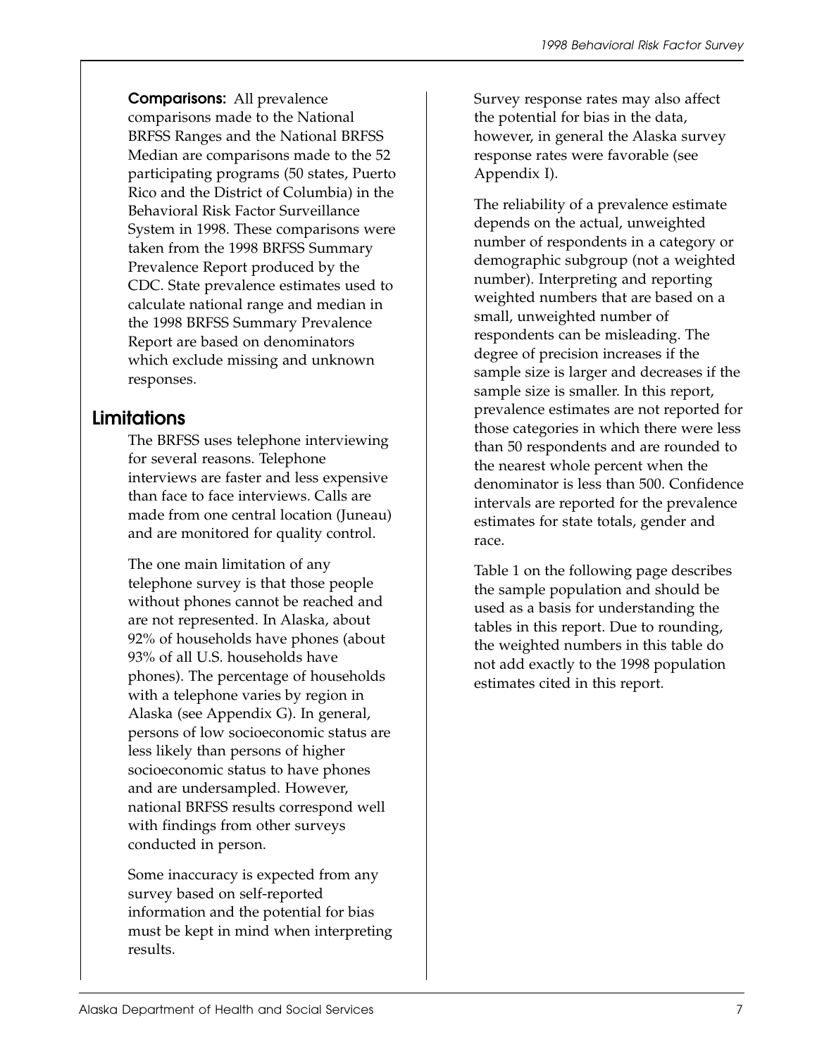**Comparisons:** All prevalence comparisons made to the National BRFSS Ranges and the National BRFSS Median are comparisons made to the 52 participating programs (50 states, Puerto Rico and the District of Columbia) in the Behavioral Risk Factor Surveillance System in 1998. These comparisons were taken from the 1998 BRFSS Summary Prevalence Report produced by the CDC. State prevalence estimates used to calculate national range and median in the 1998 BRFSS Summary Prevalence Report are based on denominators which exclude missing and unknown responses.

## Limitations

The BRFSS uses telephone interviewing for several reasons. Telephone interviews are faster and less expensive than face to face interviews. Calls are made from one central location (Juneau) and are monitored for quality control.

The one main limitation of any telephone survey is that those people without phones cannot be reached and are not represented. In Alaska, about 92% of households have phones (about 93% of all U.S. households have phones). The percentage of households with a telephone varies by region in Alaska (see Appendix G). In general, persons of low socioeconomic status are less likely than persons of higher socioeconomic status to have phones and are undersampled. However, national BRFSS results correspond well with findings from other surveys conducted in person.

Some inaccuracy is expected from any survey based on self-reported information and the potential for bias must be kept in mind when interpreting results.

Survey response rates may also affect the potential for bias in the data, however, in general the Alaska survey response rates were favorable (see Appendix I).

The reliability of a prevalence estimate depends on the actual, unweighted number of respondents in a category or demographic subgroup (not a weighted number). Interpreting and reporting weighted numbers that are based on a small, unweighted number of respondents can be misleading. The degree of precision increases if the sample size is larger and decreases if the sample size is smaller. In this report, prevalence estimates are not reported for those categories in which there were less than 50 respondents and are rounded to the nearest whole percent when the denominator is less than 500. Confidence intervals are reported for the prevalence estimates for state totals, gender and race.

Table 1 on the following page describes the sample population and should be used as a basis for understanding the tables in this report. Due to rounding, the weighted numbers in this table do not add exactly to the 1998 population estimates cited in this report.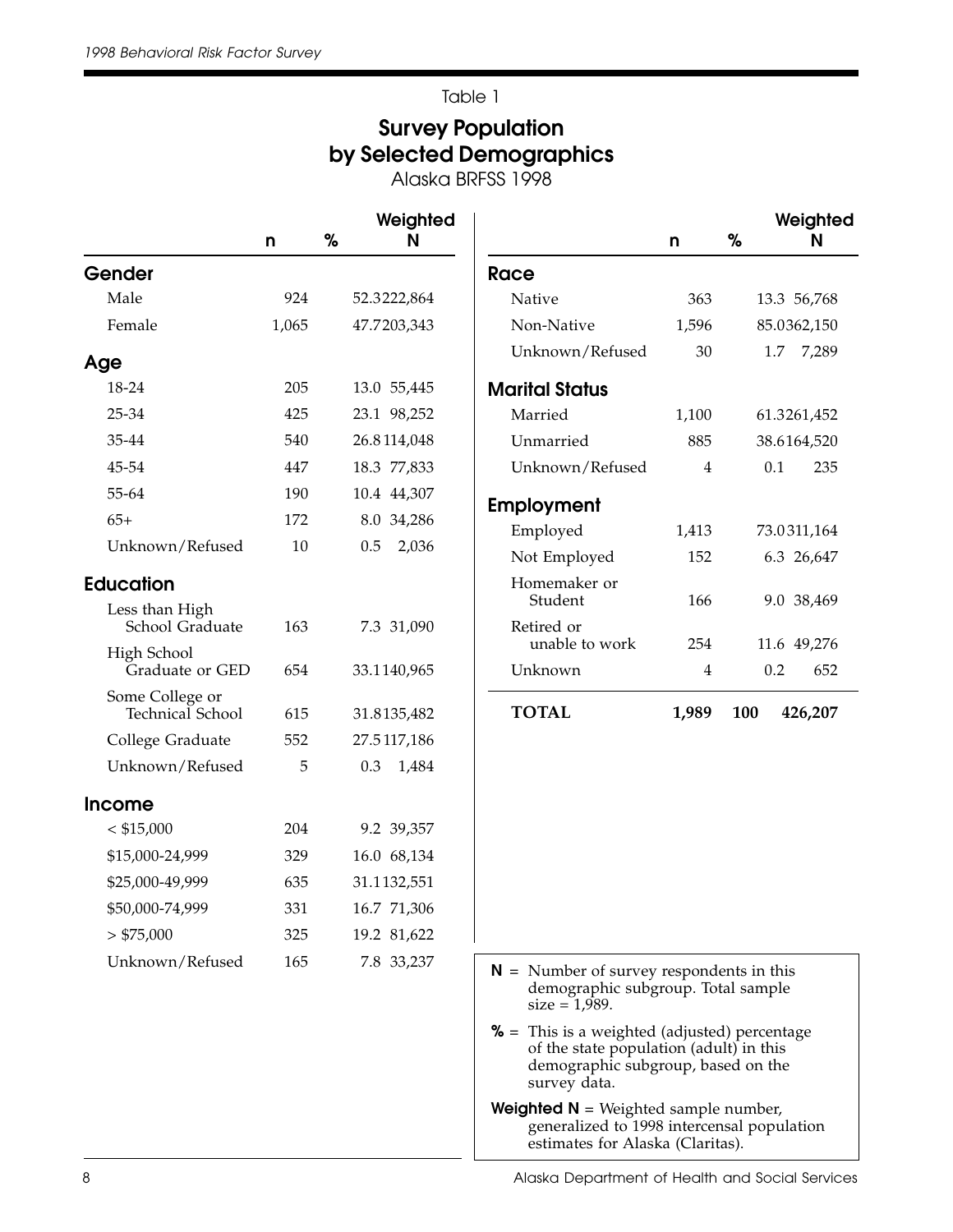Table 1

## Survey Population by Selected Demographics

Alaska BRFSS 1998

| | n | % | Weighted N |
|---|---|---|---|
| **Gender** | | | |
| Male | 924 | 52.3 | 222,864 |
| Female | 1,065 | 47.7 | 203,343 |
| **Age** | | | |
| 18-24 | 205 | 13.0 | 55,445 |
| 25-34 | 425 | 23.1 | 98,252 |
| 35-44 | 540 | 26.8 | 114,048 |
| 45-54 | 447 | 18.3 | 77,833 |
| 55-64 | 190 | 10.4 | 44,307 |
| 65+ | 172 | 8.0 | 34,286 |
| Unknown/Refused | 10 | 0.5 | 2,036 |
| **Education** | | | |
| Less than High School Graduate | 163 | 7.3 | 31,090 |
| High School Graduate or GED | 654 | 33.1 | 140,965 |
| Some College or Technical School | 615 | 31.8 | 135,482 |
| College Graduate | 552 | 27.5 | 117,186 |
| Unknown/Refused | 5 | 0.3 | 1,484 |
| **Income** | | | |
| < $15,000 | 204 | 9.2 | 39,357 |
| $15,000-24,999 | 329 | 16.0 | 68,134 |
| $25,000-49,999 | 635 | 31.1 | 132,551 |
| $50,000-74,999 | 331 | 16.7 | 71,306 |
| > $75,000 | 325 | 19.2 | 81,622 |
| Unknown/Refused | 165 | 7.8 | 33,237 |
| **Race** | | | |
| Native | 363 | 13.3 | 56,768 |
| Non-Native | 1,596 | 85.0 | 362,150 |
| Unknown/Refused | 30 | 1.7 | 7,289 |
| **Marital Status** | | | |
| Married | 1,100 | 61.3 | 261,452 |
| Unmarried | 885 | 38.6 | 164,520 |
| Unknown/Refused | 4 | 0.1 | 235 |
| **Employment** | | | |
| Employed | 1,413 | 73.0 | 311,164 |
| Not Employed | 152 | 6.3 | 26,647 |
| Homemaker or Student | 166 | 9.0 | 38,469 |
| Retired or unable to work | 254 | 11.6 | 49,276 |
| Unknown | 4 | 0.2 | 652 |
| **TOTAL** | **1,989** | **100** | **426,207** |

**N** = Number of survey respondents in this demographic subgroup. Total sample size = 1,989.

**%** = This is a weighted (adjusted) percentage of the state population (adult) in this demographic subgroup, based on the survey data.

**Weighted N** = Weighted sample number, generalized to 1998 intercensal population estimates for Alaska (Claritas).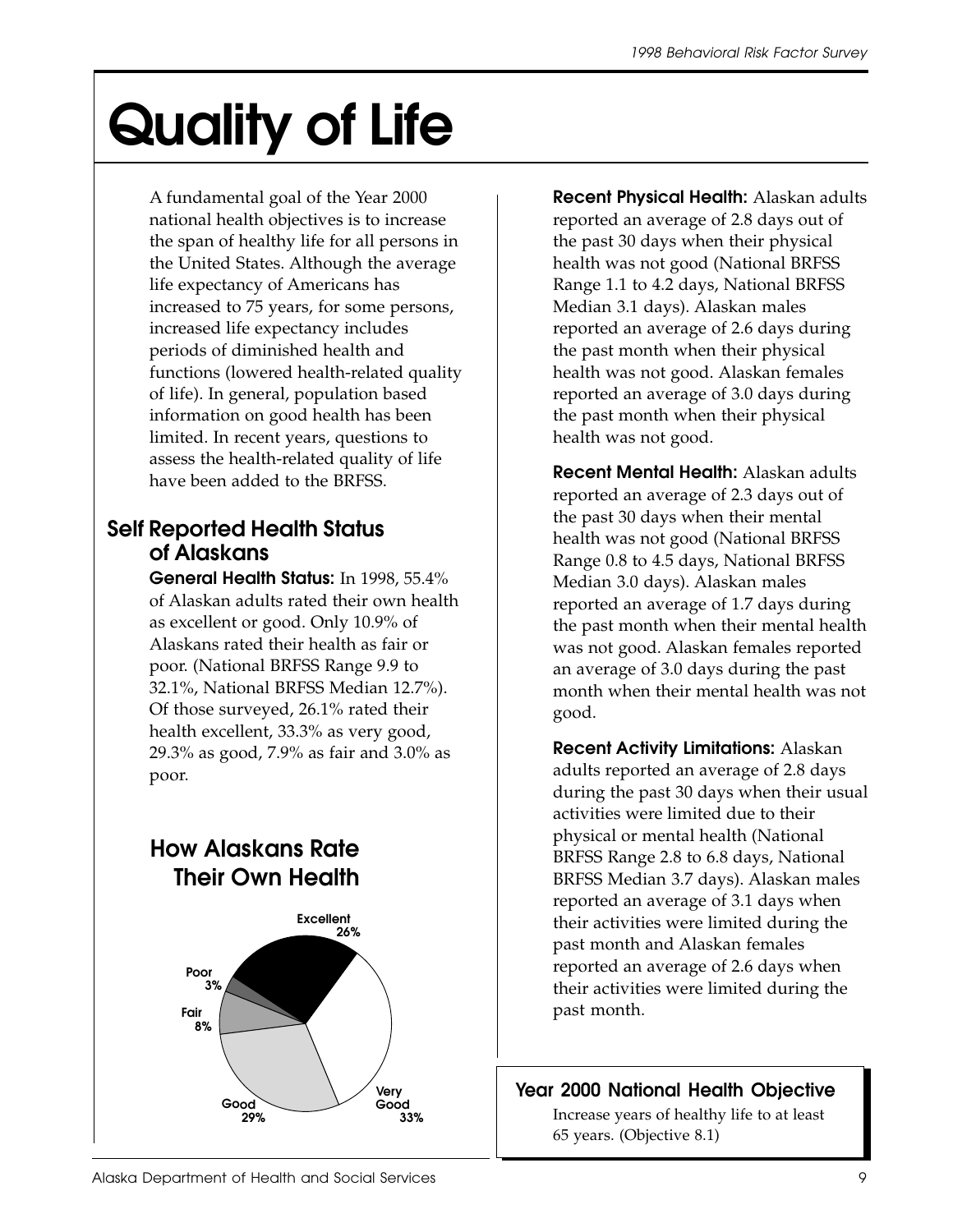# Quality of Life

A fundamental goal of the Year 2000 national health objectives is to increase the span of healthy life for all persons in the United States. Although the average life expectancy of Americans has increased to 75 years, for some persons, increased life expectancy includes periods of diminished health and functions (lowered health-related quality of life). In general, population based information on good health has been limited. In recent years, questions to assess the health-related quality of life have been added to the BRFSS.

## Self Reported Health Status of Alaskans

**General Health Status:** In 1998, 55.4% of Alaskan adults rated their own health as excellent or good. Only 10.9% of Alaskans rated their health as fair or poor. (National BRFSS Range 9.9 to 32.1%, National BRFSS Median 12.7%). Of those surveyed, 26.1% rated their health excellent, 33.3% as very good, 29.3% as good, 7.9% as fair and 3.0% as poor.

### How Alaskans Rate Their Own Health

| Rating | Percent |
|---|---|
| Excellent | 26% |
| Very Good | 33% |
| Good | 29% |
| Fair | 8% |
| Poor | 3% |

**Recent Physical Health:** Alaskan adults reported an average of 2.8 days out of the past 30 days when their physical health was not good (National BRFSS Range 1.1 to 4.2 days, National BRFSS Median 3.1 days). Alaskan males reported an average of 2.6 days during the past month when their physical health was not good. Alaskan females reported an average of 3.0 days during the past month when their physical health was not good.

**Recent Mental Health:** Alaskan adults reported an average of 2.3 days out of the past 30 days when their mental health was not good (National BRFSS Range 0.8 to 4.5 days, National BRFSS Median 3.0 days). Alaskan males reported an average of 1.7 days during the past month when their mental health was not good. Alaskan females reported an average of 3.0 days during the past month when their mental health was not good.

**Recent Activity Limitations:** Alaskan adults reported an average of 2.8 days during the past 30 days when their usual activities were limited due to their physical or mental health (National BRFSS Range 2.8 to 6.8 days, National BRFSS Median 3.7 days). Alaskan males reported an average of 3.1 days when their activities were limited during the past month and Alaskan females reported an average of 2.6 days when their activities were limited during the past month.

### Year 2000 National Health Objective

Increase years of healthy life to at least 65 years. (Objective 8.1)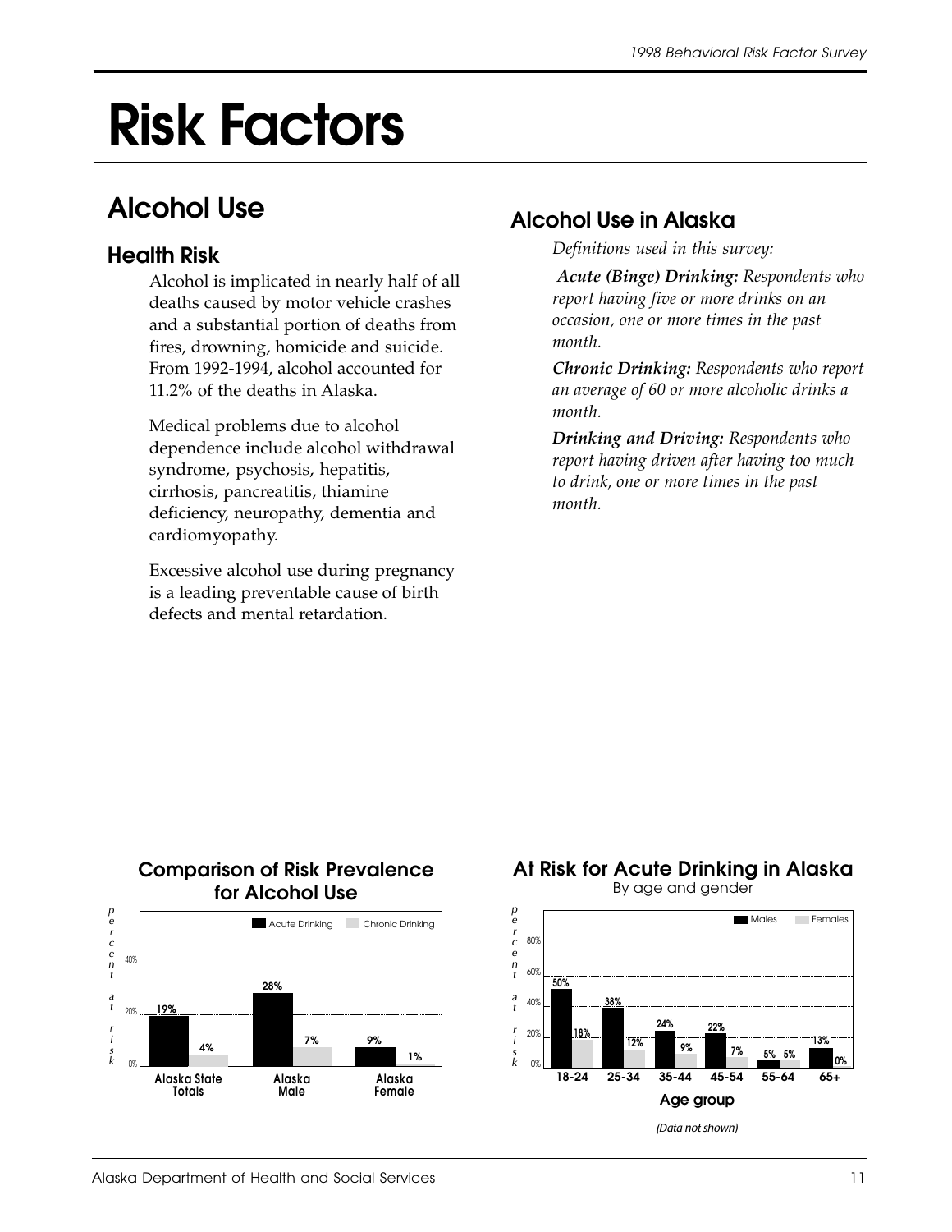# Risk Factors

## Alcohol Use

### Health Risk

Alcohol is implicated in nearly half of all deaths caused by motor vehicle crashes and a substantial portion of deaths from fires, drowning, homicide and suicide. From 1992-1994, alcohol accounted for 11.2% of the deaths in Alaska.

Medical problems due to alcohol dependence include alcohol withdrawal syndrome, psychosis, hepatitis, cirrhosis, pancreatitis, thiamine deficiency, neuropathy, dementia and cardiomyopathy.

Excessive alcohol use during pregnancy is a leading preventable cause of birth defects and mental retardation.

## Alcohol Use in Alaska

*Definitions used in this survey:*

***Acute (Binge) Drinking:*** *Respondents who report having five or more drinks on an occasion, one or more times in the past month.*

***Chronic Drinking:*** *Respondents who report an average of 60 or more alcoholic drinks a month.*

***Drinking and Driving:*** *Respondents who report having driven after having too much to drink, one or more times in the past month.*

### Comparison of Risk Prevalence for Alcohol Use

| | Acute Drinking | Chronic Drinking |
|---|---|---|
| Alaska State Totals | 19% | 4% |
| Alaska Male | 28% | 7% |
| Alaska Female | 9% | 1% |

### At Risk for Acute Drinking in Alaska

By age and gender

| Age group | Males | Females |
|---|---|---|
| 18-24 | 50% | 18% |
| 25-34 | 38% | 12% |
| 35-44 | 24% | 9% |
| 45-54 | 22% | 7% |
| 55-64 | 5% | 5% |
| 65+ | 13% | 0% |

*(Data not shown)*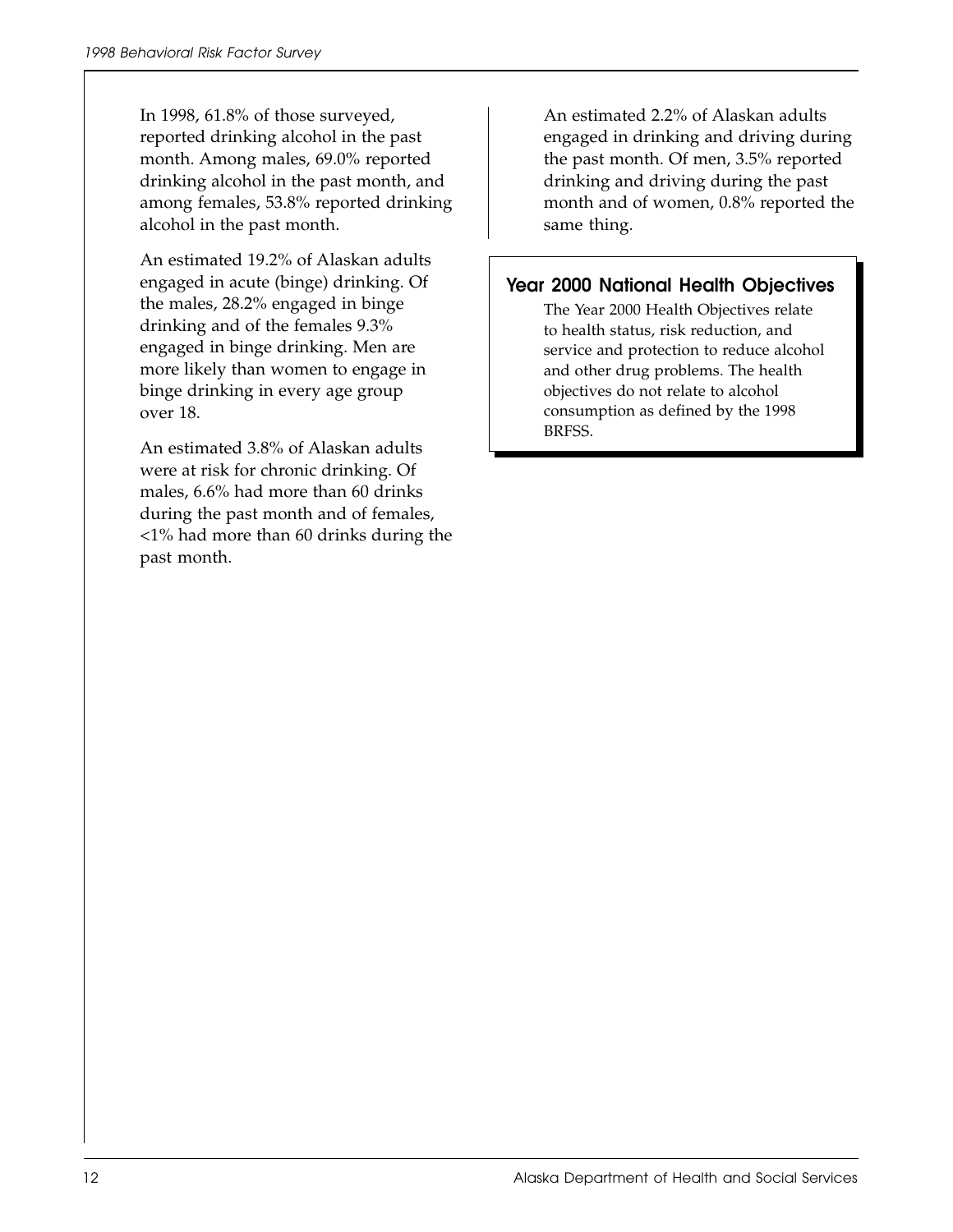In 1998, 61.8% of those surveyed, reported drinking alcohol in the past month. Among males, 69.0% reported drinking alcohol in the past month, and among females, 53.8% reported drinking alcohol in the past month.

An estimated 19.2% of Alaskan adults engaged in acute (binge) drinking. Of the males, 28.2% engaged in binge drinking and of the females 9.3% engaged in binge drinking. Men are more likely than women to engage in binge drinking in every age group over 18.

An estimated 3.8% of Alaskan adults were at risk for chronic drinking. Of males, 6.6% had more than 60 drinks during the past month and of females, <1% had more than 60 drinks during the past month.

An estimated 2.2% of Alaskan adults engaged in drinking and driving during the past month. Of men, 3.5% reported drinking and driving during the past month and of women, 0.8% reported the same thing.

## Year 2000 National Health Objectives

The Year 2000 Health Objectives relate to health status, risk reduction, and service and protection to reduce alcohol and other drug problems. The health objectives do not relate to alcohol consumption as defined by the 1998 BRFSS.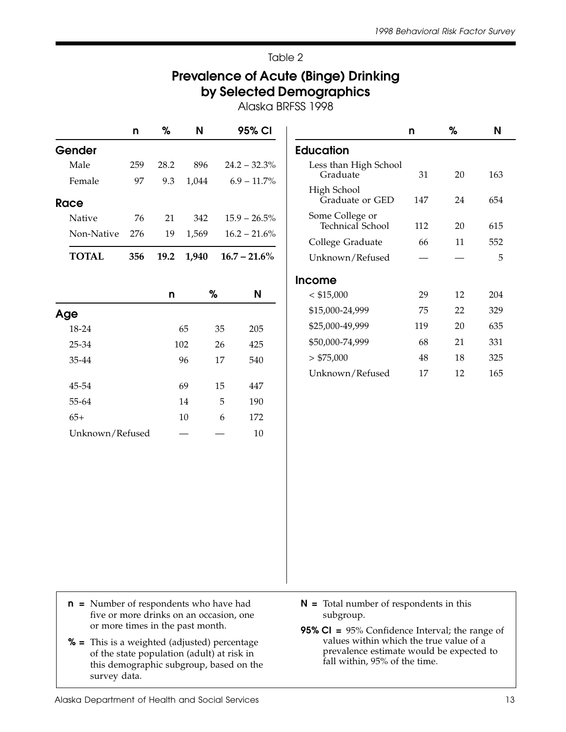Table 2

# Prevalence of Acute (Binge) Drinking by Selected Demographics

Alaska BRFSS 1998

| | n | % | N | 95% CI |
|---|---|---|---|---|
| **Gender** | | | | |
| Male | 259 | 28.2 | 896 | 24.2 – 32.3% |
| Female | 97 | 9.3 | 1,044 | 6.9 – 11.7% |
| **Race** | | | | |
| Native | 76 | 21 | 342 | 15.9 – 26.5% |
| Non-Native | 276 | 19 | 1,569 | 16.2 – 21.6% |
| **TOTAL** | **356** | **19.2** | **1,940** | **16.7 – 21.6%** |

| | n | % | N |
|---|---|---|---|
| **Age** | | | |
| 18-24 | 65 | 35 | 205 |
| 25-34 | 102 | 26 | 425 |
| 35-44 | 96 | 17 | 540 |
| 45-54 | 69 | 15 | 447 |
| 55-64 | 14 | 5 | 190 |
| 65+ | 10 | 6 | 172 |
| Unknown/Refused | — | — | 10 |

| | n | % | N |
|---|---|---|---|
| **Education** | | | |
| Less than High School Graduate | 31 | 20 | 163 |
| High School Graduate or GED | 147 | 24 | 654 |
| Some College or Technical School | 112 | 20 | 615 |
| College Graduate | 66 | 11 | 552 |
| Unknown/Refused | — | — | 5 |
| **Income** | | | |
| < $15,000 | 29 | 12 | 204 |
| $15,000-24,999 | 75 | 22 | 329 |
| $25,000-49,999 | 119 | 20 | 635 |
| $50,000-74,999 | 68 | 21 | 331 |
| > $75,000 | 48 | 18 | 325 |
| Unknown/Refused | 17 | 12 | 165 |

**n =** Number of respondents who have had five or more drinks on an occasion, one or more times in the past month.

**% =** This is a weighted (adjusted) percentage of the state population (adult) at risk in this demographic subgroup, based on the survey data.

**N =** Total number of respondents in this subgroup.

**95% CI =** 95% Confidence Interval; the range of values within which the true value of a prevalence estimate would be expected to fall within, 95% of the time.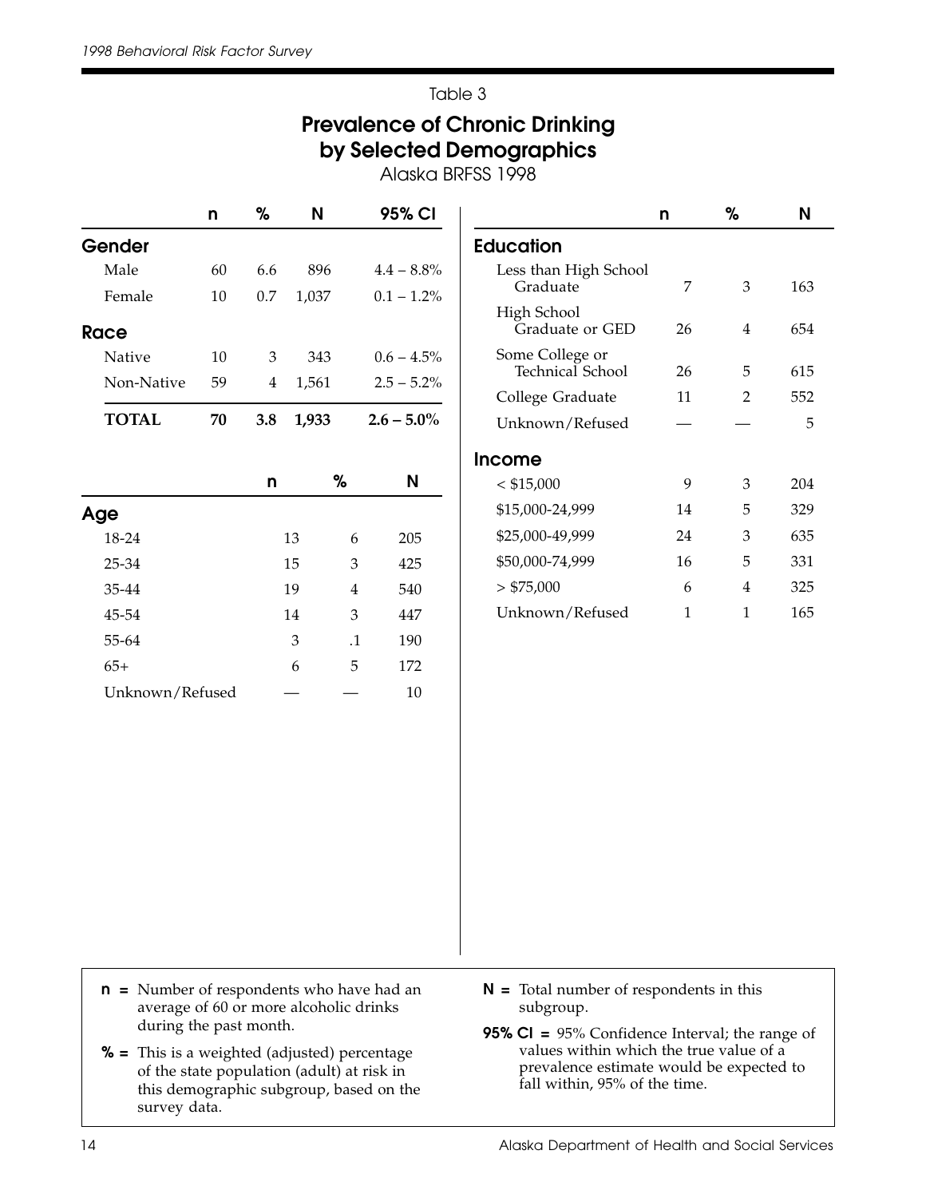Table 3

# Prevalence of Chronic Drinking by Selected Demographics

Alaska BRFSS 1998

| | n | % | N | 95% CI |
|---|---|---|---|---|
| **Gender** | | | | |
| Male | 60 | 6.6 | 896 | 4.4 – 8.8% |
| Female | 10 | 0.7 | 1,037 | 0.1 – 1.2% |
| **Race** | | | | |
| Native | 10 | 3 | 343 | 0.6 – 4.5% |
| Non-Native | 59 | 4 | 1,561 | 2.5 – 5.2% |
| **TOTAL** | **70** | **3.8** | **1,933** | **2.6 – 5.0%** |

| | n | % | N |
|---|---|---|---|
| **Age** | | | |
| 18-24 | 13 | 6 | 205 |
| 25-34 | 15 | 3 | 425 |
| 35-44 | 19 | 4 | 540 |
| 45-54 | 14 | 3 | 447 |
| 55-64 | 3 | .1 | 190 |
| 65+ | 6 | 5 | 172 |
| Unknown/Refused | — | — | 10 |

| | n | % | N |
|---|---|---|---|
| **Education** | | | |
| Less than High School Graduate | 7 | 3 | 163 |
| High School Graduate or GED | 26 | 4 | 654 |
| Some College or Technical School | 26 | 5 | 615 |
| College Graduate | 11 | 2 | 552 |
| Unknown/Refused | — | — | 5 |
| **Income** | | | |
| < $15,000 | 9 | 3 | 204 |
| $15,000-24,999 | 14 | 5 | 329 |
| $25,000-49,999 | 24 | 3 | 635 |
| $50,000-74,999 | 16 | 5 | 331 |
| > $75,000 | 6 | 4 | 325 |
| Unknown/Refused | 1 | 1 | 165 |

**n =** Number of respondents who have had an average of 60 or more alcoholic drinks during the past month.

**% =** This is a weighted (adjusted) percentage of the state population (adult) at risk in this demographic subgroup, based on the survey data.

**N =** Total number of respondents in this subgroup.

**95% CI =** 95% Confidence Interval; the range of values within which the true value of a prevalence estimate would be expected to fall within, 95% of the time.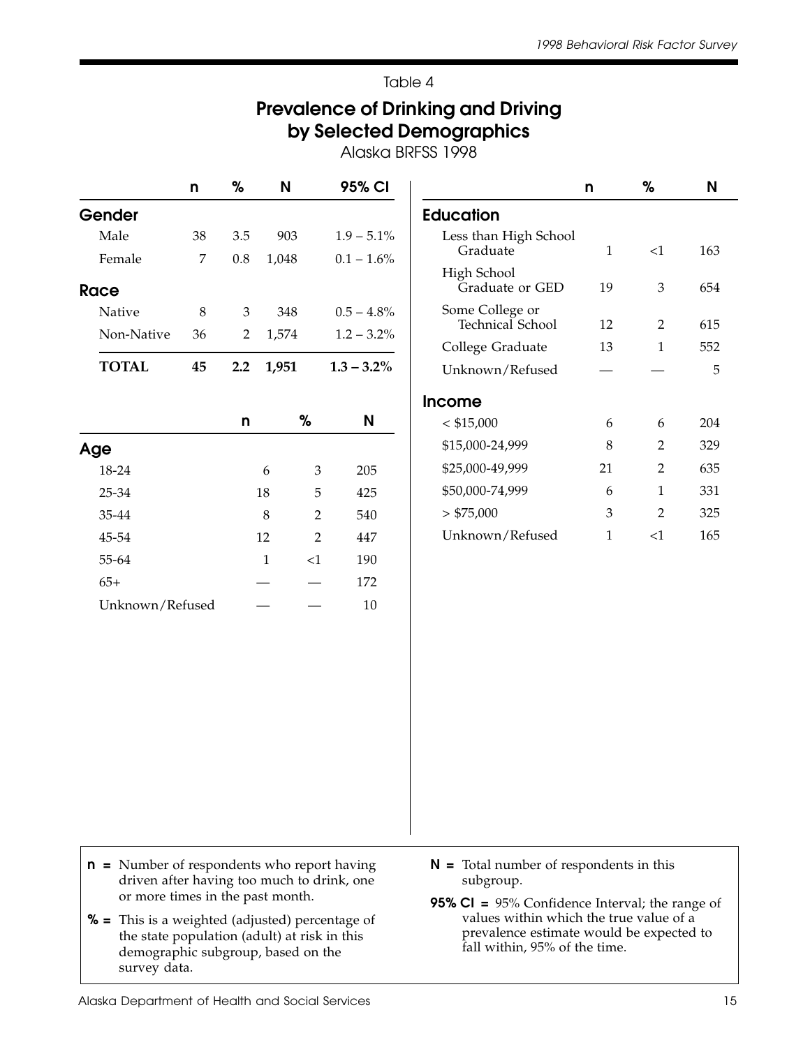Table 4

# Prevalence of Drinking and Driving by Selected Demographics

Alaska BRFSS 1998

| | n | % | N | 95% CI |
|---|---|---|---|---|
| **Gender** | | | | |
| Male | 38 | 3.5 | 903 | 1.9 – 5.1% |
| Female | 7 | 0.8 | 1,048 | 0.1 – 1.6% |
| **Race** | | | | |
| Native | 8 | 3 | 348 | 0.5 – 4.8% |
| Non-Native | 36 | 2 | 1,574 | 1.2 – 3.2% |
| **TOTAL** | **45** | **2.2** | **1,951** | **1.3 – 3.2%** |

| | n | % | N |
|---|---|---|---|
| **Age** | | | |
| 18-24 | 6 | 3 | 205 |
| 25-34 | 18 | 5 | 425 |
| 35-44 | 8 | 2 | 540 |
| 45-54 | 12 | 2 | 447 |
| 55-64 | 1 | <1 | 190 |
| 65+ | — | — | 172 |
| Unknown/Refused | — | — | 10 |

| | n | % | N |
|---|---|---|---|
| **Education** | | | |
| Less than High School Graduate | 1 | <1 | 163 |
| High School Graduate or GED | 19 | 3 | 654 |
| Some College or Technical School | 12 | 2 | 615 |
| College Graduate | 13 | 1 | 552 |
| Unknown/Refused | — | — | 5 |
| **Income** | | | |
| < $15,000 | 6 | 6 | 204 |
| $15,000-24,999 | 8 | 2 | 329 |
| $25,000-49,999 | 21 | 2 | 635 |
| $50,000-74,999 | 6 | 1 | 331 |
| > $75,000 | 3 | 2 | 325 |
| Unknown/Refused | 1 | <1 | 165 |

**n =** Number of respondents who report having driven after having too much to drink, one or more times in the past month.

**% =** This is a weighted (adjusted) percentage of the state population (adult) at risk in this demographic subgroup, based on the survey data.

**N =** Total number of respondents in this subgroup.

**95% CI =** 95% Confidence Interval; the range of values within which the true value of a prevalence estimate would be expected to fall within, 95% of the time.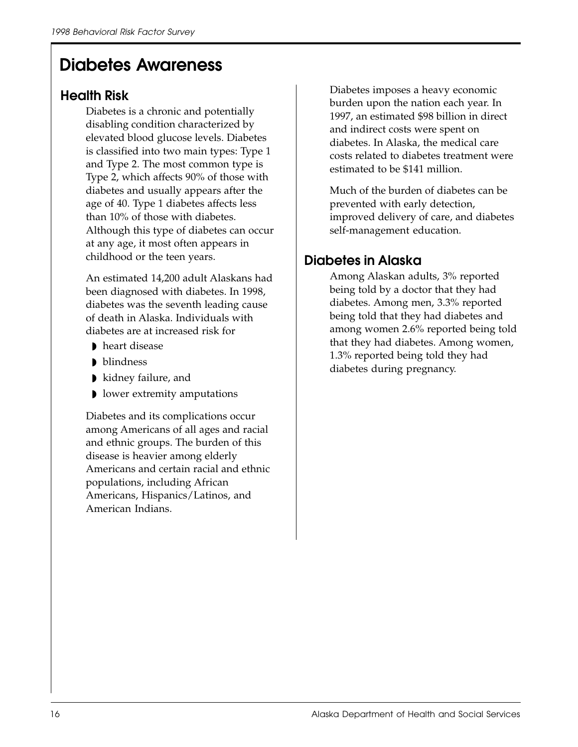# Diabetes Awareness

## Health Risk

Diabetes is a chronic and potentially disabling condition characterized by elevated blood glucose levels. Diabetes is classified into two main types: Type 1 and Type 2. The most common type is Type 2, which affects 90% of those with diabetes and usually appears after the age of 40. Type 1 diabetes affects less than 10% of those with diabetes. Although this type of diabetes can occur at any age, it most often appears in childhood or the teen years.

An estimated 14,200 adult Alaskans had been diagnosed with diabetes. In 1998, diabetes was the seventh leading cause of death in Alaska. Individuals with diabetes are at increased risk for

- heart disease
- blindness
- kidney failure, and
- lower extremity amputations

Diabetes and its complications occur among Americans of all ages and racial and ethnic groups. The burden of this disease is heavier among elderly Americans and certain racial and ethnic populations, including African Americans, Hispanics/Latinos, and American Indians.

Diabetes imposes a heavy economic burden upon the nation each year. In 1997, an estimated $98 billion in direct and indirect costs were spent on diabetes. In Alaska, the medical care costs related to diabetes treatment were estimated to be $141 million.

Much of the burden of diabetes can be prevented with early detection, improved delivery of care, and diabetes self-management education.

## Diabetes in Alaska

Among Alaskan adults, 3% reported being told by a doctor that they had diabetes. Among men, 3.3% reported being told that they had diabetes and among women 2.6% reported being told that they had diabetes. Among women, 1.3% reported being told they had diabetes during pregnancy.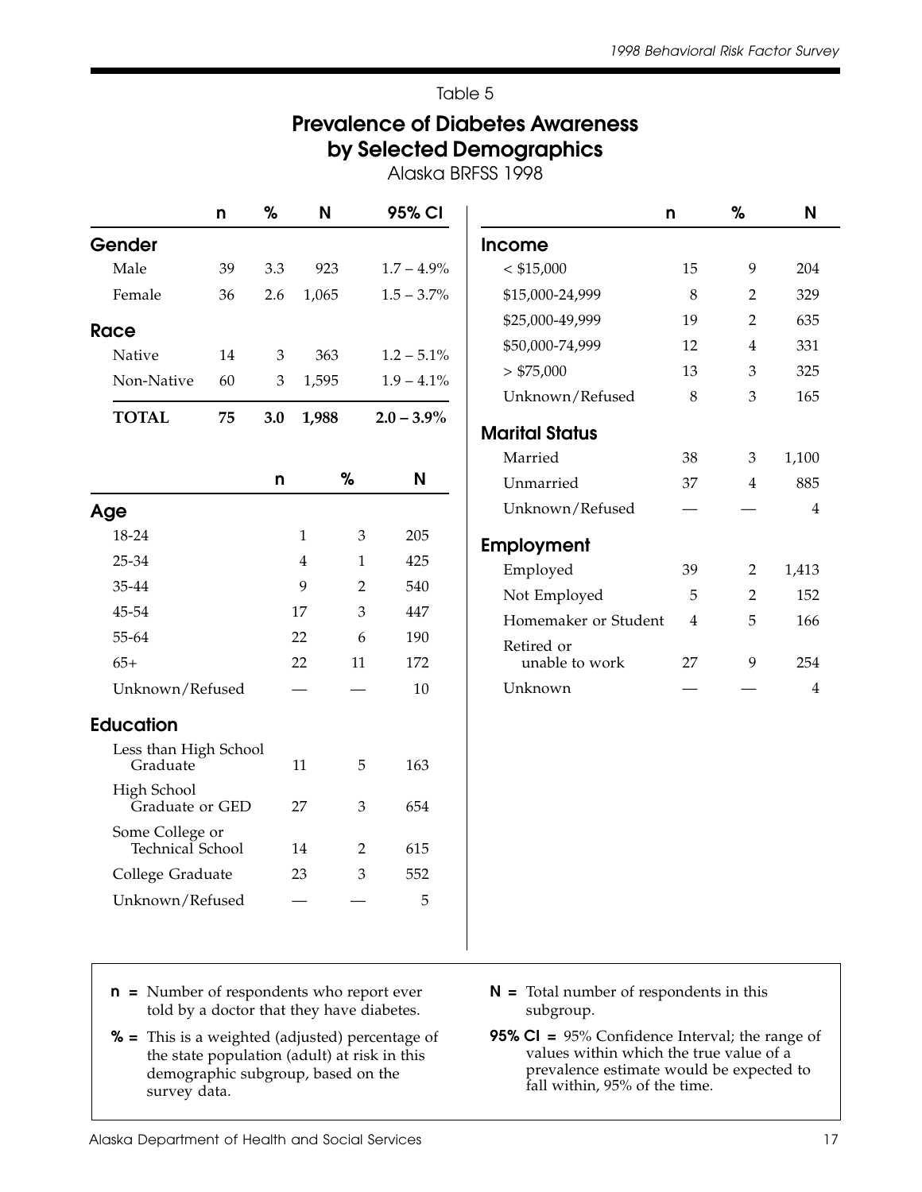Table 5

# Prevalence of Diabetes Awareness by Selected Demographics

Alaska BRFSS 1998

| | n | % | N | 95% CI |
|---|---|---|---|---|
| **Gender** | | | | |
| Male | 39 | 3.3 | 923 | 1.7 – 4.9% |
| Female | 36 | 2.6 | 1,065 | 1.5 – 3.7% |
| **Race** | | | | |
| Native | 14 | 3 | 363 | 1.2 – 5.1% |
| Non-Native | 60 | 3 | 1,595 | 1.9 – 4.1% |
| **TOTAL** | **75** | **3.0** | **1,988** | **2.0 – 3.9%** |

| | n | % | N |
|---|---|---|---|
| **Age** | | | |
| 18-24 | 1 | 3 | 205 |
| 25-34 | 4 | 1 | 425 |
| 35-44 | 9 | 2 | 540 |
| 45-54 | 17 | 3 | 447 |
| 55-64 | 22 | 6 | 190 |
| 65+ | 22 | 11 | 172 |
| Unknown/Refused | — | — | 10 |
| **Education** | | | |
| Less than High School Graduate | 11 | 5 | 163 |
| High School Graduate or GED | 27 | 3 | 654 |
| Some College or Technical School | 14 | 2 | 615 |
| College Graduate | 23 | 3 | 552 |
| Unknown/Refused | — | — | 5 |

| | n | % | N |
|---|---|---|---|
| **Income** | | | |
| < $15,000 | 15 | 9 | 204 |
| $15,000-24,999 | 8 | 2 | 329 |
| $25,000-49,999 | 19 | 2 | 635 |
| $50,000-74,999 | 12 | 4 | 331 |
| > $75,000 | 13 | 3 | 325 |
| Unknown/Refused | 8 | 3 | 165 |
| **Marital Status** | | | |
| Married | 38 | 3 | 1,100 |
| Unmarried | 37 | 4 | 885 |
| Unknown/Refused | — | — | 4 |
| **Employment** | | | |
| Employed | 39 | 2 | 1,413 |
| Not Employed | 5 | 2 | 152 |
| Homemaker or Student | 4 | 5 | 166 |
| Retired or unable to work | 27 | 9 | 254 |
| Unknown | — | — | 4 |

**n =** Number of respondents who report ever told by a doctor that they have diabetes.

**% =** This is a weighted (adjusted) percentage of the state population (adult) at risk in this demographic subgroup, based on the survey data.

**N =** Total number of respondents in this subgroup.

**95% CI =** 95% Confidence Interval; the range of values within which the true value of a prevalence estimate would be expected to fall within, 95% of the time.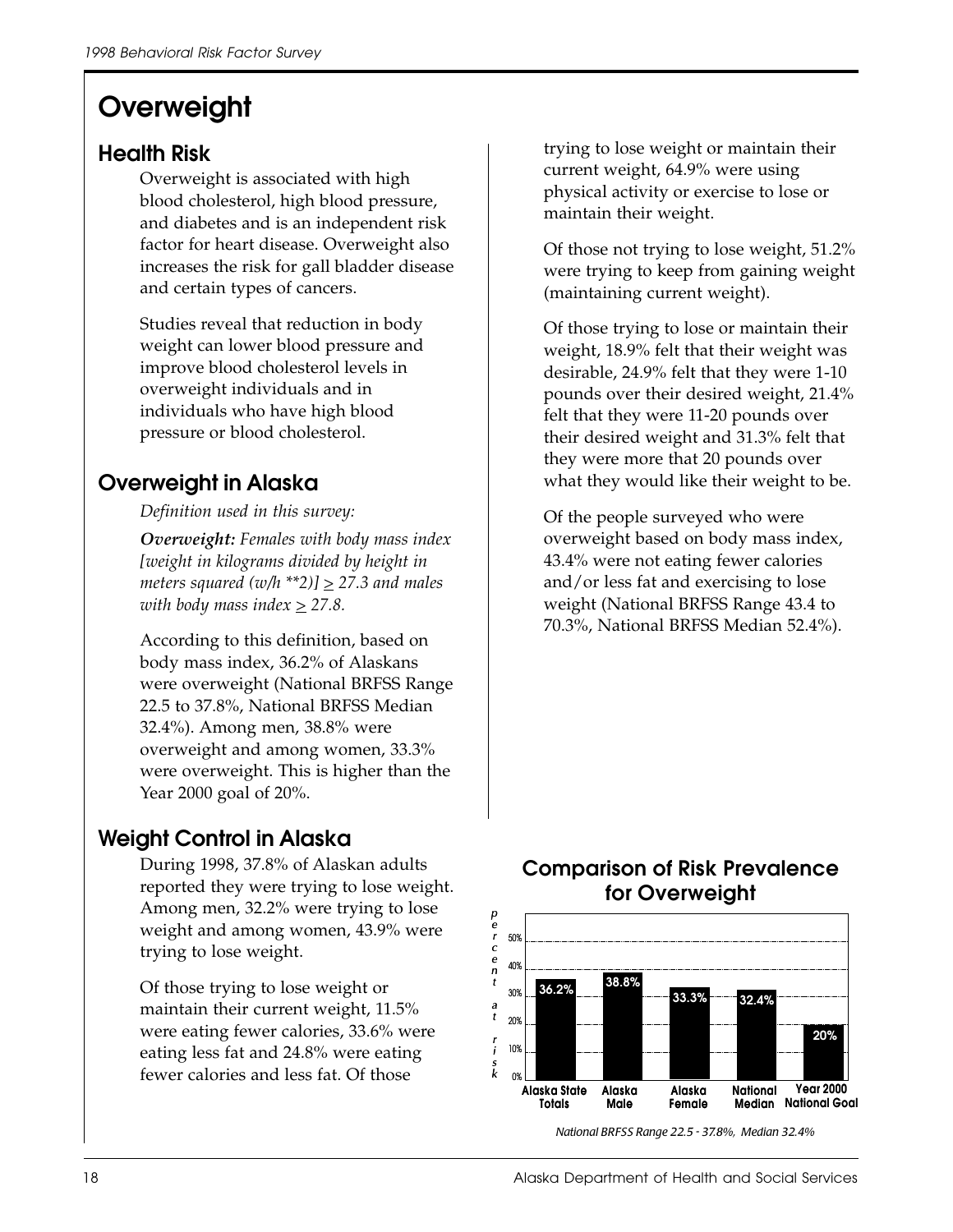# Overweight

## Health Risk

Overweight is associated with high blood cholesterol, high blood pressure, and diabetes and is an independent risk factor for heart disease. Overweight also increases the risk for gall bladder disease and certain types of cancers.

Studies reveal that reduction in body weight can lower blood pressure and improve blood cholesterol levels in overweight individuals and in individuals who have high blood pressure or blood cholesterol.

## Overweight in Alaska

*Definition used in this survey:*

***Overweight:*** *Females with body mass index [weight in kilograms divided by height in meters squared (w/h **2)] ≥ 27.3 and males with body mass index ≥ 27.8.*

According to this definition, based on body mass index, 36.2% of Alaskans were overweight (National BRFSS Range 22.5 to 37.8%, National BRFSS Median 32.4%). Among men, 38.8% were overweight and among women, 33.3% were overweight. This is higher than the Year 2000 goal of 20%.

## Weight Control in Alaska

During 1998, 37.8% of Alaskan adults reported they were trying to lose weight. Among men, 32.2% were trying to lose weight and among women, 43.9% were trying to lose weight.

Of those trying to lose weight or maintain their current weight, 11.5% were eating fewer calories, 33.6% were eating less fat and 24.8% were eating fewer calories and less fat. Of those trying to lose weight or maintain their current weight, 64.9% were using physical activity or exercise to lose or maintain their weight.

Of those not trying to lose weight, 51.2% were trying to keep from gaining weight (maintaining current weight).

Of those trying to lose or maintain their weight, 18.9% felt that their weight was desirable, 24.9% felt that they were 1-10 pounds over their desired weight, 21.4% felt that they were 11-20 pounds over their desired weight and 31.3% felt that they were more that 20 pounds over what they would like their weight to be.

Of the people surveyed who were overweight based on body mass index, 43.4% were not eating fewer calories and/or less fat and exercising to lose weight (National BRFSS Range 43.4 to 70.3%, National BRFSS Median 52.4%).

### Comparison of Risk Prevalence for Overweight

| | Alaska State Totals | Alaska Male | Alaska Female | National Median | Year 2000 National Goal |
|---|---|---|---|---|---|
| percent at risk | 36.2% | 38.8% | 33.3% | 32.4% | 20% |

*National BRFSS Range 22.5 - 37.8%, Median 32.4%*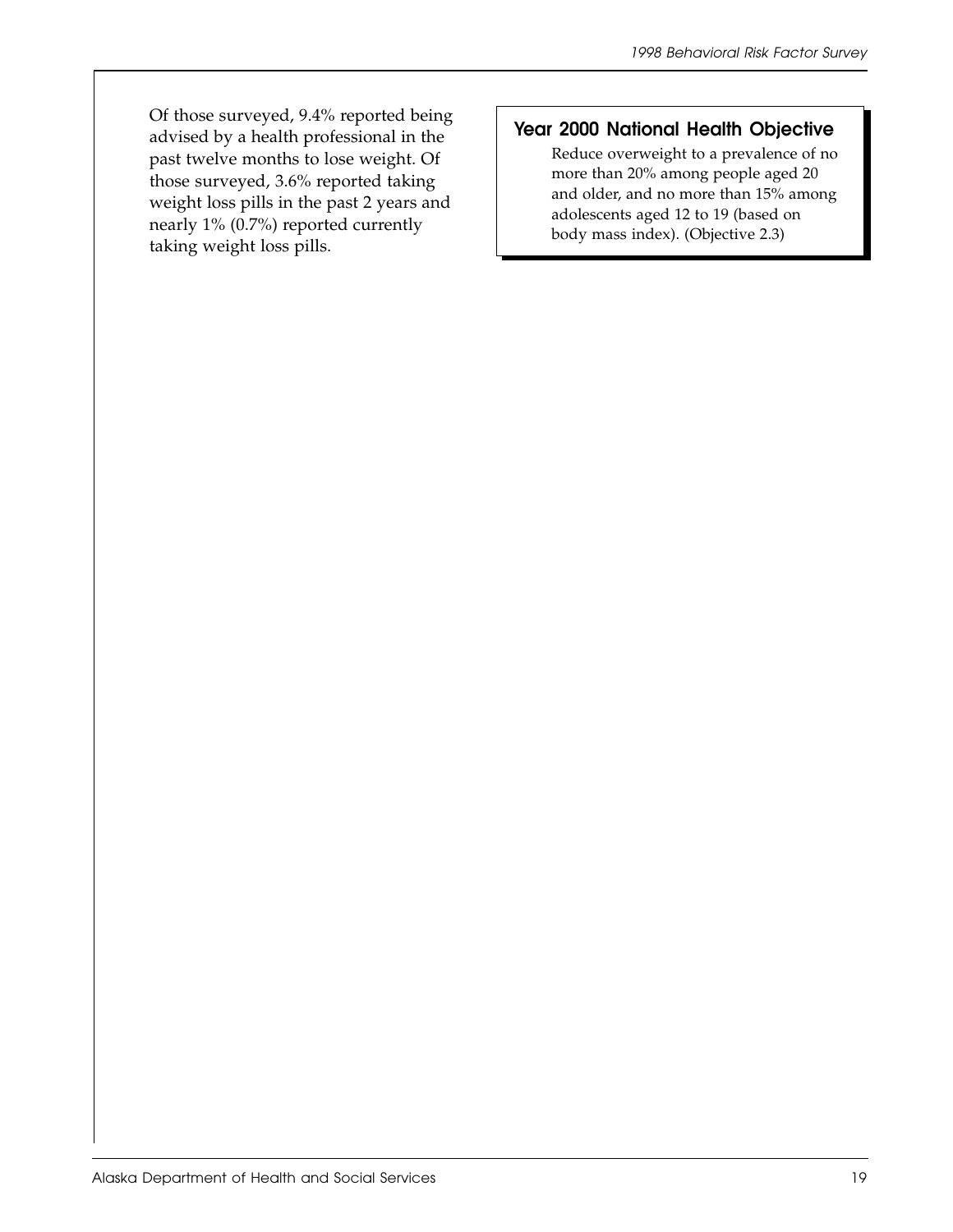Of those surveyed, 9.4% reported being advised by a health professional in the past twelve months to lose weight. Of those surveyed, 3.6% reported taking weight loss pills in the past 2 years and nearly 1% (0.7%) reported currently taking weight loss pills.

### Year 2000 National Health Objective

Reduce overweight to a prevalence of no more than 20% among people aged 20 and older, and no more than 15% among adolescents aged 12 to 19 (based on body mass index). (Objective 2.3)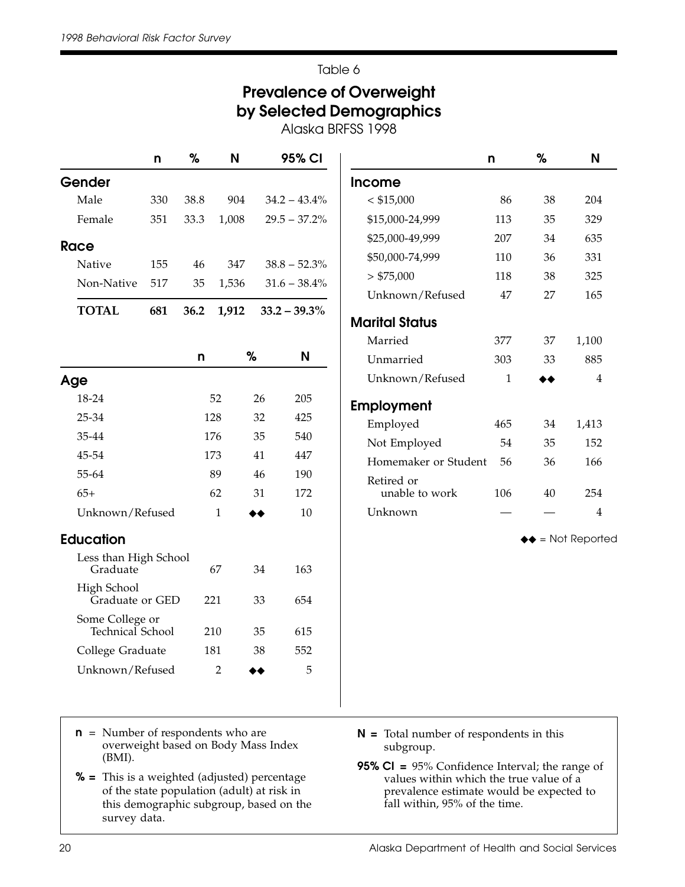Table 6

# Prevalence of Overweight by Selected Demographics

Alaska BRFSS 1998

| | n | % | N | 95% CI |
|---|---|---|---|---|
| **Gender** | | | | |
| Male | 330 | 38.8 | 904 | 34.2 – 43.4% |
| Female | 351 | 33.3 | 1,008 | 29.5 – 37.2% |
| **Race** | | | | |
| Native | 155 | 46 | 347 | 38.8 – 52.3% |
| Non-Native | 517 | 35 | 1,536 | 31.6 – 38.4% |
| **TOTAL** | **681** | **36.2** | **1,912** | **33.2 – 39.3%** |

| | n | % | N |
|---|---|---|---|
| **Age** | | | |
| 18-24 | 52 | 26 | 205 |
| 25-34 | 128 | 32 | 425 |
| 35-44 | 176 | 35 | 540 |
| 45-54 | 173 | 41 | 447 |
| 55-64 | 89 | 46 | 190 |
| 65+ | 62 | 31 | 172 |
| Unknown/Refused | 1 | ◆◆ | 10 |
| **Education** | | | |
| Less than High School Graduate | 67 | 34 | 163 |
| High School Graduate or GED | 221 | 33 | 654 |
| Some College or Technical School | 210 | 35 | 615 |
| College Graduate | 181 | 38 | 552 |
| Unknown/Refused | 2 | ◆◆ | 5 |

| | n | % | N |
|---|---|---|---|
| **Income** | | | |
| < $15,000 | 86 | 38 | 204 |
| $15,000-24,999 | 113 | 35 | 329 |
| $25,000-49,999 | 207 | 34 | 635 |
| $50,000-74,999 | 110 | 36 | 331 |
| > $75,000 | 118 | 38 | 325 |
| Unknown/Refused | 47 | 27 | 165 |
| **Marital Status** | | | |
| Married | 377 | 37 | 1,100 |
| Unmarried | 303 | 33 | 885 |
| Unknown/Refused | 1 | ◆◆ | 4 |
| **Employment** | | | |
| Employed | 465 | 34 | 1,413 |
| Not Employed | 54 | 35 | 152 |
| Homemaker or Student | 56 | 36 | 166 |
| Retired or unable to work | 106 | 40 | 254 |
| Unknown | — | — | 4 |

◆◆ = Not Reported

**n** = Number of respondents who are overweight based on Body Mass Index (BMI).

**%** = This is a weighted (adjusted) percentage of the state population (adult) at risk in this demographic subgroup, based on the survey data.

**N** = Total number of respondents in this subgroup.

**95% CI** = 95% Confidence Interval; the range of values within which the true value of a prevalence estimate would be expected to fall within, 95% of the time.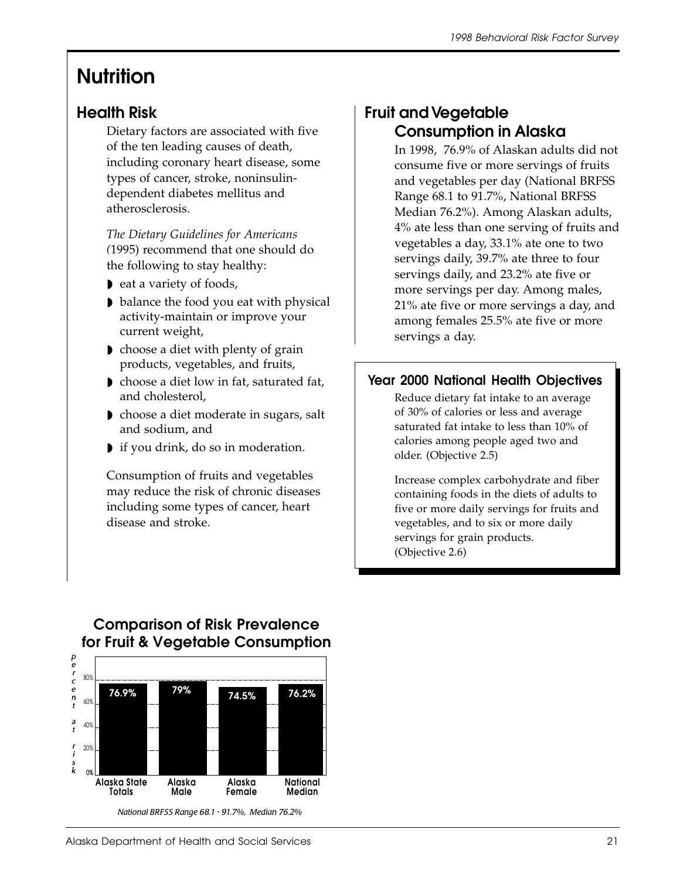# Nutrition

## Health Risk

Dietary factors are associated with five of the ten leading causes of death, including coronary heart disease, some types of cancer, stroke, noninsulin-dependent diabetes mellitus and atherosclerosis.

*The Dietary Guidelines for Americans* (1995) recommend that one should do the following to stay healthy:

- eat a variety of foods,
- balance the food you eat with physical activity-maintain or improve your current weight,
- choose a diet with plenty of grain products, vegetables, and fruits,
- choose a diet low in fat, saturated fat, and cholesterol,
- choose a diet moderate in sugars, salt and sodium, and
- if you drink, do so in moderation.

Consumption of fruits and vegetables may reduce the risk of chronic diseases including some types of cancer, heart disease and stroke.

## Fruit and Vegetable Consumption in Alaska

In 1998, 76.9% of Alaskan adults did not consume five or more servings of fruits and vegetables per day (National BRFSS Range 68.1 to 91.7%, National BRFSS Median 76.2%). Among Alaskan adults, 4% ate less than one serving of fruits and vegetables a day, 33.1% ate one to two servings daily, 39.7% ate three to four servings daily, and 23.2% ate five or more servings per day. Among males, 21% ate five or more servings a day, and among females 25.5% ate five or more servings a day.

### Year 2000 National Health Objectives

Reduce dietary fat intake to an average of 30% of calories or less and average saturated fat intake to less than 10% of calories among people aged two and older. (Objective 2.5)

Increase complex carbohydrate and fiber containing foods in the diets of adults to five or more daily servings for fruits and vegetables, and to six or more daily servings for grain products. (Objective 2.6)

### Comparison of Risk Prevalence for Fruit & Vegetable Consumption

| | Alaska State Totals | Alaska Male | Alaska Female | National Median |
|---|---|---|---|---|
| percent at risk | 76.9% | 79% | 74.5% | 76.2% |

*National BRFSS Range 68.1 - 91.7%, Median 76.2%*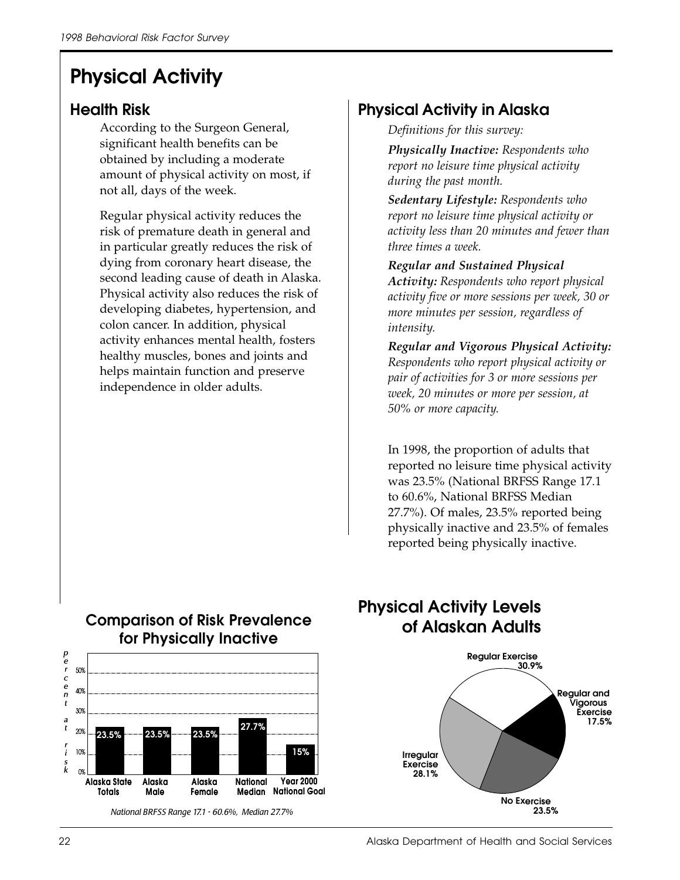# Physical Activity

## Health Risk

According to the Surgeon General, significant health benefits can be obtained by including a moderate amount of physical activity on most, if not all, days of the week.

Regular physical activity reduces the risk of premature death in general and in particular greatly reduces the risk of dying from coronary heart disease, the second leading cause of death in Alaska. Physical activity also reduces the risk of developing diabetes, hypertension, and colon cancer. In addition, physical activity enhances mental health, fosters healthy muscles, bones and joints and helps maintain function and preserve independence in older adults.

## Physical Activity in Alaska

*Definitions for this survey:*

***Physically Inactive:*** *Respondents who report no leisure time physical activity during the past month.*

***Sedentary Lifestyle:*** *Respondents who report no leisure time physical activity or activity less than 20 minutes and fewer than three times a week.*

***Regular and Sustained Physical Activity:*** *Respondents who report physical activity five or more sessions per week, 30 or more minutes per session, regardless of intensity.*

***Regular and Vigorous Physical Activity:*** *Respondents who report physical activity or pair of activities for 3 or more sessions per week, 20 minutes or more per session, at 50% or more capacity.*

In 1998, the proportion of adults that reported no leisure time physical activity was 23.5% (National BRFSS Range 17.1 to 60.6%, National BRFSS Median 27.7%). Of males, 23.5% reported being physically inactive and 23.5% of females reported being physically inactive.

### Comparison of Risk Prevalence for Physically Inactive

| | Alaska State Totals | Alaska Male | Alaska Female | National Median | Year 2000 National Goal |
|---|---|---|---|---|---|
| percent at risk | 23.5% | 23.5% | 23.5% | 27.7% | 15% |

*National BRFSS Range 17.1 - 60.6%, Median 27.7%*

### Physical Activity Levels of Alaskan Adults

| Activity Level | Percent |
|---|---|
| Regular Exercise | 30.9% |
| Regular and Vigorous Exercise | 17.5% |
| No Exercise | 23.5% |
| Irregular Exercise | 28.1% |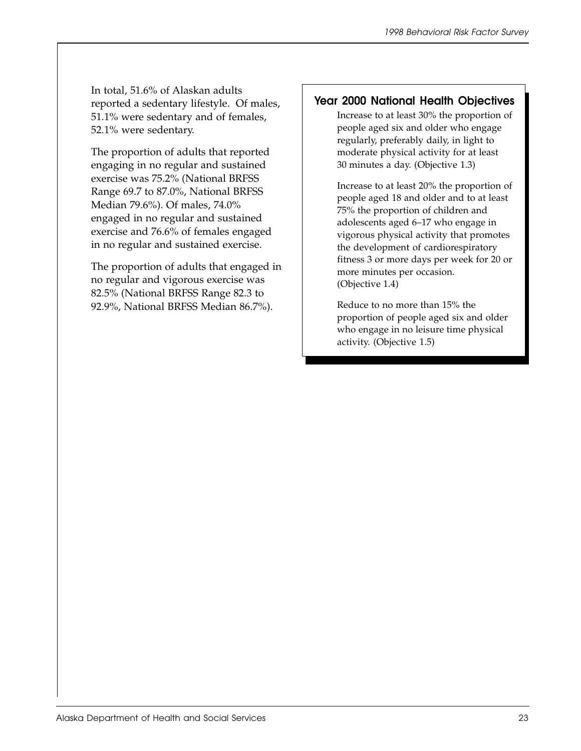In total, 51.6% of Alaskan adults reported a sedentary lifestyle. Of males, 51.1% were sedentary and of females, 52.1% were sedentary.

The proportion of adults that reported engaging in no regular and sustained exercise was 75.2% (National BRFSS Range 69.7 to 87.0%, National BRFSS Median 79.6%). Of males, 74.0% engaged in no regular and sustained exercise and 76.6% of females engaged in no regular and sustained exercise.

The proportion of adults that engaged in no regular and vigorous exercise was 82.5% (National BRFSS Range 82.3 to 92.9%, National BRFSS Median 86.7%).

## Year 2000 National Health Objectives

Increase to at least 30% the proportion of people aged six and older who engage regularly, preferably daily, in light to moderate physical activity for at least 30 minutes a day. (Objective 1.3)

Increase to at least 20% the proportion of people aged 18 and older and to at least 75% the proportion of children and adolescents aged 6–17 who engage in vigorous physical activity that promotes the development of cardiorespiratory fitness 3 or more days per week for 20 or more minutes per occasion. (Objective 1.4)

Reduce to no more than 15% the proportion of people aged six and older who engage in no leisure time physical activity. (Objective 1.5)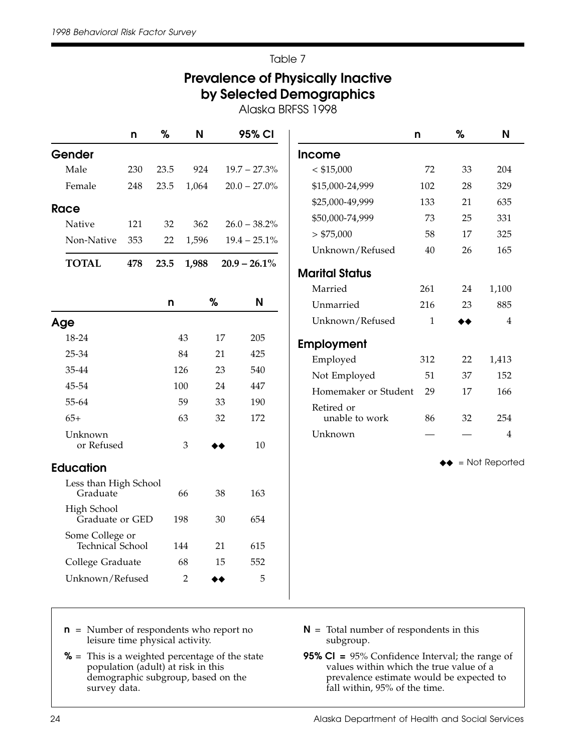Table 7

## Prevalence of Physically Inactive by Selected Demographics

Alaska BRFSS 1998

| | n | % | N | 95% CI |
|---|---|---|---|---|
| **Gender** | | | | |
| Male | 230 | 23.5 | 924 | 19.7 – 27.3% |
| Female | 248 | 23.5 | 1,064 | 20.0 – 27.0% |
| **Race** | | | | |
| Native | 121 | 32 | 362 | 26.0 – 38.2% |
| Non-Native | 353 | 22 | 1,596 | 19.4 – 25.1% |
| **TOTAL** | **478** | **23.5** | **1,988** | **20.9 – 26.1%** |

| | n | % | N |
|---|---|---|---|
| **Age** | | | |
| 18-24 | 43 | 17 | 205 |
| 25-34 | 84 | 21 | 425 |
| 35-44 | 126 | 23 | 540 |
| 45-54 | 100 | 24 | 447 |
| 55-64 | 59 | 33 | 190 |
| 65+ | 63 | 32 | 172 |
| Unknown or Refused | 3 | ◆◆ | 10 |
| **Education** | | | |
| Less than High School Graduate | 66 | 38 | 163 |
| High School Graduate or GED | 198 | 30 | 654 |
| Some College or Technical School | 144 | 21 | 615 |
| College Graduate | 68 | 15 | 552 |
| Unknown/Refused | 2 | ◆◆ | 5 |

| | n | % | N |
|---|---|---|---|
| **Income** | | | |
| < $15,000 | 72 | 33 | 204 |
| $15,000-24,999 | 102 | 28 | 329 |
| $25,000-49,999 | 133 | 21 | 635 |
| $50,000-74,999 | 73 | 25 | 331 |
| > $75,000 | 58 | 17 | 325 |
| Unknown/Refused | 40 | 26 | 165 |
| **Marital Status** | | | |
| Married | 261 | 24 | 1,100 |
| Unmarried | 216 | 23 | 885 |
| Unknown/Refused | 1 | ◆◆ | 4 |
| **Employment** | | | |
| Employed | 312 | 22 | 1,413 |
| Not Employed | 51 | 37 | 152 |
| Homemaker or Student | 29 | 17 | 166 |
| Retired or unable to work | 86 | 32 | 254 |
| Unknown | — | — | 4 |

◆◆ = Not Reported

**n** = Number of respondents who report no leisure time physical activity.

**%** = This is a weighted percentage of the state population (adult) at risk in this demographic subgroup, based on the survey data.

**N** = Total number of respondents in this subgroup.

**95% CI** = 95% Confidence Interval; the range of values within which the true value of a prevalence estimate would be expected to fall within, 95% of the time.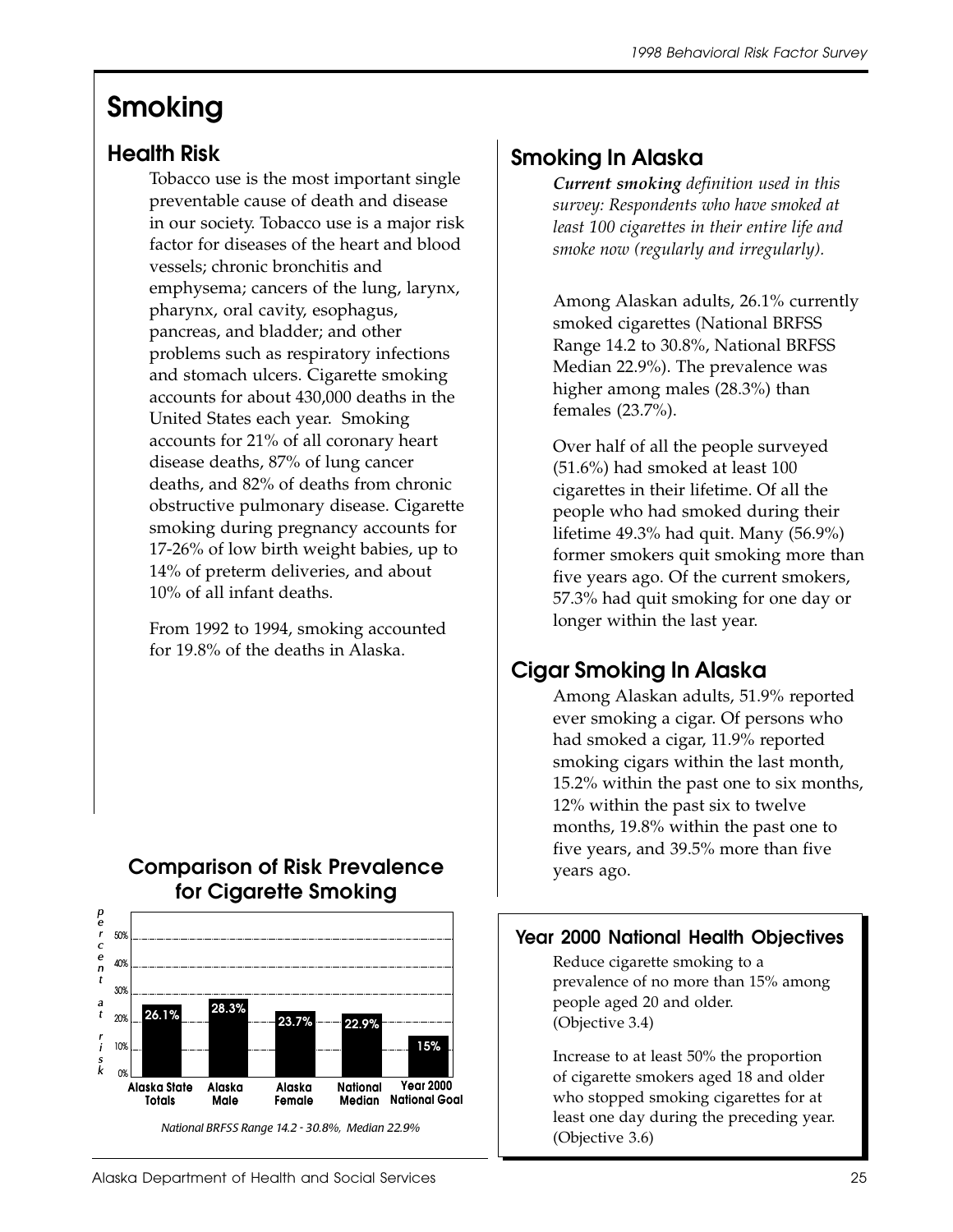# Smoking

## Health Risk

Tobacco use is the most important single preventable cause of death and disease in our society. Tobacco use is a major risk factor for diseases of the heart and blood vessels; chronic bronchitis and emphysema; cancers of the lung, larynx, pharynx, oral cavity, esophagus, pancreas, and bladder; and other problems such as respiratory infections and stomach ulcers. Cigarette smoking accounts for about 430,000 deaths in the United States each year. Smoking accounts for 21% of all coronary heart disease deaths, 87% of lung cancer deaths, and 82% of deaths from chronic obstructive pulmonary disease. Cigarette smoking during pregnancy accounts for 17-26% of low birth weight babies, up to 14% of preterm deliveries, and about 10% of all infant deaths.

From 1992 to 1994, smoking accounted for 19.8% of the deaths in Alaska.

### Comparison of Risk Prevalence for Cigarette Smoking

| | Alaska State Totals | Alaska Male | Alaska Female | National Median | Year 2000 National Goal |
|---|---|---|---|---|---|
| percent at risk | 26.1% | 28.3% | 23.7% | 22.9% | 15% |

*National BRFSS Range 14.2 - 30.8%, Median 22.9%*

## Smoking In Alaska

***Current smoking** definition used in this survey: Respondents who have smoked at least 100 cigarettes in their entire life and smoke now (regularly and irregularly).*

Among Alaskan adults, 26.1% currently smoked cigarettes (National BRFSS Range 14.2 to 30.8%, National BRFSS Median 22.9%). The prevalence was higher among males (28.3%) than females (23.7%).

Over half of all the people surveyed (51.6%) had smoked at least 100 cigarettes in their lifetime. Of all the people who had smoked during their lifetime 49.3% had quit. Many (56.9%) former smokers quit smoking more than five years ago. Of the current smokers, 57.3% had quit smoking for one day or longer within the last year.

## Cigar Smoking In Alaska

Among Alaskan adults, 51.9% reported ever smoking a cigar. Of persons who had smoked a cigar, 11.9% reported smoking cigars within the last month, 15.2% within the past one to six months, 12% within the past six to twelve months, 19.8% within the past one to five years, and 39.5% more than five years ago.

### Year 2000 National Health Objectives

Reduce cigarette smoking to a prevalence of no more than 15% among people aged 20 and older. (Objective 3.4)

Increase to at least 50% the proportion of cigarette smokers aged 18 and older who stopped smoking cigarettes for at least one day during the preceding year. (Objective 3.6)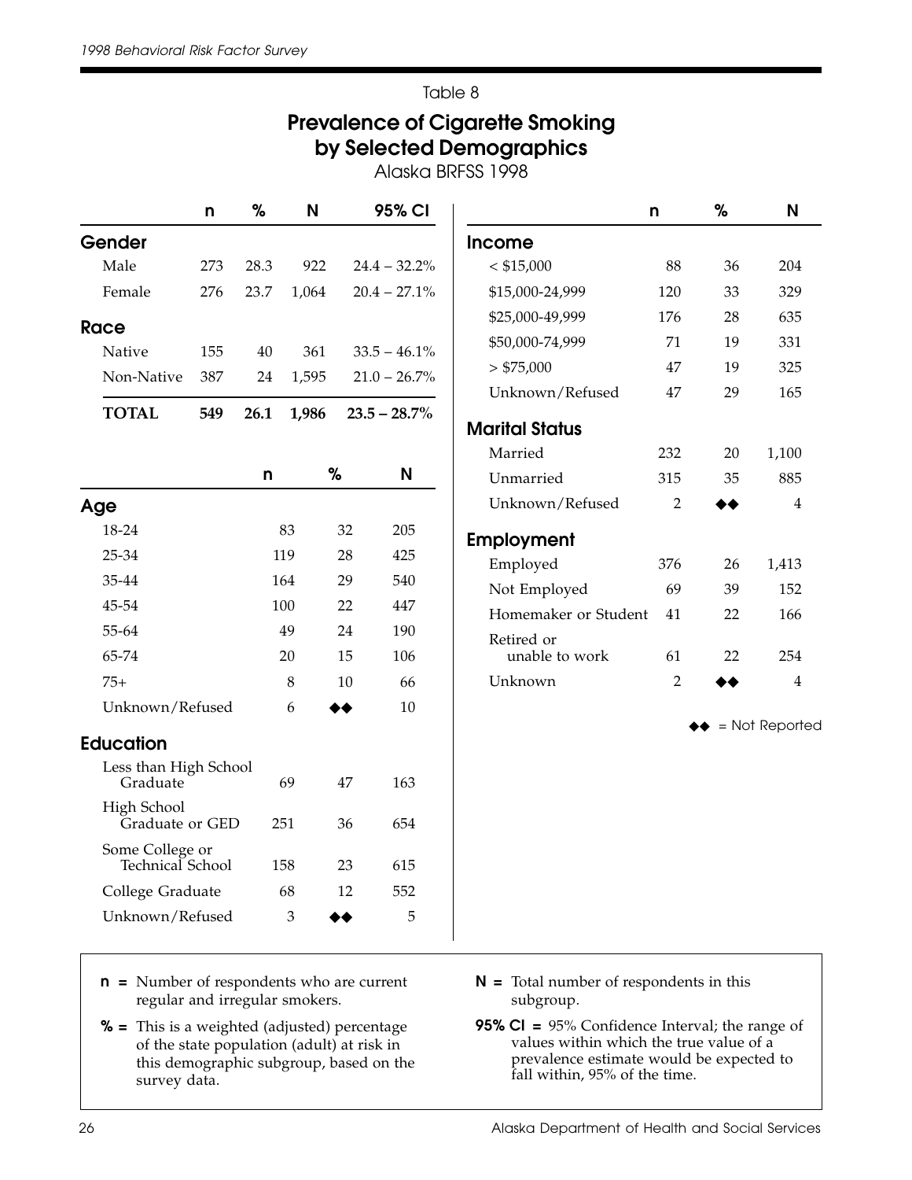Table 8

## Prevalence of Cigarette Smoking by Selected Demographics

Alaska BRFSS 1998

| | n | % | N | 95% CI |
|---|---|---|---|---|
| **Gender** | | | | |
| Male | 273 | 28.3 | 922 | 24.4 – 32.2% |
| Female | 276 | 23.7 | 1,064 | 20.4 – 27.1% |
| **Race** | | | | |
| Native | 155 | 40 | 361 | 33.5 – 46.1% |
| Non-Native | 387 | 24 | 1,595 | 21.0 – 26.7% |
| **TOTAL** | **549** | **26.1** | **1,986** | **23.5 – 28.7%** |

| | n | % | N |
|---|---|---|---|
| **Age** | | | |
| 18-24 | 83 | 32 | 205 |
| 25-34 | 119 | 28 | 425 |
| 35-44 | 164 | 29 | 540 |
| 45-54 | 100 | 22 | 447 |
| 55-64 | 49 | 24 | 190 |
| 65-74 | 20 | 15 | 106 |
| 75+ | 8 | 10 | 66 |
| Unknown/Refused | 6 | ◆◆ | 10 |
| **Education** | | | |
| Less than High School Graduate | 69 | 47 | 163 |
| High School Graduate or GED | 251 | 36 | 654 |
| Some College or Technical School | 158 | 23 | 615 |
| College Graduate | 68 | 12 | 552 |
| Unknown/Refused | 3 | ◆◆ | 5 |

| | n | % | N |
|---|---|---|---|
| **Income** | | | |
| < $15,000 | 88 | 36 | 204 |
| $15,000-24,999 | 120 | 33 | 329 |
| $25,000-49,999 | 176 | 28 | 635 |
| $50,000-74,999 | 71 | 19 | 331 |
| > $75,000 | 47 | 19 | 325 |
| Unknown/Refused | 47 | 29 | 165 |
| **Marital Status** | | | |
| Married | 232 | 20 | 1,100 |
| Unmarried | 315 | 35 | 885 |
| Unknown/Refused | 2 | ◆◆ | 4 |
| **Employment** | | | |
| Employed | 376 | 26 | 1,413 |
| Not Employed | 69 | 39 | 152 |
| Homemaker or Student | 41 | 22 | 166 |
| Retired or unable to work | 61 | 22 | 254 |
| Unknown | 2 | ◆◆ | 4 |

◆◆ = Not Reported

**n =** Number of respondents who are current regular and irregular smokers.

**% =** This is a weighted (adjusted) percentage of the state population (adult) at risk in this demographic subgroup, based on the survey data.

**N =** Total number of respondents in this subgroup.

**95% CI =** 95% Confidence Interval; the range of values within which the true value of a prevalence estimate would be expected to fall within, 95% of the time.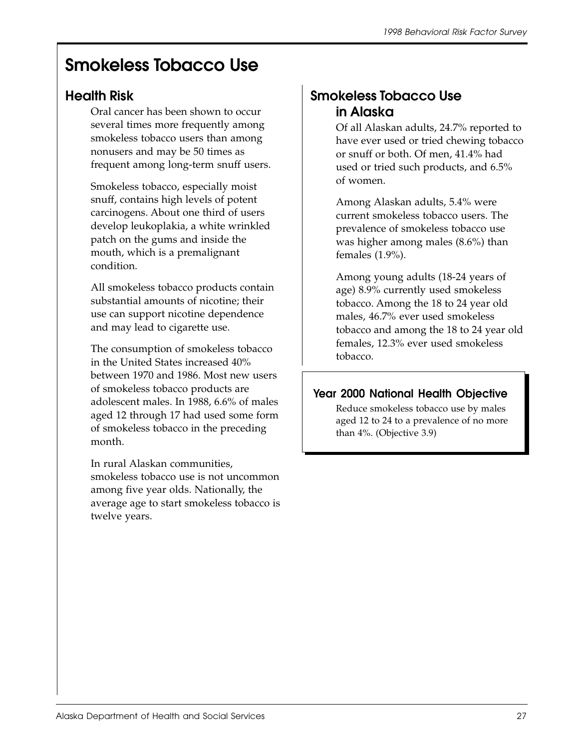# Smokeless Tobacco Use

## Health Risk

Oral cancer has been shown to occur several times more frequently among smokeless tobacco users than among nonusers and may be 50 times as frequent among long-term snuff users.

Smokeless tobacco, especially moist snuff, contains high levels of potent carcinogens. About one third of users develop leukoplakia, a white wrinkled patch on the gums and inside the mouth, which is a premalignant condition.

All smokeless tobacco products contain substantial amounts of nicotine; their use can support nicotine dependence and may lead to cigarette use.

The consumption of smokeless tobacco in the United States increased 40% between 1970 and 1986. Most new users of smokeless tobacco products are adolescent males. In 1988, 6.6% of males aged 12 through 17 had used some form of smokeless tobacco in the preceding month.

In rural Alaskan communities, smokeless tobacco use is not uncommon among five year olds. Nationally, the average age to start smokeless tobacco is twelve years.

## Smokeless Tobacco Use in Alaska

Of all Alaskan adults, 24.7% reported to have ever used or tried chewing tobacco or snuff or both. Of men, 41.4% had used or tried such products, and 6.5% of women.

Among Alaskan adults, 5.4% were current smokeless tobacco users. The prevalence of smokeless tobacco use was higher among males (8.6%) than females (1.9%).

Among young adults (18-24 years of age) 8.9% currently used smokeless tobacco. Among the 18 to 24 year old males, 46.7% ever used smokeless tobacco and among the 18 to 24 year old females, 12.3% ever used smokeless tobacco.

### Year 2000 National Health Objective

Reduce smokeless tobacco use by males aged 12 to 24 to a prevalence of no more than 4%. (Objective 3.9)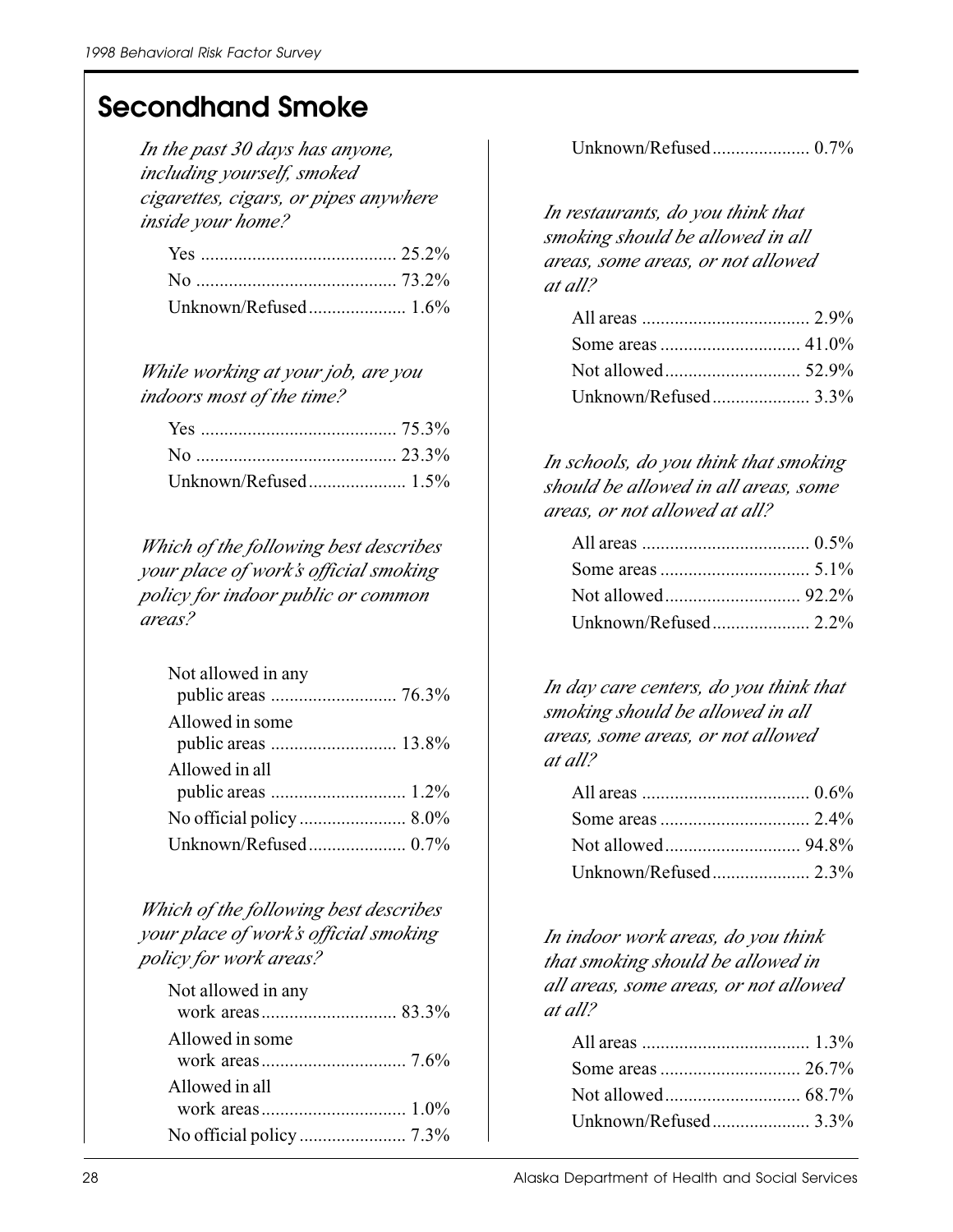## Secondhand Smoke

*In the past 30 days has anyone, including yourself, smoked cigarettes, cigars, or pipes anywhere inside your home?*

| | |
|---|---|
| Yes | 25.2% |
| No | 73.2% |
| Unknown/Refused | 1.6% |

*While working at your job, are you indoors most of the time?*

| | |
|---|---|
| Yes | 75.3% |
| No | 23.3% |
| Unknown/Refused | 1.5% |

*Which of the following best describes your place of work's official smoking policy for indoor public or common areas?*

| | |
|---|---|
| Not allowed in any public areas | 76.3% |
| Allowed in some public areas | 13.8% |
| Allowed in all public areas | 1.2% |
| No official policy | 8.0% |
| Unknown/Refused | 0.7% |

*Which of the following best describes your place of work's official smoking policy for work areas?*

| | |
|---|---|
| Not allowed in any work areas | 83.3% |
| Allowed in some work areas | 7.6% |
| Allowed in all work areas | 1.0% |
| No official policy | 7.3% |
| Unknown/Refused | 0.7% |

*In restaurants, do you think that smoking should be allowed in all areas, some areas, or not allowed at all?*

| | |
|---|---|
| All areas | 2.9% |
| Some areas | 41.0% |
| Not allowed | 52.9% |
| Unknown/Refused | 3.3% |

*In schools, do you think that smoking should be allowed in all areas, some areas, or not allowed at all?*

| | |
|---|---|
| All areas | 0.5% |
| Some areas | 5.1% |
| Not allowed | 92.2% |
| Unknown/Refused | 2.2% |

*In day care centers, do you think that smoking should be allowed in all areas, some areas, or not allowed at all?*

| | |
|---|---|
| All areas | 0.6% |
| Some areas | 2.4% |
| Not allowed | 94.8% |
| Unknown/Refused | 2.3% |

*In indoor work areas, do you think that smoking should be allowed in all areas, some areas, or not allowed at all?*

| | |
|---|---|
| All areas | 1.3% |
| Some areas | 26.7% |
| Not allowed | 68.7% |
| Unknown/Refused | 3.3% |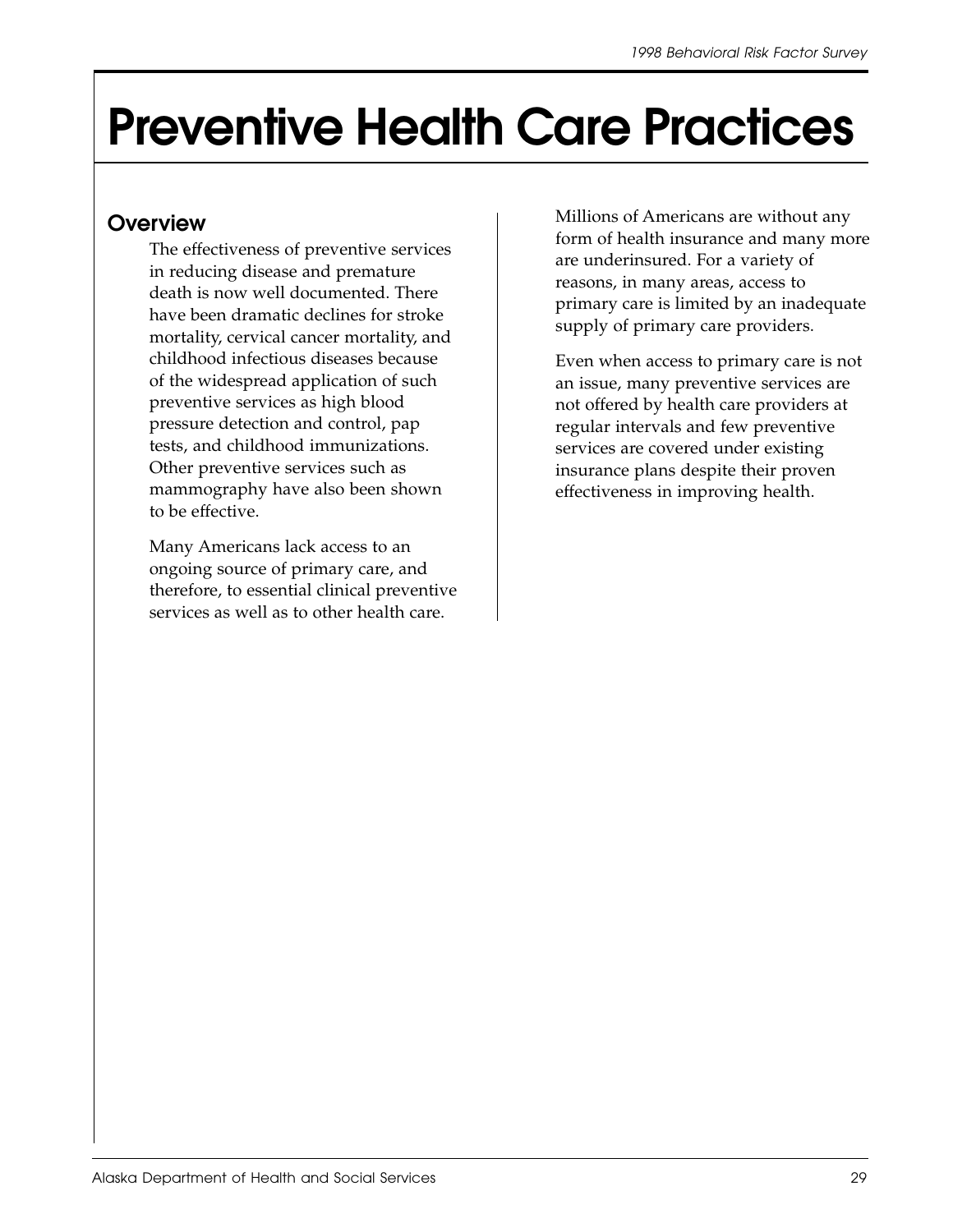# Preventive Health Care Practices

## Overview

The effectiveness of preventive services in reducing disease and premature death is now well documented. There have been dramatic declines for stroke mortality, cervical cancer mortality, and childhood infectious diseases because of the widespread application of such preventive services as high blood pressure detection and control, pap tests, and childhood immunizations. Other preventive services such as mammography have also been shown to be effective.

Many Americans lack access to an ongoing source of primary care, and therefore, to essential clinical preventive services as well as to other health care.

Millions of Americans are without any form of health insurance and many more are underinsured. For a variety of reasons, in many areas, access to primary care is limited by an inadequate supply of primary care providers.

Even when access to primary care is not an issue, many preventive services are not offered by health care providers at regular intervals and few preventive services are covered under existing insurance plans despite their proven effectiveness in improving health.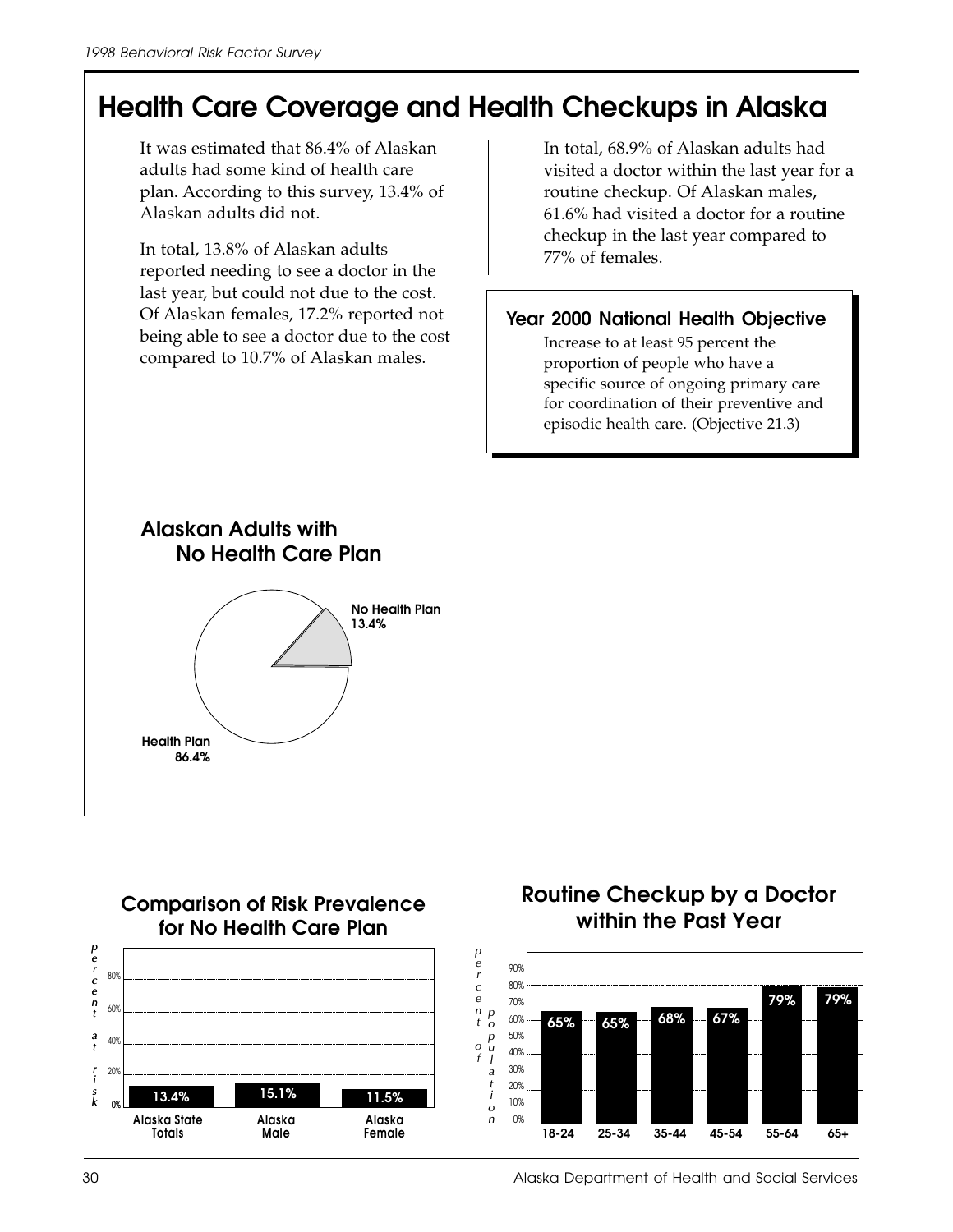# Health Care Coverage and Health Checkups in Alaska

It was estimated that 86.4% of Alaskan adults had some kind of health care plan. According to this survey, 13.4% of Alaskan adults did not.

In total, 13.8% of Alaskan adults reported needing to see a doctor in the last year, but could not due to the cost. Of Alaskan females, 17.2% reported not being able to see a doctor due to the cost compared to 10.7% of Alaskan males.

In total, 68.9% of Alaskan adults had visited a doctor within the last year for a routine checkup. Of Alaskan males, 61.6% had visited a doctor for a routine checkup in the last year compared to 77% of females.

### Year 2000 National Health Objective

Increase to at least 95 percent the proportion of people who have a specific source of ongoing primary care for coordination of their preventive and episodic health care. (Objective 21.3)

## Alaskan Adults with No Health Care Plan

| Category | Percent |
| --- | --- |
| No Health Plan | 13.4% |
| Health Plan | 86.4% |

## Comparison of Risk Prevalence for No Health Care Plan

| | Alaska State Totals | Alaska Male | Alaska Female |
| --- | --- | --- | --- |
| percent at risk | 13.4% | 15.1% | 11.5% |

## Routine Checkup by a Doctor within the Past Year

| | 18-24 | 25-34 | 35-44 | 45-54 | 55-64 | 65+ |
| --- | --- | --- | --- | --- | --- | --- |
| percent of population | 65% | 65% | 68% | 67% | 79% | 79% |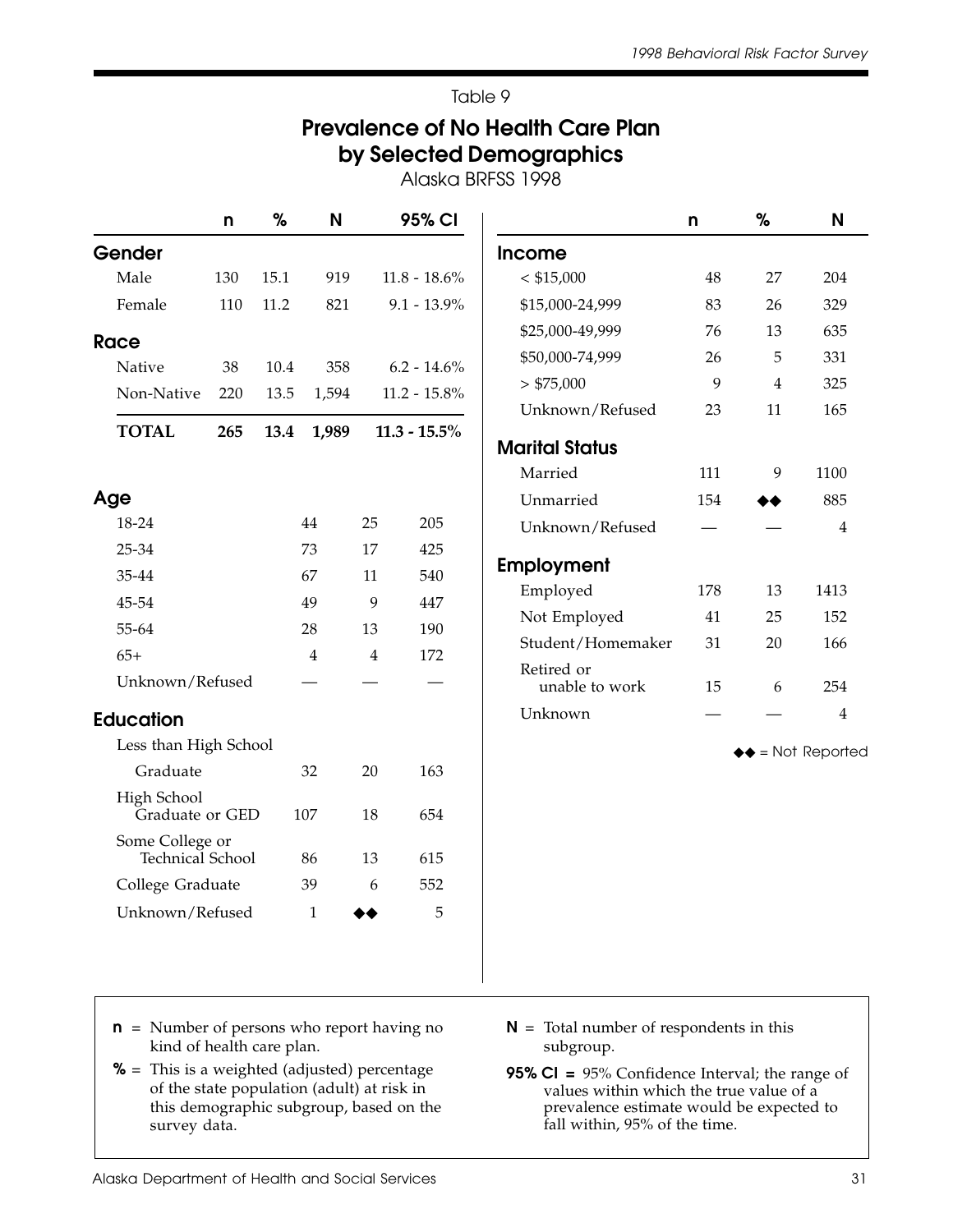Table 9

# Prevalence of No Health Care Plan by Selected Demographics

Alaska BRFSS 1998

| | n | % | N | 95% CI |
|---|---|---|---|---|
| **Gender** | | | | |
| Male | 130 | 15.1 | 919 | 11.8 - 18.6% |
| Female | 110 | 11.2 | 821 | 9.1 - 13.9% |
| **Race** | | | | |
| Native | 38 | 10.4 | 358 | 6.2 - 14.6% |
| Non-Native | 220 | 13.5 | 1,594 | 11.2 - 15.8% |
| **TOTAL** | **265** | **13.4** | **1,989** | **11.3 - 15.5%** |

| | n | % | N |
|---|---|---|---|
| **Age** | | | |
| 18-24 | 44 | 25 | 205 |
| 25-34 | 73 | 17 | 425 |
| 35-44 | 67 | 11 | 540 |
| 45-54 | 49 | 9 | 447 |
| 55-64 | 28 | 13 | 190 |
| 65+ | 4 | 4 | 172 |
| Unknown/Refused | — | — | — |
| **Education** | | | |
| Less than High School Graduate | 32 | 20 | 163 |
| High School Graduate or GED | 107 | 18 | 654 |
| Some College or Technical School | 86 | 13 | 615 |
| College Graduate | 39 | 6 | 552 |
| Unknown/Refused | 1 | ◆◆ | 5 |

| | n | % | N |
|---|---|---|---|
| **Income** | | | |
| < $15,000 | 48 | 27 | 204 |
| $15,000-24,999 | 83 | 26 | 329 |
| $25,000-49,999 | 76 | 13 | 635 |
| $50,000-74,999 | 26 | 5 | 331 |
| > $75,000 | 9 | 4 | 325 |
| Unknown/Refused | 23 | 11 | 165 |
| **Marital Status** | | | |
| Married | 111 | 9 | 1100 |
| Unmarried | 154 | ◆◆ | 885 |
| Unknown/Refused | — | — | 4 |
| **Employment** | | | |
| Employed | 178 | 13 | 1413 |
| Not Employed | 41 | 25 | 152 |
| Student/Homemaker | 31 | 20 | 166 |
| Retired or unable to work | 15 | 6 | 254 |
| Unknown | — | — | 4 |

◆◆ = Not Reported

**n** = Number of persons who report having no kind of health care plan.

**%** = This is a weighted (adjusted) percentage of the state population (adult) at risk in this demographic subgroup, based on the survey data.

**N** = Total number of respondents in this subgroup.

**95% CI** = 95% Confidence Interval; the range of values within which the true value of a prevalence estimate would be expected to fall within, 95% of the time.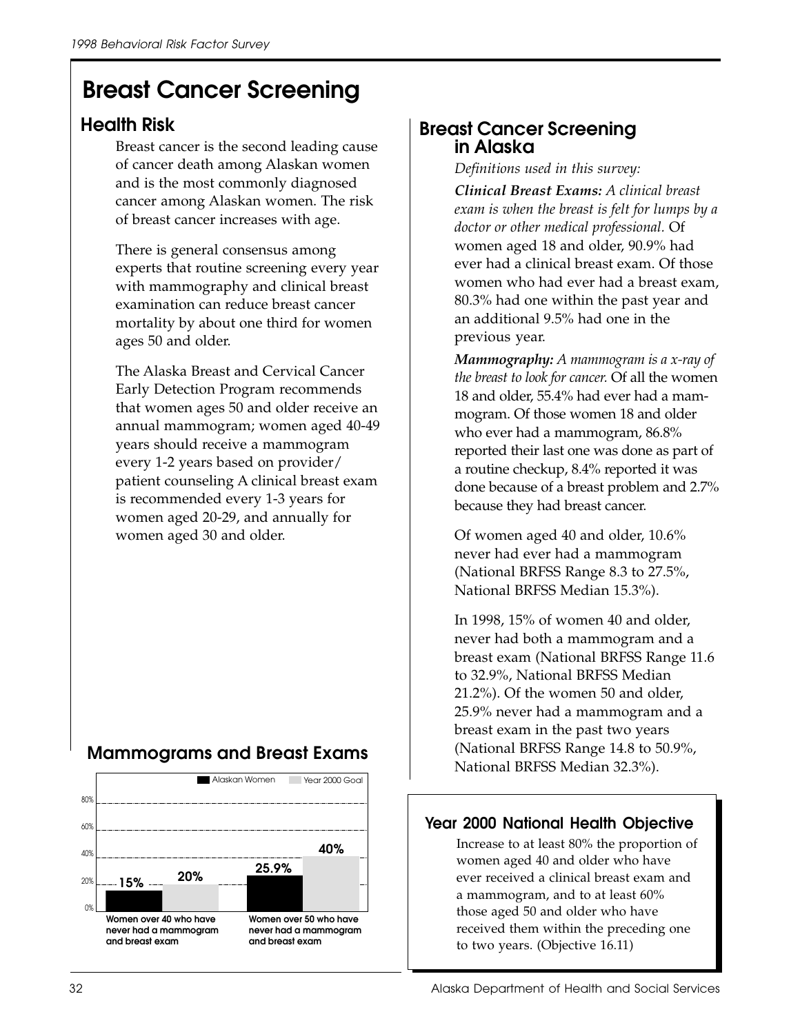# Breast Cancer Screening

## Health Risk

Breast cancer is the second leading cause of cancer death among Alaskan women and is the most commonly diagnosed cancer among Alaskan women. The risk of breast cancer increases with age.

There is general consensus among experts that routine screening every year with mammography and clinical breast examination can reduce breast cancer mortality by about one third for women ages 50 and older.

The Alaska Breast and Cervical Cancer Early Detection Program recommends that women ages 50 and older receive an annual mammogram; women aged 40-49 years should receive a mammogram every 1-2 years based on provider/ patient counseling A clinical breast exam is recommended every 1-3 years for women aged 20-29, and annually for women aged 30 and older.

## Mammograms and Breast Exams

| | Alaskan Women | Year 2000 Goal |
|---|---|---|
| Women over 40 who have never had a mammogram and breast exam | 15% | 20% |
| Women over 50 who have never had a mammogram and breast exam | 25.9% | 40% |

## Breast Cancer Screening in Alaska

*Definitions used in this survey:*

***Clinical Breast Exams:*** *A clinical breast exam is when the breast is felt for lumps by a doctor or other medical professional.* Of women aged 18 and older, 90.9% had ever had a clinical breast exam. Of those women who had ever had a breast exam, 80.3% had one within the past year and an additional 9.5% had one in the previous year.

***Mammography:*** *A mammogram is a x-ray of the breast to look for cancer.* Of all the women 18 and older, 55.4% had ever had a mammogram. Of those women 18 and older who ever had a mammogram, 86.8% reported their last one was done as part of a routine checkup, 8.4% reported it was done because of a breast problem and 2.7% because they had breast cancer.

Of women aged 40 and older, 10.6% never had ever had a mammogram (National BRFSS Range 8.3 to 27.5%, National BRFSS Median 15.3%).

In 1998, 15% of women 40 and older, never had both a mammogram and a breast exam (National BRFSS Range 11.6 to 32.9%, National BRFSS Median 21.2%). Of the women 50 and older, 25.9% never had a mammogram and a breast exam in the past two years (National BRFSS Range 14.8 to 50.9%, National BRFSS Median 32.3%).

### Year 2000 National Health Objective

Increase to at least 80% the proportion of women aged 40 and older who have ever received a clinical breast exam and a mammogram, and to at least 60% those aged 50 and older who have received them within the preceding one to two years. (Objective 16.11)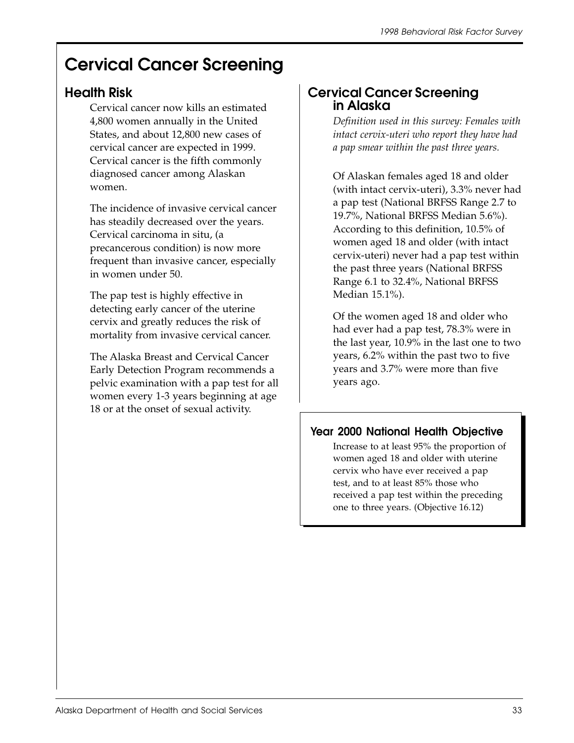# Cervical Cancer Screening

## Health Risk

Cervical cancer now kills an estimated 4,800 women annually in the United States, and about 12,800 new cases of cervical cancer are expected in 1999. Cervical cancer is the fifth commonly diagnosed cancer among Alaskan women.

The incidence of invasive cervical cancer has steadily decreased over the years. Cervical carcinoma in situ, (a precancerous condition) is now more frequent than invasive cancer, especially in women under 50.

The pap test is highly effective in detecting early cancer of the uterine cervix and greatly reduces the risk of mortality from invasive cervical cancer.

The Alaska Breast and Cervical Cancer Early Detection Program recommends a pelvic examination with a pap test for all women every 1-3 years beginning at age 18 or at the onset of sexual activity.

## Cervical Cancer Screening in Alaska

*Definition used in this survey: Females with intact cervix-uteri who report they have had a pap smear within the past three years.*

Of Alaskan females aged 18 and older (with intact cervix-uteri), 3.3% never had a pap test (National BRFSS Range 2.7 to 19.7%, National BRFSS Median 5.6%). According to this definition, 10.5% of women aged 18 and older (with intact cervix-uteri) never had a pap test within the past three years (National BRFSS Range 6.1 to 32.4%, National BRFSS Median 15.1%).

Of the women aged 18 and older who had ever had a pap test, 78.3% were in the last year, 10.9% in the last one to two years, 6.2% within the past two to five years and 3.7% were more than five years ago.

### Year 2000 National Health Objective

Increase to at least 95% the proportion of women aged 18 and older with uterine cervix who have ever received a pap test, and to at least 85% those who received a pap test within the preceding one to three years. (Objective 16.12)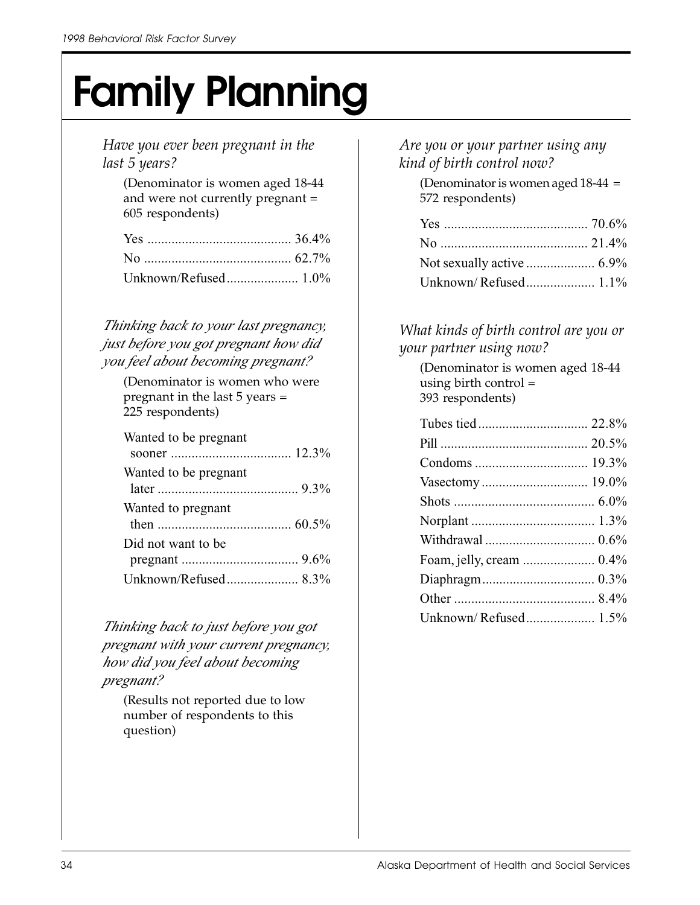# Family Planning

*Have you ever been pregnant in the last 5 years?*

(Denominator is women aged 18-44 and were not currently pregnant = 605 respondents)

| Response | Percent |
|---|---|
| Yes | 36.4% |
| No | 62.7% |
| Unknown/Refused | 1.0% |

*Thinking back to your last pregnancy, just before you got pregnant how did you feel about becoming pregnant?*

(Denominator is women who were pregnant in the last 5 years = 225 respondents)

| Response | Percent |
|---|---|
| Wanted to be pregnant sooner | 12.3% |
| Wanted to be pregnant later | 9.3% |
| Wanted to pregnant then | 60.5% |
| Did not want to be pregnant | 9.6% |
| Unknown/Refused | 8.3% |

*Thinking back to just before you got pregnant with your current pregnancy, how did you feel about becoming pregnant?*

(Results not reported due to low number of respondents to this question)

*Are you or your partner using any kind of birth control now?*

(Denominator is women aged 18-44 = 572 respondents)

| Response | Percent |
|---|---|
| Yes | 70.6% |
| No | 21.4% |
| Not sexually active | 6.9% |
| Unknown/ Refused | 1.1% |

*What kinds of birth control are you or your partner using now?*

(Denominator is women aged 18-44 using birth control = 393 respondents)

| Response | Percent |
|---|---|
| Tubes tied | 22.8% |
| Pill | 20.5% |
| Condoms | 19.3% |
| Vasectomy | 19.0% |
| Shots | 6.0% |
| Norplant | 1.3% |
| Withdrawal | 0.6% |
| Foam, jelly, cream | 0.4% |
| Diaphragm | 0.3% |
| Other | 8.4% |
| Unknown/ Refused | 1.5% |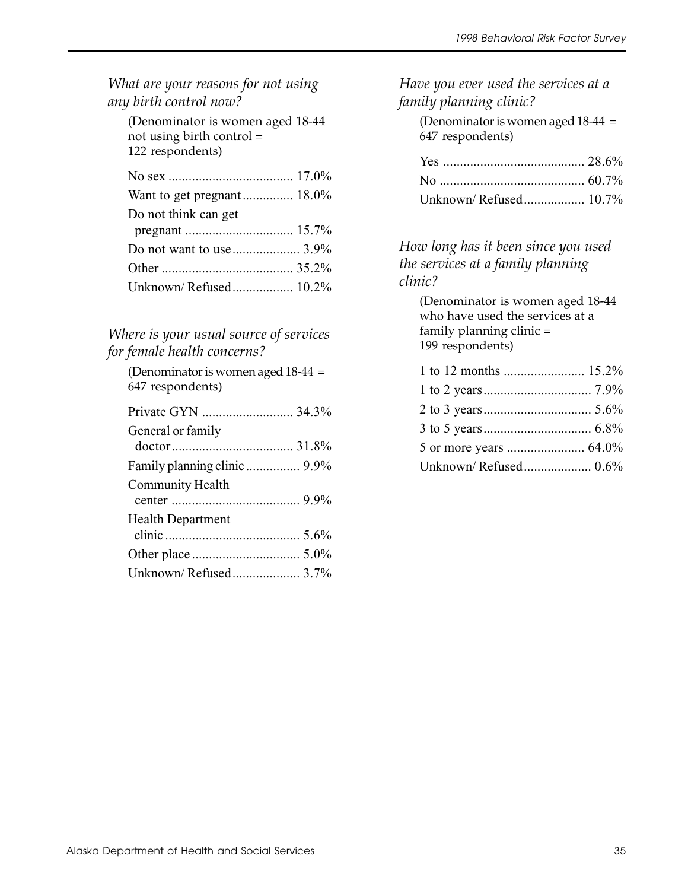### *What are your reasons for not using any birth control now?*

(Denominator is women aged 18-44 not using birth control = 122 respondents)

| Response | Percent |
|---|---|
| No sex | 17.0% |
| Want to get pregnant | 18.0% |
| Do not think can get pregnant | 15.7% |
| Do not want to use | 3.9% |
| Other | 35.2% |
| Unknown/ Refused | 10.2% |

### *Where is your usual source of services for female health concerns?*

(Denominator is women aged 18-44 = 647 respondents)

| Response | Percent |
|---|---|
| Private GYN | 34.3% |
| General or family doctor | 31.8% |
| Family planning clinic | 9.9% |
| Community Health center | 9.9% |
| Health Department clinic | 5.6% |
| Other place | 5.0% |
| Unknown/ Refused | 3.7% |

### *Have you ever used the services at a family planning clinic?*

(Denominator is women aged 18-44 = 647 respondents)

| Response | Percent |
|---|---|
| Yes | 28.6% |
| No | 60.7% |
| Unknown/ Refused | 10.7% |

### *How long has it been since you used the services at a family planning clinic?*

(Denominator is women aged 18-44 who have used the services at a family planning clinic = 199 respondents)

| Response | Percent |
|---|---|
| 1 to 12 months | 15.2% |
| 1 to 2 years | 7.9% |
| 2 to 3 years | 5.6% |
| 3 to 5 years | 6.8% |
| 5 or more years | 64.0% |
| Unknown/ Refused | 0.6% |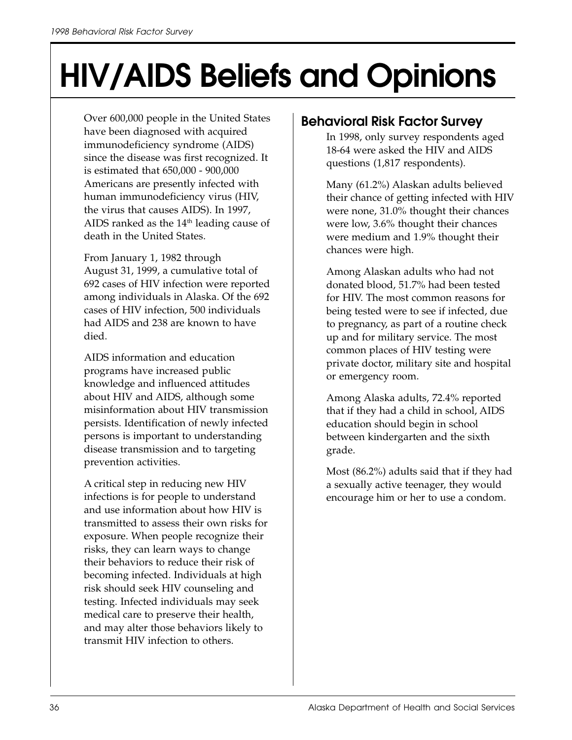# HIV/AIDS Beliefs and Opinions

Over 600,000 people in the United States have been diagnosed with acquired immunodeficiency syndrome (AIDS) since the disease was first recognized. It is estimated that 650,000 - 900,000 Americans are presently infected with human immunodeficiency virus (HIV, the virus that causes AIDS). In 1997, AIDS ranked as the 14th leading cause of death in the United States.

From January 1, 1982 through August 31, 1999, a cumulative total of 692 cases of HIV infection were reported among individuals in Alaska. Of the 692 cases of HIV infection, 500 individuals had AIDS and 238 are known to have died.

AIDS information and education programs have increased public knowledge and influenced attitudes about HIV and AIDS, although some misinformation about HIV transmission persists. Identification of newly infected persons is important to understanding disease transmission and to targeting prevention activities.

A critical step in reducing new HIV infections is for people to understand and use information about how HIV is transmitted to assess their own risks for exposure. When people recognize their risks, they can learn ways to change their behaviors to reduce their risk of becoming infected. Individuals at high risk should seek HIV counseling and testing. Infected individuals may seek medical care to preserve their health, and may alter those behaviors likely to transmit HIV infection to others.

## Behavioral Risk Factor Survey

In 1998, only survey respondents aged 18-64 were asked the HIV and AIDS questions (1,817 respondents).

Many (61.2%) Alaskan adults believed their chance of getting infected with HIV were none, 31.0% thought their chances were low, 3.6% thought their chances were medium and 1.9% thought their chances were high.

Among Alaskan adults who had not donated blood, 51.7% had been tested for HIV. The most common reasons for being tested were to see if infected, due to pregnancy, as part of a routine check up and for military service. The most common places of HIV testing were private doctor, military site and hospital or emergency room.

Among Alaska adults, 72.4% reported that if they had a child in school, AIDS education should begin in school between kindergarten and the sixth grade.

Most (86.2%) adults said that if they had a sexually active teenager, they would encourage him or her to use a condom.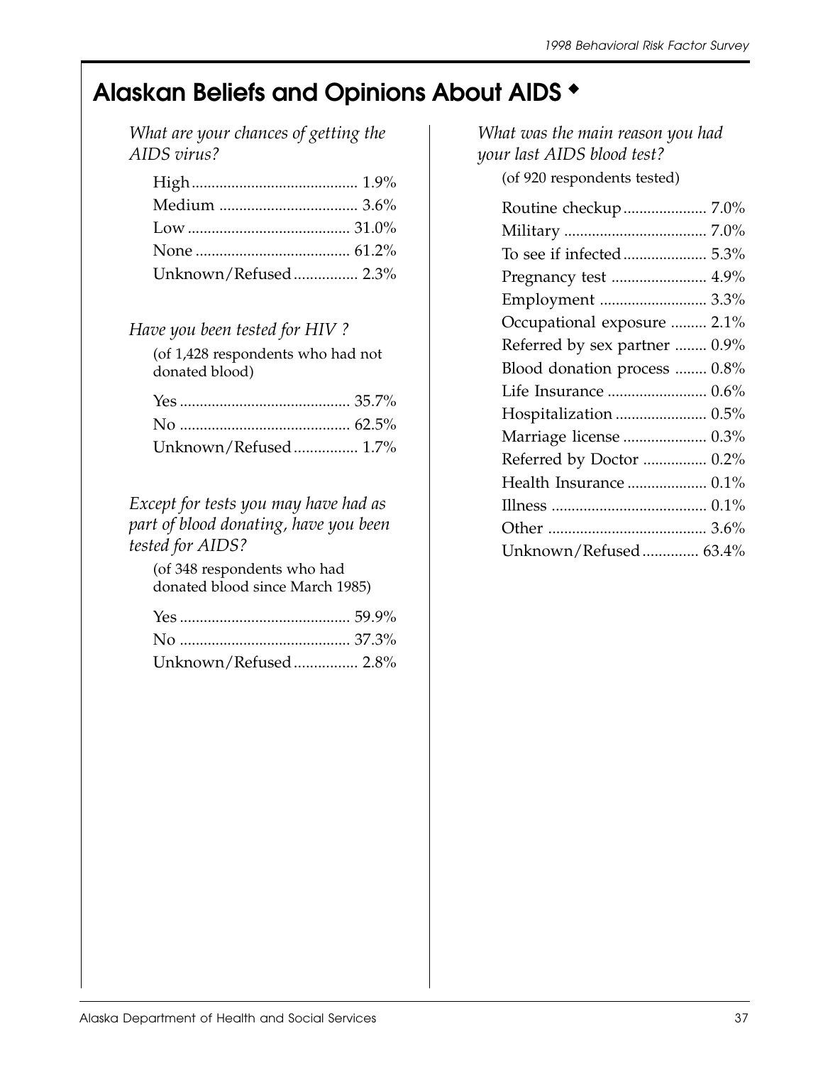# Alaskan Beliefs and Opinions About AIDS ◆

*What are your chances of getting the AIDS virus?*

| Response | Percent |
|---|---|
| High | 1.9% |
| Medium | 3.6% |
| Low | 31.0% |
| None | 61.2% |
| Unknown/Refused | 2.3% |

*Have you been tested for HIV ?*

(of 1,428 respondents who had not donated blood)

| Response | Percent |
|---|---|
| Yes | 35.7% |
| No | 62.5% |
| Unknown/Refused | 1.7% |

*Except for tests you may have had as part of blood donating, have you been tested for AIDS?*

(of 348 respondents who had donated blood since March 1985)

| Response | Percent |
|---|---|
| Yes | 59.9% |
| No | 37.3% |
| Unknown/Refused | 2.8% |

*What was the main reason you had your last AIDS blood test?*

(of 920 respondents tested)

| Response | Percent |
|---|---|
| Routine checkup | 7.0% |
| Military | 7.0% |
| To see if infected | 5.3% |
| Pregnancy test | 4.9% |
| Employment | 3.3% |
| Occupational exposure | 2.1% |
| Referred by sex partner | 0.9% |
| Blood donation process | 0.8% |
| Life Insurance | 0.6% |
| Hospitalization | 0.5% |
| Marriage license | 0.3% |
| Referred by Doctor | 0.2% |
| Health Insurance | 0.1% |
| Illness | 0.1% |
| Other | 3.6% |
| Unknown/Refused | 63.4% |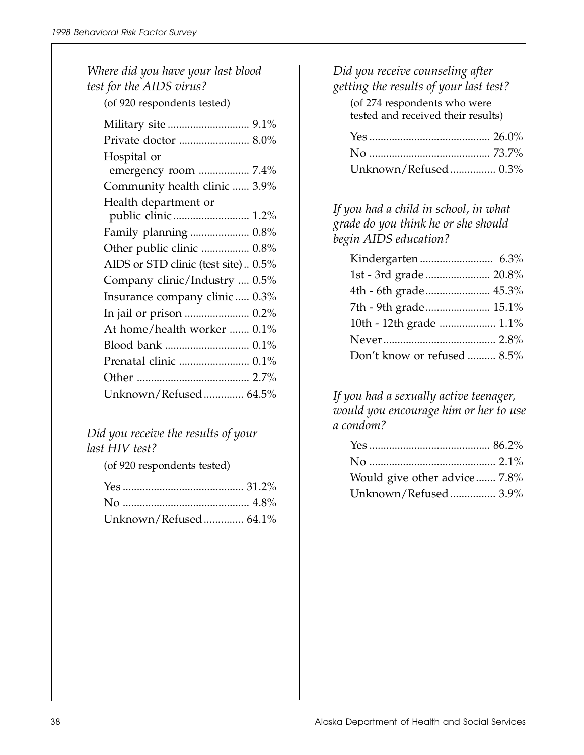*Where did you have your last blood test for the AIDS virus?*

(of 920 respondents tested)

| | |
|---|---|
| Military site | 9.1% |
| Private doctor | 8.0% |
| Hospital or emergency room | 7.4% |
| Community health clinic | 3.9% |
| Health department or public clinic | 1.2% |
| Family planning | 0.8% |
| Other public clinic | 0.8% |
| AIDS or STD clinic (test site) | 0.5% |
| Company clinic/Industry | 0.5% |
| Insurance company clinic | 0.3% |
| In jail or prison | 0.2% |
| At home/health worker | 0.1% |
| Blood bank | 0.1% |
| Prenatal clinic | 0.1% |
| Other | 2.7% |
| Unknown/Refused | 64.5% |

*Did you receive the results of your last HIV test?*

(of 920 respondents tested)

| | |
|---|---|
| Yes | 31.2% |
| No | 4.8% |
| Unknown/Refused | 64.1% |

*Did you receive counseling after getting the results of your last test?*

(of 274 respondents who were tested and received their results)

| | |
|---|---|
| Yes | 26.0% |
| No | 73.7% |
| Unknown/Refused | 0.3% |

*If you had a child in school, in what grade do you think he or she should begin AIDS education?*

| | |
|---|---|
| Kindergarten | 6.3% |
| 1st - 3rd grade | 20.8% |
| 4th - 6th grade | 45.3% |
| 7th - 9th grade | 15.1% |
| 10th - 12th grade | 1.1% |
| Never | 2.8% |
| Don't know or refused | 8.5% |

*If you had a sexually active teenager, would you encourage him or her to use a condom?*

| | |
|---|---|
| Yes | 86.2% |
| No | 2.1% |
| Would give other advice | 7.8% |
| Unknown/Refused | 3.9% |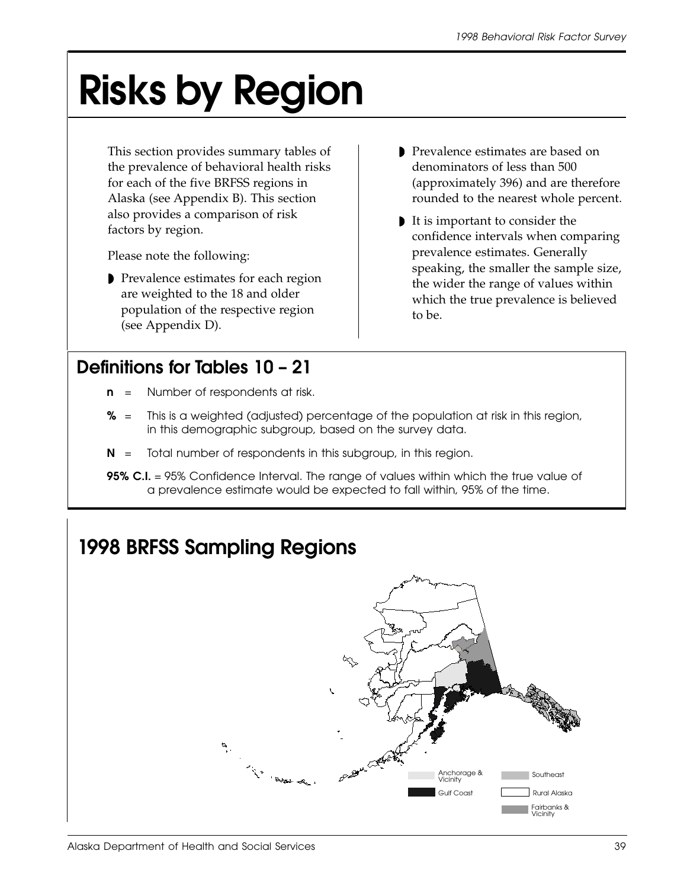# Risks by Region

This section provides summary tables of the prevalence of behavioral health risks for each of the five BRFSS regions in Alaska (see Appendix B). This section also provides a comparison of risk factors by region.

Please note the following:

- Prevalence estimates for each region are weighted to the 18 and older population of the respective region (see Appendix D).
- Prevalence estimates are based on denominators of less than 500 (approximately 396) and are therefore rounded to the nearest whole percent.
- It is important to consider the confidence intervals when comparing prevalence estimates. Generally speaking, the smaller the sample size, the wider the range of values within which the true prevalence is believed to be.

## Definitions for Tables 10 – 21

**n** = Number of respondents at risk.

**%** = This is a weighted (adjusted) percentage of the population at risk in this region, in this demographic subgroup, based on the survey data.

**N** = Total number of respondents in this subgroup, in this region.

**95% C.I.** = 95% Confidence Interval. The range of values within which the true value of a prevalence estimate would be expected to fall within, 95% of the time.

## 1998 BRFSS Sampling Regions

Anchorage & Vicinity

Gulf Coast

Southeast

Rural Alaska

Fairbanks & Vicinity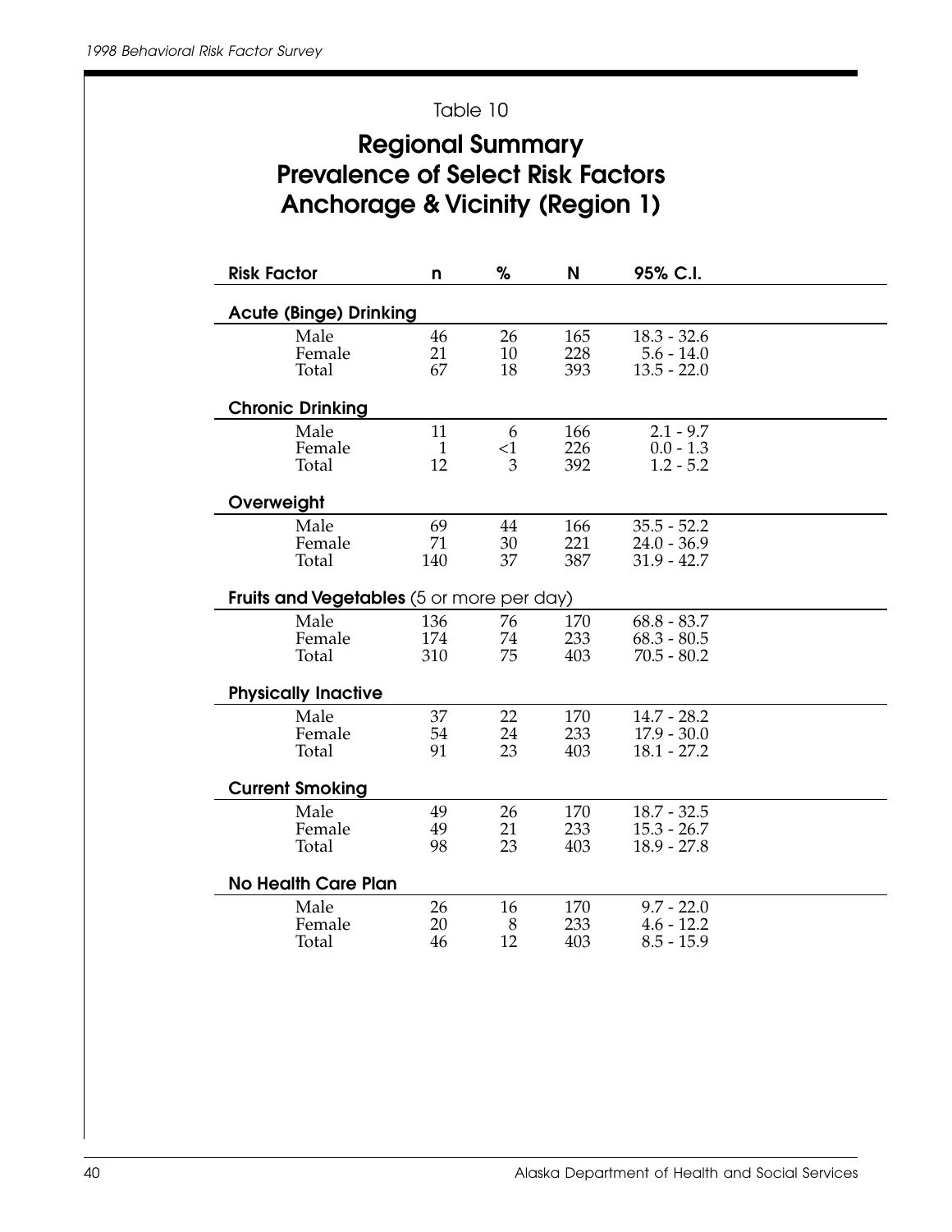Table 10

# Regional Summary
# Prevalence of Select Risk Factors
# Anchorage & Vicinity (Region 1)

| Risk Factor | n | % | N | 95% C.I. |
|---|---|---|---|---|
| **Acute (Binge) Drinking** | | | | |
| Male | 46 | 26 | 165 | 18.3 - 32.6 |
| Female | 21 | 10 | 228 | 5.6 - 14.0 |
| Total | 67 | 18 | 393 | 13.5 - 22.0 |
| **Chronic Drinking** | | | | |
| Male | 11 | 6 | 166 | 2.1 - 9.7 |
| Female | 1 | <1 | 226 | 0.0 - 1.3 |
| Total | 12 | 3 | 392 | 1.2 - 5.2 |
| **Overweight** | | | | |
| Male | 69 | 44 | 166 | 35.5 - 52.2 |
| Female | 71 | 30 | 221 | 24.0 - 36.9 |
| Total | 140 | 37 | 387 | 31.9 - 42.7 |
| **Fruits and Vegetables** (5 or more per day) | | | | |
| Male | 136 | 76 | 170 | 68.8 - 83.7 |
| Female | 174 | 74 | 233 | 68.3 - 80.5 |
| Total | 310 | 75 | 403 | 70.5 - 80.2 |
| **Physically Inactive** | | | | |
| Male | 37 | 22 | 170 | 14.7 - 28.2 |
| Female | 54 | 24 | 233 | 17.9 - 30.0 |
| Total | 91 | 23 | 403 | 18.1 - 27.2 |
| **Current Smoking** | | | | |
| Male | 49 | 26 | 170 | 18.7 - 32.5 |
| Female | 49 | 21 | 233 | 15.3 - 26.7 |
| Total | 98 | 23 | 403 | 18.9 - 27.8 |
| **No Health Care Plan** | | | | |
| Male | 26 | 16 | 170 | 9.7 - 22.0 |
| Female | 20 | 8 | 233 | 4.6 - 12.2 |
| Total | 46 | 12 | 403 | 8.5 - 15.9 |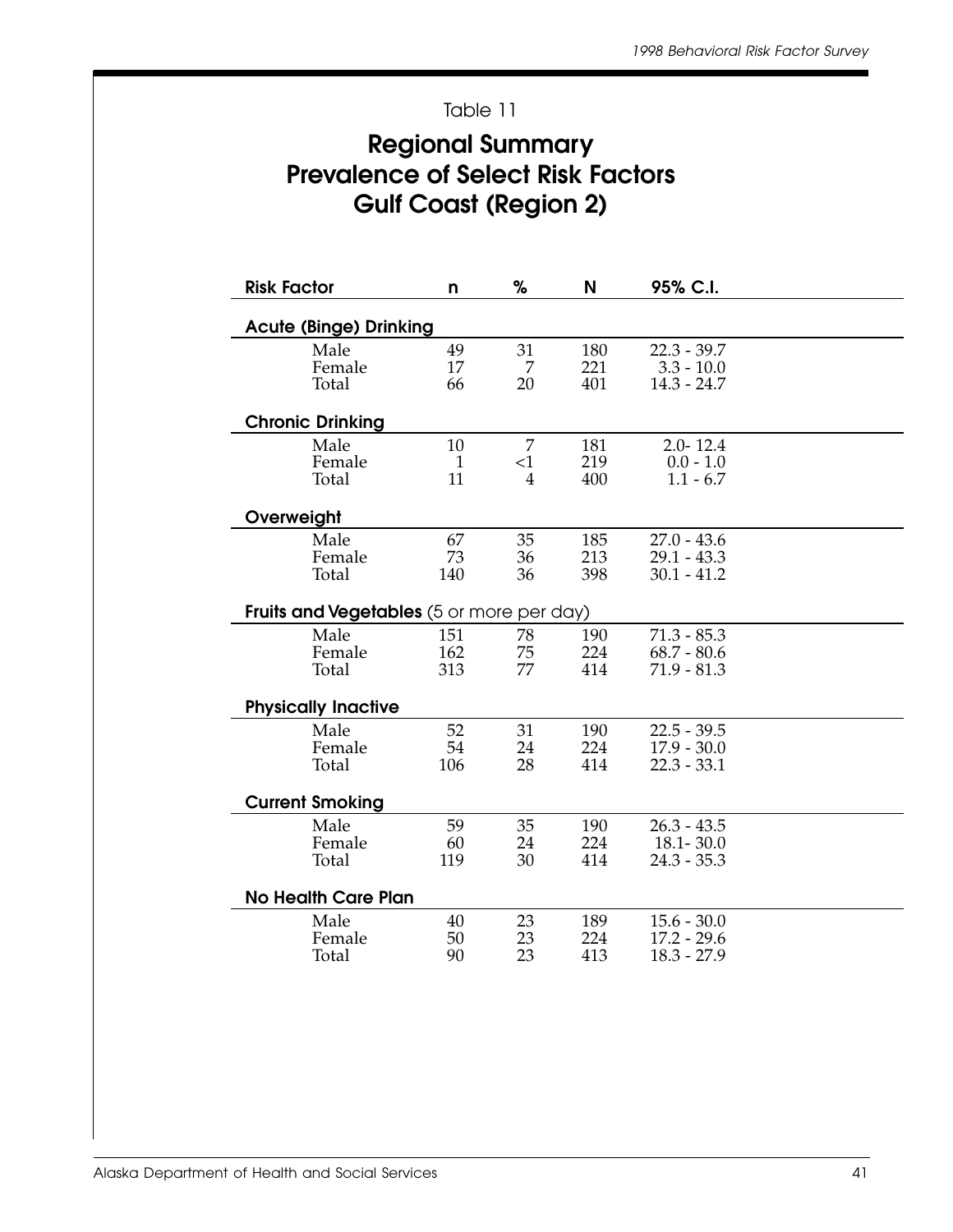Table 11

# Regional Summary
# Prevalence of Select Risk Factors
# Gulf Coast (Region 2)

| Risk Factor | n | % | N | 95% C.I. |
|---|---|---|---|---|
| **Acute (Binge) Drinking** | | | | |
| Male | 49 | 31 | 180 | 22.3 - 39.7 |
| Female | 17 | 7 | 221 | 3.3 - 10.0 |
| Total | 66 | 20 | 401 | 14.3 - 24.7 |
| **Chronic Drinking** | | | | |
| Male | 10 | 7 | 181 | 2.0- 12.4 |
| Female | 1 | <1 | 219 | 0.0 - 1.0 |
| Total | 11 | 4 | 400 | 1.1 - 6.7 |
| **Overweight** | | | | |
| Male | 67 | 35 | 185 | 27.0 - 43.6 |
| Female | 73 | 36 | 213 | 29.1 - 43.3 |
| Total | 140 | 36 | 398 | 30.1 - 41.2 |
| **Fruits and Vegetables** (5 or more per day) | | | | |
| Male | 151 | 78 | 190 | 71.3 - 85.3 |
| Female | 162 | 75 | 224 | 68.7 - 80.6 |
| Total | 313 | 77 | 414 | 71.9 - 81.3 |
| **Physically Inactive** | | | | |
| Male | 52 | 31 | 190 | 22.5 - 39.5 |
| Female | 54 | 24 | 224 | 17.9 - 30.0 |
| Total | 106 | 28 | 414 | 22.3 - 33.1 |
| **Current Smoking** | | | | |
| Male | 59 | 35 | 190 | 26.3 - 43.5 |
| Female | 60 | 24 | 224 | 18.1- 30.0 |
| Total | 119 | 30 | 414 | 24.3 - 35.3 |
| **No Health Care Plan** | | | | |
| Male | 40 | 23 | 189 | 15.6 - 30.0 |
| Female | 50 | 23 | 224 | 17.2 - 29.6 |
| Total | 90 | 23 | 413 | 18.3 - 27.9 |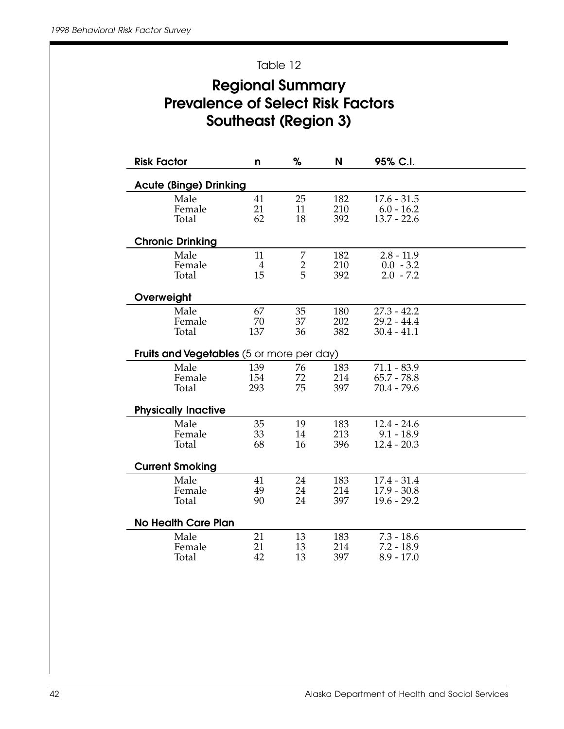Table 12

# Regional Summary
# Prevalence of Select Risk Factors
# Southeast (Region 3)

| Risk Factor | n | % | N | 95% C.I. |
|---|---|---|---|---|
| **Acute (Binge) Drinking** | | | | |
| Male | 41 | 25 | 182 | 17.6 - 31.5 |
| Female | 21 | 11 | 210 | 6.0 - 16.2 |
| Total | 62 | 18 | 392 | 13.7 - 22.6 |
| **Chronic Drinking** | | | | |
| Male | 11 | 7 | 182 | 2.8 - 11.9 |
| Female | 4 | 2 | 210 | 0.0 - 3.2 |
| Total | 15 | 5 | 392 | 2.0 - 7.2 |
| **Overweight** | | | | |
| Male | 67 | 35 | 180 | 27.3 - 42.2 |
| Female | 70 | 37 | 202 | 29.2 - 44.4 |
| Total | 137 | 36 | 382 | 30.4 - 41.1 |
| **Fruits and Vegetables** (5 or more per day) | | | | |
| Male | 139 | 76 | 183 | 71.1 - 83.9 |
| Female | 154 | 72 | 214 | 65.7 - 78.8 |
| Total | 293 | 75 | 397 | 70.4 - 79.6 |
| **Physically Inactive** | | | | |
| Male | 35 | 19 | 183 | 12.4 - 24.6 |
| Female | 33 | 14 | 213 | 9.1 - 18.9 |
| Total | 68 | 16 | 396 | 12.4 - 20.3 |
| **Current Smoking** | | | | |
| Male | 41 | 24 | 183 | 17.4 - 31.4 |
| Female | 49 | 24 | 214 | 17.9 - 30.8 |
| Total | 90 | 24 | 397 | 19.6 - 29.2 |
| **No Health Care Plan** | | | | |
| Male | 21 | 13 | 183 | 7.3 - 18.6 |
| Female | 21 | 13 | 214 | 7.2 - 18.9 |
| Total | 42 | 13 | 397 | 8.9 - 17.0 |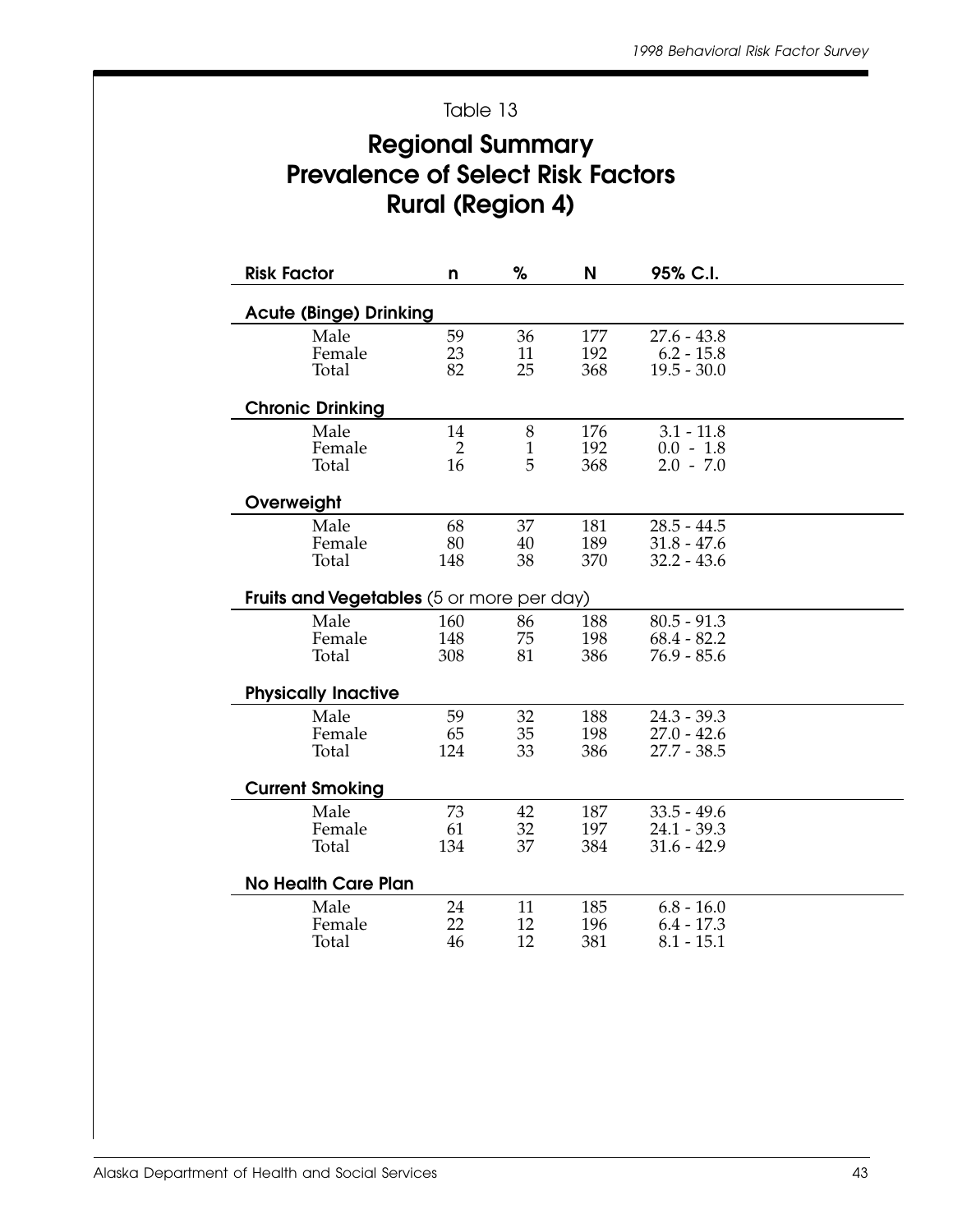Table 13

# Regional Summary
# Prevalence of Select Risk Factors
# Rural (Region 4)

| Risk Factor | n | % | N | 95% C.I. |
|---|---|---|---|---|
| **Acute (Binge) Drinking** | | | | |
| Male | 59 | 36 | 177 | 27.6 - 43.8 |
| Female | 23 | 11 | 192 | 6.2 - 15.8 |
| Total | 82 | 25 | 368 | 19.5 - 30.0 |
| **Chronic Drinking** | | | | |
| Male | 14 | 8 | 176 | 3.1 - 11.8 |
| Female | 2 | 1 | 192 | 0.0 - 1.8 |
| Total | 16 | 5 | 368 | 2.0 - 7.0 |
| **Overweight** | | | | |
| Male | 68 | 37 | 181 | 28.5 - 44.5 |
| Female | 80 | 40 | 189 | 31.8 - 47.6 |
| Total | 148 | 38 | 370 | 32.2 - 43.6 |
| **Fruits and Vegetables** (5 or more per day) | | | | |
| Male | 160 | 86 | 188 | 80.5 - 91.3 |
| Female | 148 | 75 | 198 | 68.4 - 82.2 |
| Total | 308 | 81 | 386 | 76.9 - 85.6 |
| **Physically Inactive** | | | | |
| Male | 59 | 32 | 188 | 24.3 - 39.3 |
| Female | 65 | 35 | 198 | 27.0 - 42.6 |
| Total | 124 | 33 | 386 | 27.7 - 38.5 |
| **Current Smoking** | | | | |
| Male | 73 | 42 | 187 | 33.5 - 49.6 |
| Female | 61 | 32 | 197 | 24.1 - 39.3 |
| Total | 134 | 37 | 384 | 31.6 - 42.9 |
| **No Health Care Plan** | | | | |
| Male | 24 | 11 | 185 | 6.8 - 16.0 |
| Female | 22 | 12 | 196 | 6.4 - 17.3 |
| Total | 46 | 12 | 381 | 8.1 - 15.1 |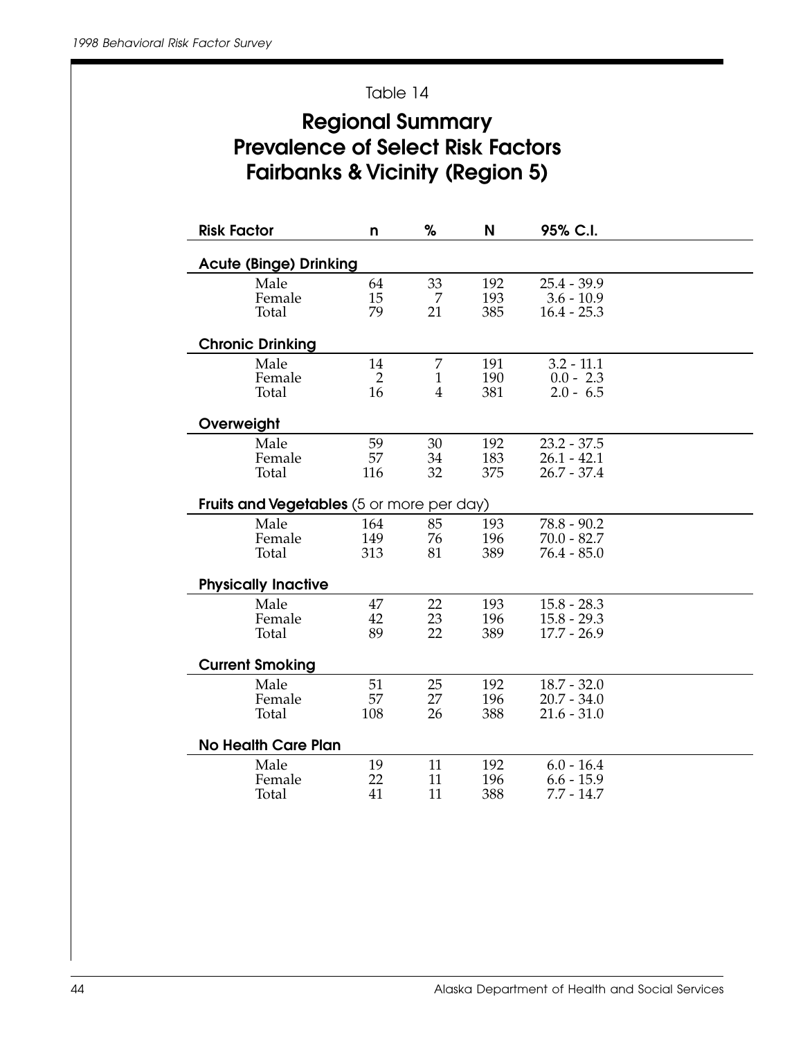Table 14

# Regional Summary
# Prevalence of Select Risk Factors
# Fairbanks & Vicinity (Region 5)

| Risk Factor | n | % | N | 95% C.I. |
|---|---|---|---|---|
| **Acute (Binge) Drinking** | | | | |
| Male | 64 | 33 | 192 | 25.4 - 39.9 |
| Female | 15 | 7 | 193 | 3.6 - 10.9 |
| Total | 79 | 21 | 385 | 16.4 - 25.3 |
| **Chronic Drinking** | | | | |
| Male | 14 | 7 | 191 | 3.2 - 11.1 |
| Female | 2 | 1 | 190 | 0.0 - 2.3 |
| Total | 16 | 4 | 381 | 2.0 - 6.5 |
| **Overweight** | | | | |
| Male | 59 | 30 | 192 | 23.2 - 37.5 |
| Female | 57 | 34 | 183 | 26.1 - 42.1 |
| Total | 116 | 32 | 375 | 26.7 - 37.4 |
| **Fruits and Vegetables** (5 or more per day) | | | | |
| Male | 164 | 85 | 193 | 78.8 - 90.2 |
| Female | 149 | 76 | 196 | 70.0 - 82.7 |
| Total | 313 | 81 | 389 | 76.4 - 85.0 |
| **Physically Inactive** | | | | |
| Male | 47 | 22 | 193 | 15.8 - 28.3 |
| Female | 42 | 23 | 196 | 15.8 - 29.3 |
| Total | 89 | 22 | 389 | 17.7 - 26.9 |
| **Current Smoking** | | | | |
| Male | 51 | 25 | 192 | 18.7 - 32.0 |
| Female | 57 | 27 | 196 | 20.7 - 34.0 |
| Total | 108 | 26 | 388 | 21.6 - 31.0 |
| **No Health Care Plan** | | | | |
| Male | 19 | 11 | 192 | 6.0 - 16.4 |
| Female | 22 | 11 | 196 | 6.6 - 15.9 |
| Total | 41 | 11 | 388 | 7.7 - 14.7 |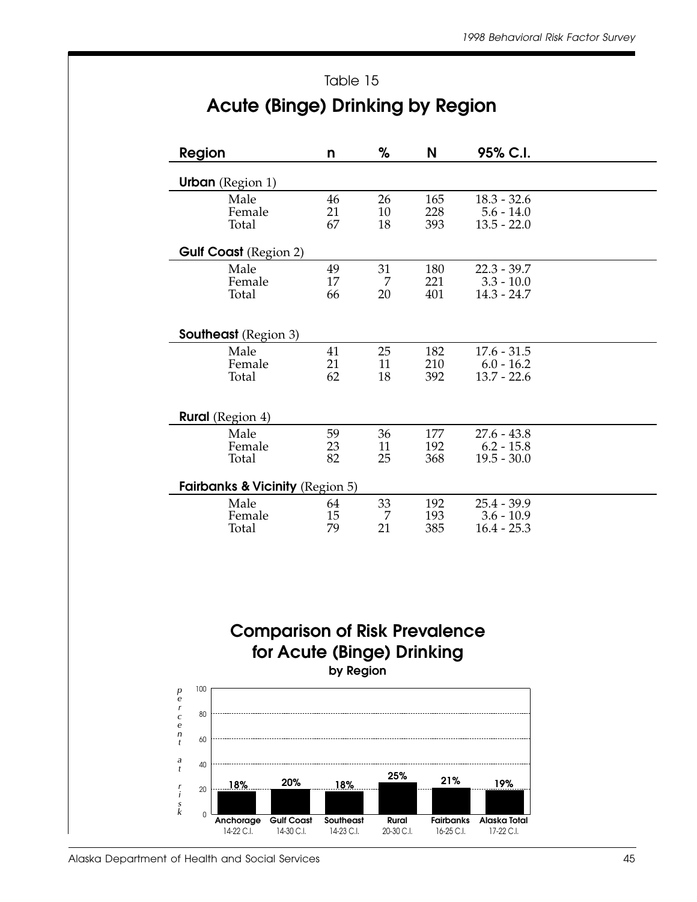Table 15

## Acute (Binge) Drinking by Region

| Region | n | % | N | 95% C.I. |
|---|---|---|---|---|
| **Urban** (Region 1) | | | | |
| Male | 46 | 26 | 165 | 18.3 - 32.6 |
| Female | 21 | 10 | 228 | 5.6 - 14.0 |
| Total | 67 | 18 | 393 | 13.5 - 22.0 |
| **Gulf Coast** (Region 2) | | | | |
| Male | 49 | 31 | 180 | 22.3 - 39.7 |
| Female | 17 | 7 | 221 | 3.3 - 10.0 |
| Total | 66 | 20 | 401 | 14.3 - 24.7 |
| **Southeast** (Region 3) | | | | |
| Male | 41 | 25 | 182 | 17.6 - 31.5 |
| Female | 21 | 11 | 210 | 6.0 - 16.2 |
| Total | 62 | 18 | 392 | 13.7 - 22.6 |
| **Rural** (Region 4) | | | | |
| Male | 59 | 36 | 177 | 27.6 - 43.8 |
| Female | 23 | 11 | 192 | 6.2 - 15.8 |
| Total | 82 | 25 | 368 | 19.5 - 30.0 |
| **Fairbanks & Vicinity** (Region 5) | | | | |
| Male | 64 | 33 | 192 | 25.4 - 39.9 |
| Female | 15 | 7 | 193 | 3.6 - 10.9 |
| Total | 79 | 21 | 385 | 16.4 - 25.3 |

## Comparison of Risk Prevalence for Acute (Binge) Drinking

**by Region**

| Region | percent at risk | C.I. |
|---|---|---|
| Anchorage | 18% | 14-22 C.I. |
| Gulf Coast | 20% | 14-30 C.I. |
| Southeast | 18% | 14-23 C.I. |
| Rural | 25% | 20-30 C.I. |
| Fairbanks | 21% | 16-25 C.I. |
| Alaska Total | 19% | 17-22 C.I. |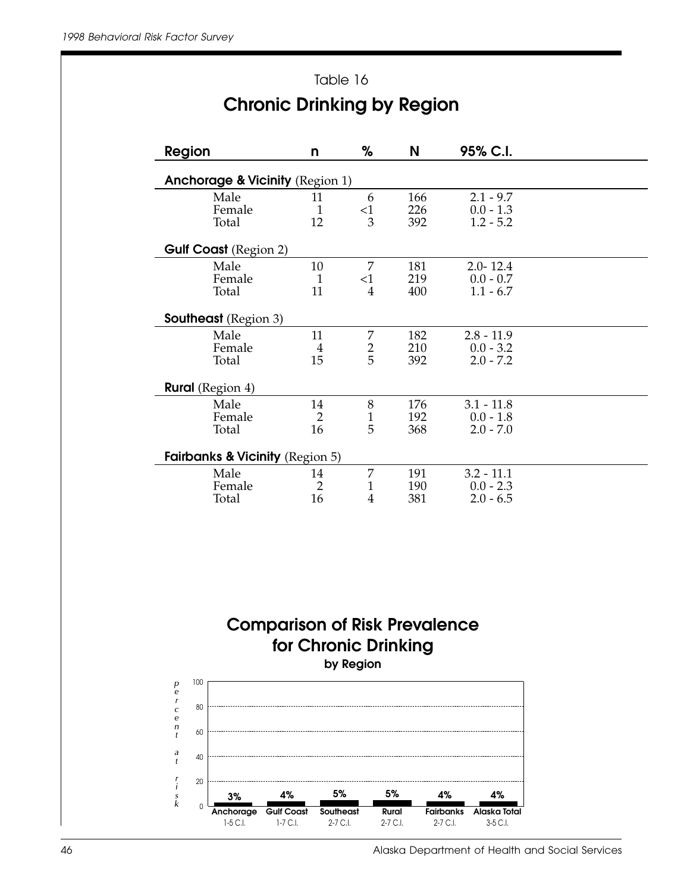Table 16

## Chronic Drinking by Region

| Region | n | % | N | 95% C.I. |
|---|---|---|---|---|
| **Anchorage & Vicinity** (Region 1) | | | | |
| Male | 11 | 6 | 166 | 2.1 - 9.7 |
| Female | 1 | <1 | 226 | 0.0 - 1.3 |
| Total | 12 | 3 | 392 | 1.2 - 5.2 |
| **Gulf Coast** (Region 2) | | | | |
| Male | 10 | 7 | 181 | 2.0- 12.4 |
| Female | 1 | <1 | 219 | 0.0 - 0.7 |
| Total | 11 | 4 | 400 | 1.1 - 6.7 |
| **Southeast** (Region 3) | | | | |
| Male | 11 | 7 | 182 | 2.8 - 11.9 |
| Female | 4 | 2 | 210 | 0.0 - 3.2 |
| Total | 15 | 5 | 392 | 2.0 - 7.2 |
| **Rural** (Region 4) | | | | |
| Male | 14 | 8 | 176 | 3.1 - 11.8 |
| Female | 2 | 1 | 192 | 0.0 - 1.8 |
| Total | 16 | 5 | 368 | 2.0 - 7.0 |
| **Fairbanks & Vicinity** (Region 5) | | | | |
| Male | 14 | 7 | 191 | 3.2 - 11.1 |
| Female | 2 | 1 | 190 | 0.0 - 2.3 |
| Total | 16 | 4 | 381 | 2.0 - 6.5 |

## Comparison of Risk Prevalence for Chronic Drinking

**by Region**

| Region | percent at risk | C.I. |
|---|---|---|
| Anchorage | 3% | 1-5 C.I. |
| Gulf Coast | 4% | 1-7 C.I. |
| Southeast | 5% | 2-7 C.I. |
| Rural | 5% | 2-7 C.I. |
| Fairbanks | 4% | 2-7 C.I. |
| Alaska Total | 4% | 3-5 C.I. |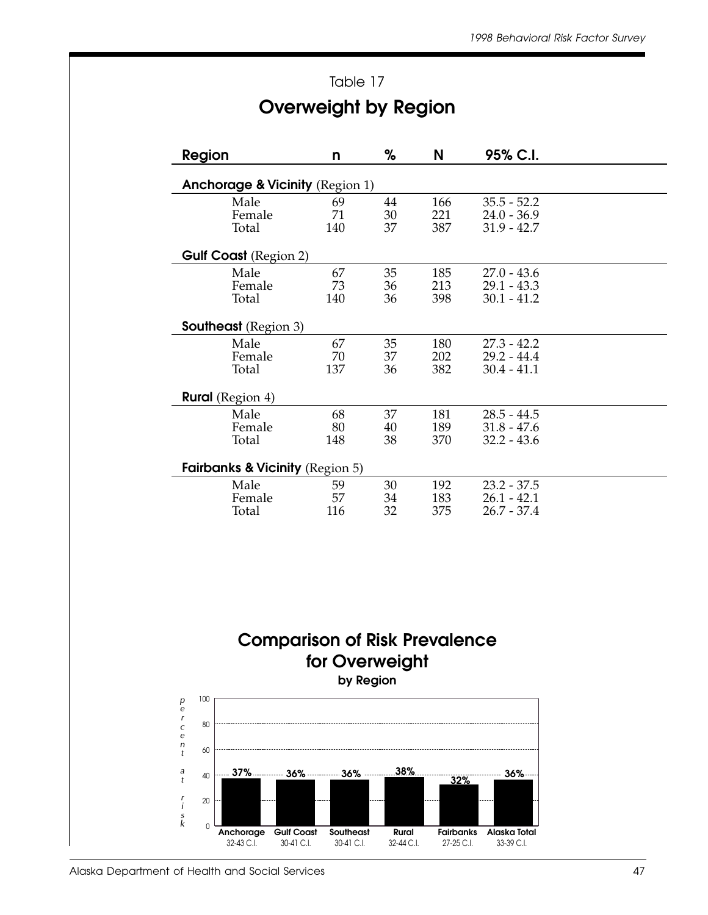Table 17

## Overweight by Region

| Region | n | % | N | 95% C.I. |
|---|---|---|---|---|
| **Anchorage & Vicinity** (Region 1) | | | | |
| Male | 69 | 44 | 166 | 35.5 - 52.2 |
| Female | 71 | 30 | 221 | 24.0 - 36.9 |
| Total | 140 | 37 | 387 | 31.9 - 42.7 |
| **Gulf Coast** (Region 2) | | | | |
| Male | 67 | 35 | 185 | 27.0 - 43.6 |
| Female | 73 | 36 | 213 | 29.1 - 43.3 |
| Total | 140 | 36 | 398 | 30.1 - 41.2 |
| **Southeast** (Region 3) | | | | |
| Male | 67 | 35 | 180 | 27.3 - 42.2 |
| Female | 70 | 37 | 202 | 29.2 - 44.4 |
| Total | 137 | 36 | 382 | 30.4 - 41.1 |
| **Rural** (Region 4) | | | | |
| Male | 68 | 37 | 181 | 28.5 - 44.5 |
| Female | 80 | 40 | 189 | 31.8 - 47.6 |
| Total | 148 | 38 | 370 | 32.2 - 43.6 |
| **Fairbanks & Vicinity** (Region 5) | | | | |
| Male | 59 | 30 | 192 | 23.2 - 37.5 |
| Female | 57 | 34 | 183 | 26.1 - 42.1 |
| Total | 116 | 32 | 375 | 26.7 - 37.4 |

## Comparison of Risk Prevalence for Overweight

**by Region**

| | Anchorage | Gulf Coast | Southeast | Rural | Fairbanks | Alaska Total |
|---|---|---|---|---|---|---|
| percent at risk | 37% | 36% | 36% | 38% | 32% | 36% |
| C.I. | 32-43 C.I. | 30-41 C.I. | 30-41 C.I. | 32-44 C.I. | 27-25 C.I. | 33-39 C.I. |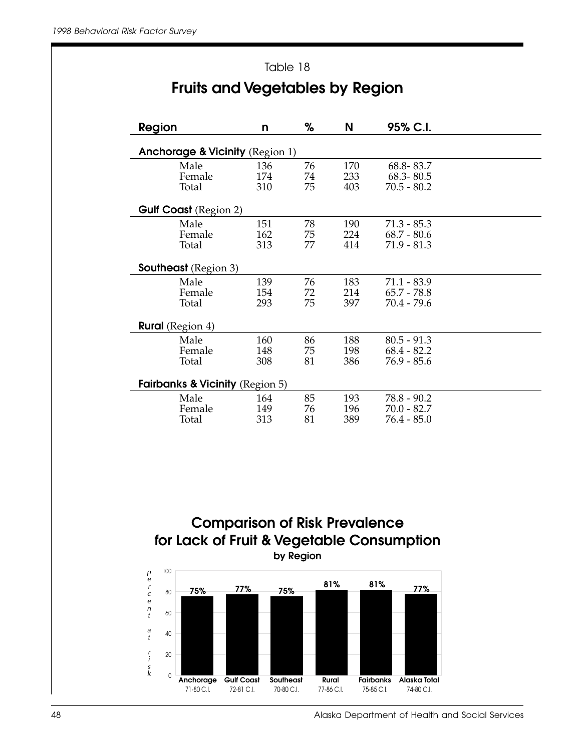Table 18

## Fruits and Vegetables by Region

| Region | n | % | N | 95% C.I. |
|---|---|---|---|---|
| **Anchorage & Vicinity** (Region 1) | | | | |
| Male | 136 | 76 | 170 | 68.8- 83.7 |
| Female | 174 | 74 | 233 | 68.3- 80.5 |
| Total | 310 | 75 | 403 | 70.5 - 80.2 |
| **Gulf Coast** (Region 2) | | | | |
| Male | 151 | 78 | 190 | 71.3 - 85.3 |
| Female | 162 | 75 | 224 | 68.7 - 80.6 |
| Total | 313 | 77 | 414 | 71.9 - 81.3 |
| **Southeast** (Region 3) | | | | |
| Male | 139 | 76 | 183 | 71.1 - 83.9 |
| Female | 154 | 72 | 214 | 65.7 - 78.8 |
| Total | 293 | 75 | 397 | 70.4 - 79.6 |
| **Rural** (Region 4) | | | | |
| Male | 160 | 86 | 188 | 80.5 - 91.3 |
| Female | 148 | 75 | 198 | 68.4 - 82.2 |
| Total | 308 | 81 | 386 | 76.9 - 85.6 |
| **Fairbanks & Vicinity** (Region 5) | | | | |
| Male | 164 | 85 | 193 | 78.8 - 90.2 |
| Female | 149 | 76 | 196 | 70.0 - 82.7 |
| Total | 313 | 81 | 389 | 76.4 - 85.0 |

## Comparison of Risk Prevalence for Lack of Fruit & Vegetable Consumption

**by Region**

| Region | percent at risk | C.I. |
|---|---|---|
| Anchorage | 75% | 71-80 C.I. |
| Gulf Coast | 77% | 72-81 C.I. |
| Southeast | 75% | 70-80 C.I. |
| Rural | 81% | 77-86 C.I. |
| Fairbanks | 81% | 75-85 C.I. |
| Alaska Total | 77% | 74-80 C.I. |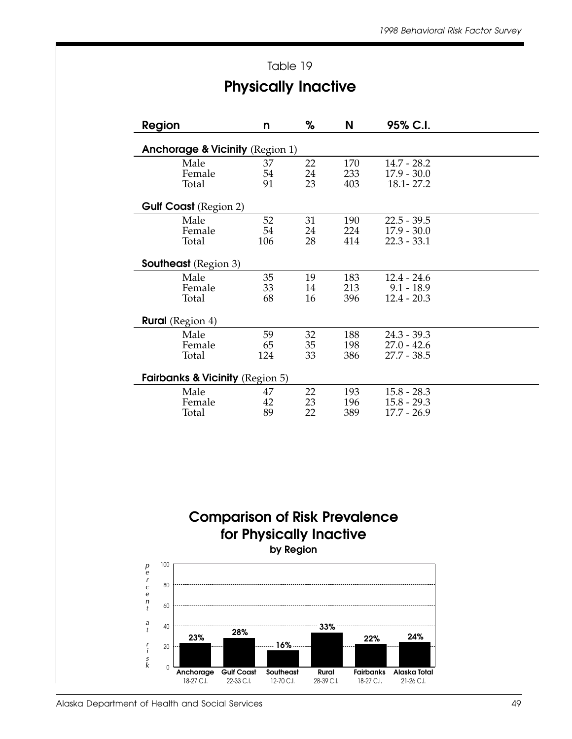Table 19

# Physically Inactive

| Region | n | % | N | 95% C.I. |
|---|---|---|---|---|
| **Anchorage & Vicinity** (Region 1) | | | | |
| Male | 37 | 22 | 170 | 14.7 - 28.2 |
| Female | 54 | 24 | 233 | 17.9 - 30.0 |
| Total | 91 | 23 | 403 | 18.1- 27.2 |
| **Gulf Coast** (Region 2) | | | | |
| Male | 52 | 31 | 190 | 22.5 - 39.5 |
| Female | 54 | 24 | 224 | 17.9 - 30.0 |
| Total | 106 | 28 | 414 | 22.3 - 33.1 |
| **Southeast** (Region 3) | | | | |
| Male | 35 | 19 | 183 | 12.4 - 24.6 |
| Female | 33 | 14 | 213 | 9.1 - 18.9 |
| Total | 68 | 16 | 396 | 12.4 - 20.3 |
| **Rural** (Region 4) | | | | |
| Male | 59 | 32 | 188 | 24.3 - 39.3 |
| Female | 65 | 35 | 198 | 27.0 - 42.6 |
| Total | 124 | 33 | 386 | 27.7 - 38.5 |
| **Fairbanks & Vicinity** (Region 5) | | | | |
| Male | 47 | 22 | 193 | 15.8 - 28.3 |
| Female | 42 | 23 | 196 | 15.8 - 29.3 |
| Total | 89 | 22 | 389 | 17.7 - 26.9 |

## Comparison of Risk Prevalence for Physically Inactive

**by Region**

| Region | percent at risk | C.I. |
|---|---|---|
| Anchorage | 23% | 18-27 C.I. |
| Gulf Coast | 28% | 22-33 C.I. |
| Southeast | 16% | 12-70 C.I. |
| Rural | 33% | 28-39 C.I. |
| Fairbanks | 22% | 18-27 C.I. |
| Alaska Total | 24% | 21-26 C.I. |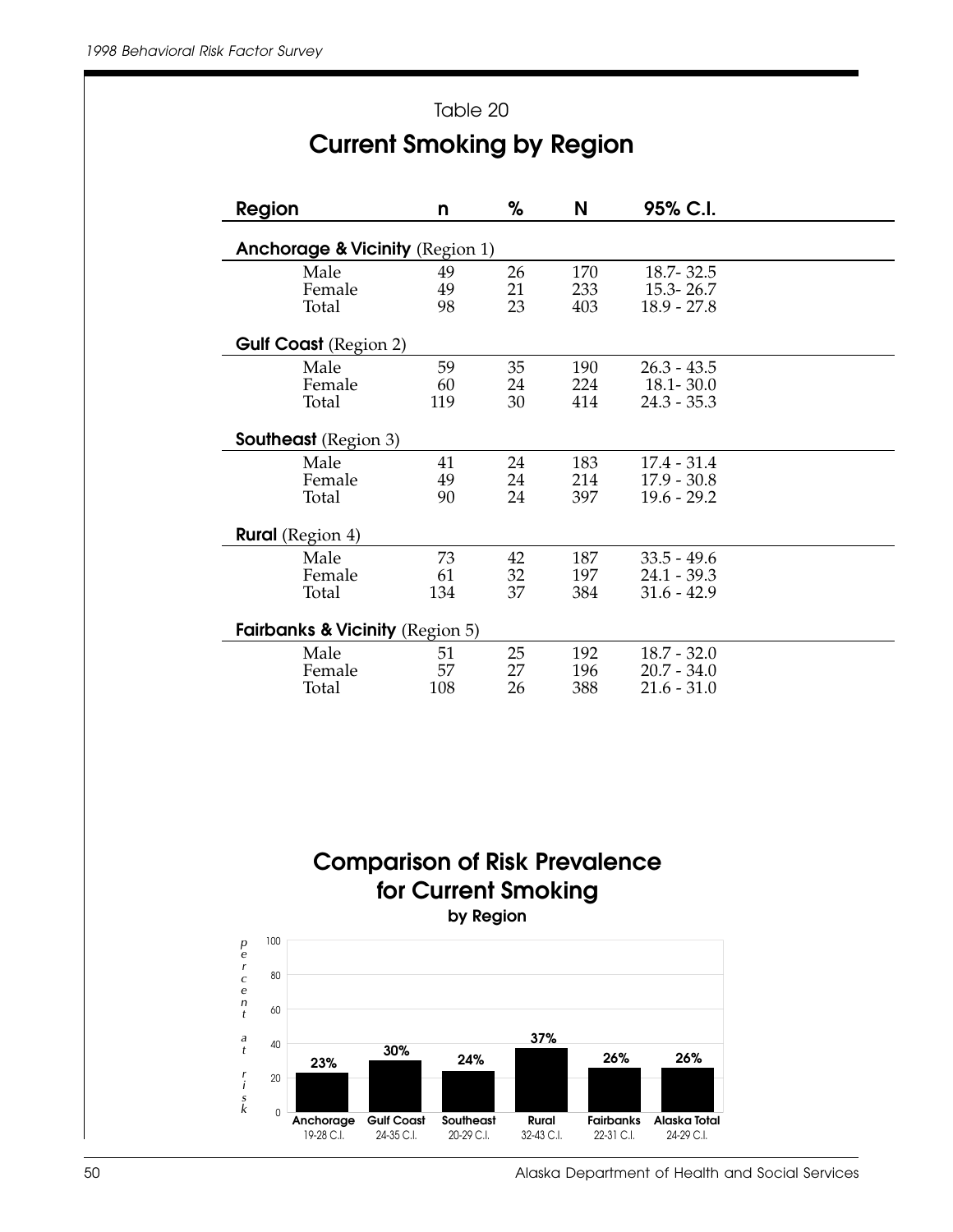Table 20

## Current Smoking by Region

| Region | n | % | N | 95% C.I. |
|---|---|---|---|---|
| **Anchorage & Vicinity** (Region 1) | | | | |
| Male | 49 | 26 | 170 | 18.7- 32.5 |
| Female | 49 | 21 | 233 | 15.3- 26.7 |
| Total | 98 | 23 | 403 | 18.9 - 27.8 |
| **Gulf Coast** (Region 2) | | | | |
| Male | 59 | 35 | 190 | 26.3 - 43.5 |
| Female | 60 | 24 | 224 | 18.1- 30.0 |
| Total | 119 | 30 | 414 | 24.3 - 35.3 |
| **Southeast** (Region 3) | | | | |
| Male | 41 | 24 | 183 | 17.4 - 31.4 |
| Female | 49 | 24 | 214 | 17.9 - 30.8 |
| Total | 90 | 24 | 397 | 19.6 - 29.2 |
| **Rural** (Region 4) | | | | |
| Male | 73 | 42 | 187 | 33.5 - 49.6 |
| Female | 61 | 32 | 197 | 24.1 - 39.3 |
| Total | 134 | 37 | 384 | 31.6 - 42.9 |
| **Fairbanks & Vicinity** (Region 5) | | | | |
| Male | 51 | 25 | 192 | 18.7 - 32.0 |
| Female | 57 | 27 | 196 | 20.7 - 34.0 |
| Total | 108 | 26 | 388 | 21.6 - 31.0 |

## Comparison of Risk Prevalence for Current Smoking

**by Region**

| Region | percent at risk | C.I. |
|---|---|---|
| Anchorage | 23% | 19-28 C.I. |
| Gulf Coast | 30% | 24-35 C.I. |
| Southeast | 24% | 20-29 C.I. |
| Rural | 37% | 32-43 C.I. |
| Fairbanks | 26% | 22-31 C.I. |
| Alaska Total | 26% | 24-29 C.I. |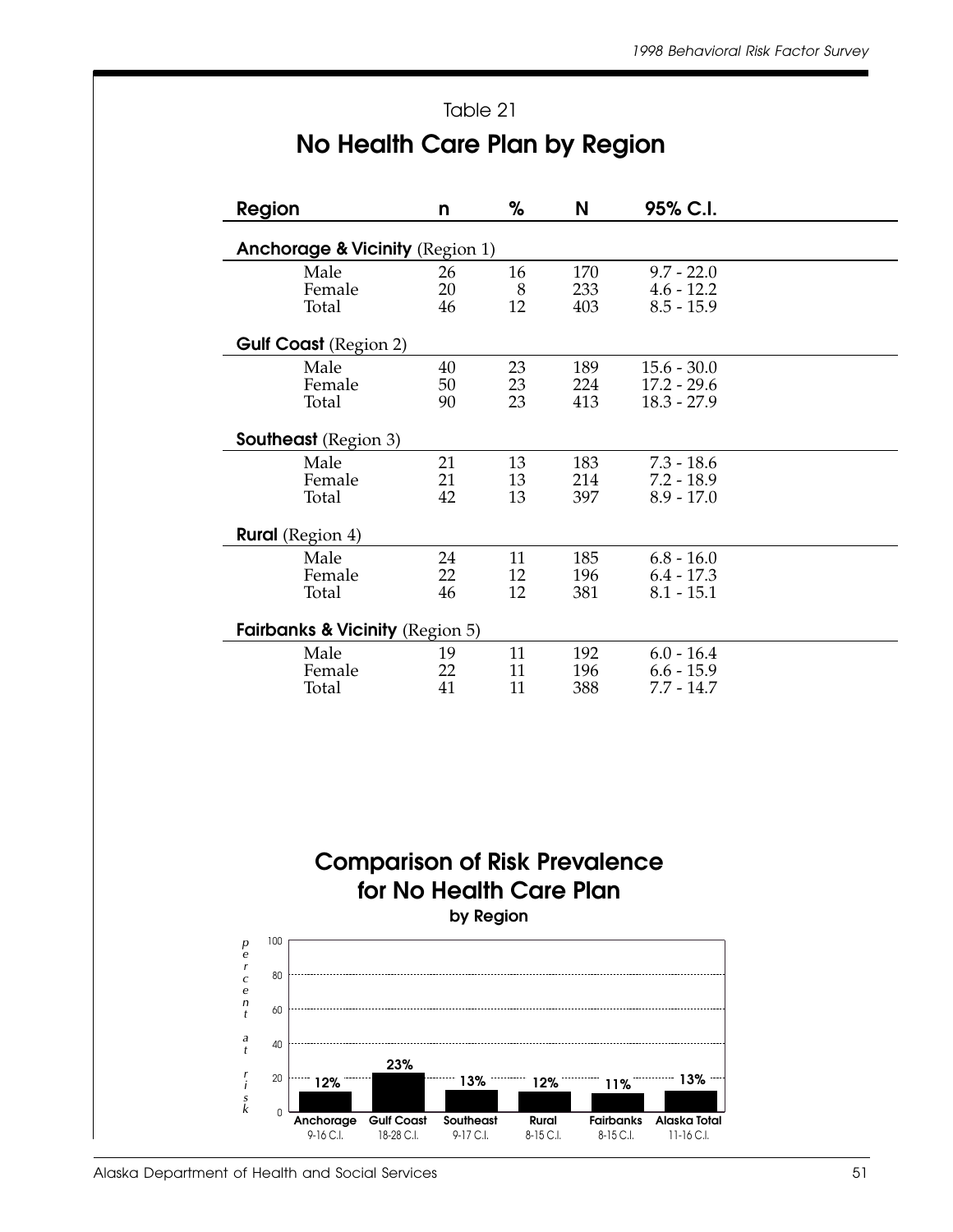Table 21

## No Health Care Plan by Region

| Region | n | % | N | 95% C.I. |
|---|---|---|---|---|
| **Anchorage & Vicinity** (Region 1) | | | | |
| Male | 26 | 16 | 170 | 9.7 - 22.0 |
| Female | 20 | 8 | 233 | 4.6 - 12.2 |
| Total | 46 | 12 | 403 | 8.5 - 15.9 |
| **Gulf Coast** (Region 2) | | | | |
| Male | 40 | 23 | 189 | 15.6 - 30.0 |
| Female | 50 | 23 | 224 | 17.2 - 29.6 |
| Total | 90 | 23 | 413 | 18.3 - 27.9 |
| **Southeast** (Region 3) | | | | |
| Male | 21 | 13 | 183 | 7.3 - 18.6 |
| Female | 21 | 13 | 214 | 7.2 - 18.9 |
| Total | 42 | 13 | 397 | 8.9 - 17.0 |
| **Rural** (Region 4) | | | | |
| Male | 24 | 11 | 185 | 6.8 - 16.0 |
| Female | 22 | 12 | 196 | 6.4 - 17.3 |
| Total | 46 | 12 | 381 | 8.1 - 15.1 |
| **Fairbanks & Vicinity** (Region 5) | | | | |
| Male | 19 | 11 | 192 | 6.0 - 16.4 |
| Female | 22 | 11 | 196 | 6.6 - 15.9 |
| Total | 41 | 11 | 388 | 7.7 - 14.7 |

## Comparison of Risk Prevalence for No Health Care Plan

**by Region**

| Region | percent at risk | C.I. |
|---|---|---|
| Anchorage | 12% | 9-16 C.I. |
| Gulf Coast | 23% | 18-28 C.I. |
| Southeast | 13% | 9-17 C.I. |
| Rural | 12% | 8-15 C.I. |
| Fairbanks | 11% | 8-15 C.I. |
| Alaska Total | 13% | 11-16 C.I. |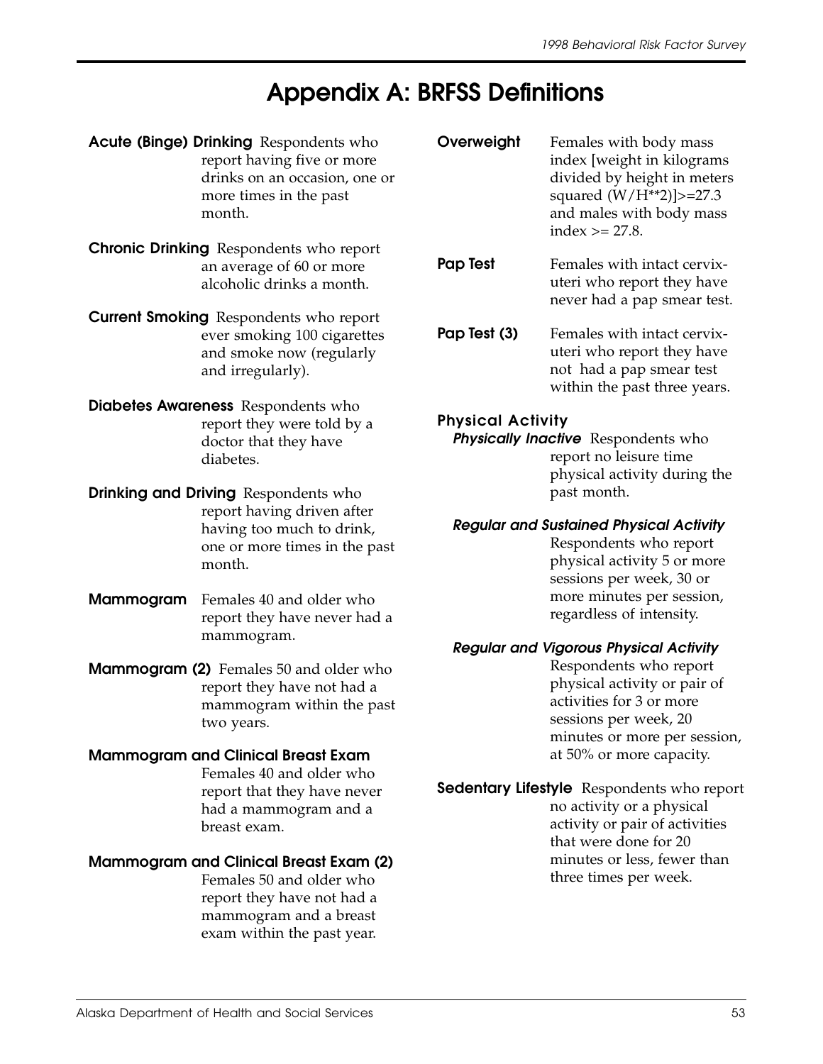# Appendix A: BRFSS Definitions

**Acute (Binge) Drinking** Respondents who report having five or more drinks on an occasion, one or more times in the past month.

**Chronic Drinking** Respondents who report an average of 60 or more alcoholic drinks a month.

**Current Smoking** Respondents who report ever smoking 100 cigarettes and smoke now (regularly and irregularly).

**Diabetes Awareness** Respondents who report they were told by a doctor that they have diabetes.

**Drinking and Driving** Respondents who report having driven after having too much to drink, one or more times in the past month.

**Mammogram** Females 40 and older who report they have never had a mammogram.

**Mammogram (2)** Females 50 and older who report they have not had a mammogram within the past two years.

**Mammogram and Clinical Breast Exam** Females 40 and older who report that they have never had a mammogram and a breast exam.

**Mammogram and Clinical Breast Exam (2)** Females 50 and older who report they have not had a mammogram and a breast exam within the past year.

**Overweight** Females with body mass index [weight in kilograms divided by height in meters squared (W/H**2)]>=27.3 and males with body mass index >= 27.8.

**Pap Test** Females with intact cervix-uteri who report they have never had a pap smear test.

**Pap Test (3)** Females with intact cervix-uteri who report they have not had a pap smear test within the past three years.

**Physical Activity**

***Physically Inactive*** Respondents who report no leisure time physical activity during the past month.

***Regular and Sustained Physical Activity*** Respondents who report physical activity 5 or more sessions per week, 30 or more minutes per session, regardless of intensity.

***Regular and Vigorous Physical Activity*** Respondents who report physical activity or pair of activities for 3 or more sessions per week, 20 minutes or more per session, at 50% or more capacity.

**Sedentary Lifestyle** Respondents who report no activity or a physical activity or pair of activities that were done for 20 minutes or less, fewer than three times per week.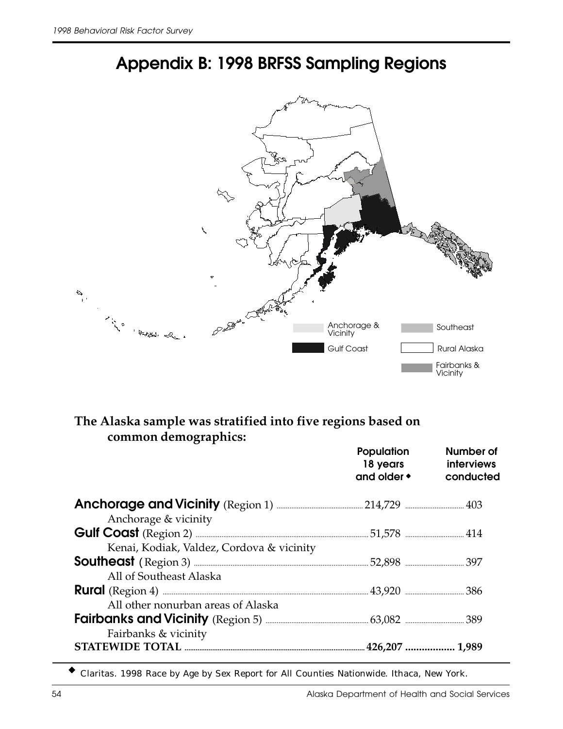# Appendix B: 1998 BRFSS Sampling Regions

Anchorage & Vicinity

Gulf Coast

Southeast

Rural Alaska

Fairbanks & Vicinity

**The Alaska sample was stratified into five regions based on common demographics:**

| | Population 18 years and older ◆ | Number of interviews conducted |
|---|---|---|
| **Anchorage and Vicinity** (Region 1)<br>Anchorage & vicinity | 214,729 | 403 |
| **Gulf Coast** (Region 2)<br>Kenai, Kodiak, Valdez, Cordova & vicinity | 51,578 | 414 |
| **Southeast** (Region 3)<br>All of Southeast Alaska | 52,898 | 397 |
| **Rural** (Region 4)<br>All other nonurban areas of Alaska | 43,920 | 386 |
| **Fairbanks and Vicinity** (Region 5)<br>Fairbanks & vicinity | 63,082 | 389 |
| **STATEWIDE TOTAL** | **426,207** | **1,989** |

◆ Claritas. 1998 Race by Age by Sex Report for All Counties Nationwide. Ithaca, New York.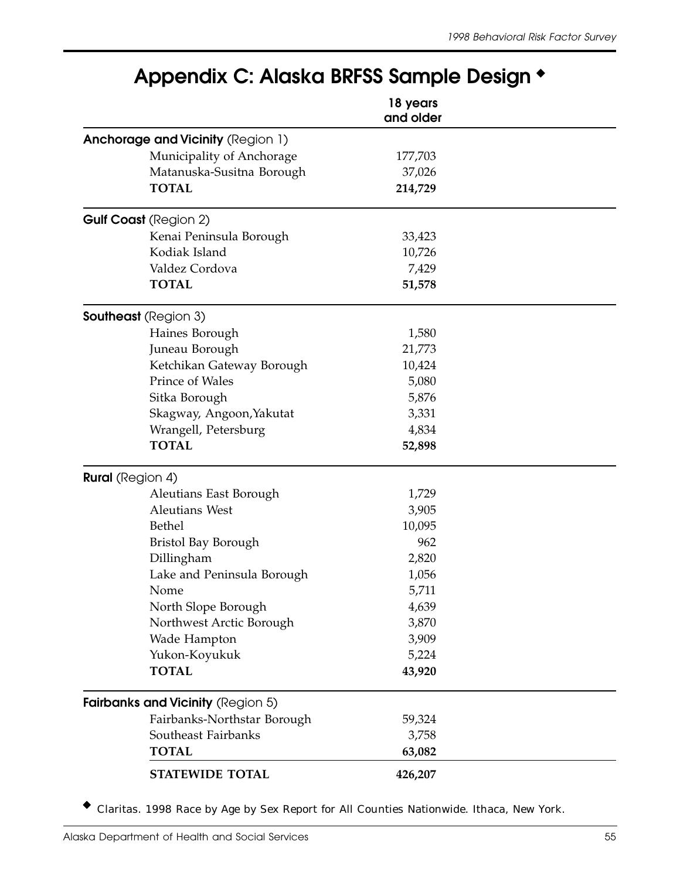# Appendix C: Alaska BRFSS Sample Design ◆

| | 18 years and older |
|---|---|
| **Anchorage and Vicinity** (Region 1) | |
| Municipality of Anchorage | 177,703 |
| Matanuska-Susitna Borough | 37,026 |
| **TOTAL** | **214,729** |
| **Gulf Coast** (Region 2) | |
| Kenai Peninsula Borough | 33,423 |
| Kodiak Island | 10,726 |
| Valdez Cordova | 7,429 |
| **TOTAL** | **51,578** |
| **Southeast** (Region 3) | |
| Haines Borough | 1,580 |
| Juneau Borough | 21,773 |
| Ketchikan Gateway Borough | 10,424 |
| Prince of Wales | 5,080 |
| Sitka Borough | 5,876 |
| Skagway, Angoon,Yakutat | 3,331 |
| Wrangell, Petersburg | 4,834 |
| **TOTAL** | **52,898** |
| **Rural** (Region 4) | |
| Aleutians East Borough | 1,729 |
| Aleutians West | 3,905 |
| Bethel | 10,095 |
| Bristol Bay Borough | 962 |
| Dillingham | 2,820 |
| Lake and Peninsula Borough | 1,056 |
| Nome | 5,711 |
| North Slope Borough | 4,639 |
| Northwest Arctic Borough | 3,870 |
| Wade Hampton | 3,909 |
| Yukon-Koyukuk | 5,224 |
| **TOTAL** | **43,920** |
| **Fairbanks and Vicinity** (Region 5) | |
| Fairbanks-Northstar Borough | 59,324 |
| Southeast Fairbanks | 3,758 |
| **TOTAL** | **63,082** |
| **STATEWIDE TOTAL** | **426,207** |

◆ Claritas. 1998 Race by Age by Sex Report for All Counties Nationwide. Ithaca, New York.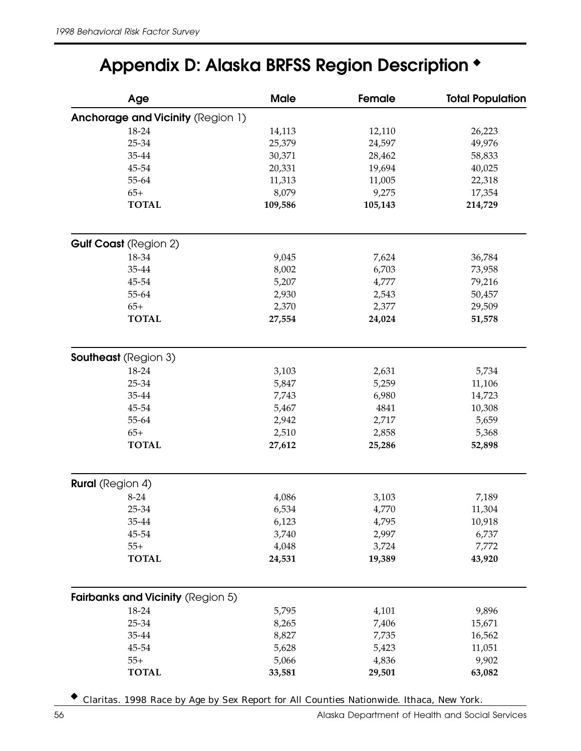# Appendix D: Alaska BRFSS Region Description ◆

| Age | Male | Female | Total Population |
|---|---|---|---|
| **Anchorage and Vicinity** (Region 1) | | | |
| 18-24 | 14,113 | 12,110 | 26,223 |
| 25-34 | 25,379 | 24,597 | 49,976 |
| 35-44 | 30,371 | 28,462 | 58,833 |
| 45-54 | 20,331 | 19,694 | 40,025 |
| 55-64 | 11,313 | 11,005 | 22,318 |
| 65+ | 8,079 | 9,275 | 17,354 |
| **TOTAL** | **109,586** | **105,143** | **214,729** |
| **Gulf Coast** (Region 2) | | | |
| 18-34 | 9,045 | 7,624 | 36,784 |
| 35-44 | 8,002 | 6,703 | 73,958 |
| 45-54 | 5,207 | 4,777 | 79,216 |
| 55-64 | 2,930 | 2,543 | 50,457 |
| 65+ | 2,370 | 2,377 | 29,509 |
| **TOTAL** | **27,554** | **24,024** | **51,578** |
| **Southeast** (Region 3) | | | |
| 18-24 | 3,103 | 2,631 | 5,734 |
| 25-34 | 5,847 | 5,259 | 11,106 |
| 35-44 | 7,743 | 6,980 | 14,723 |
| 45-54 | 5,467 | 4841 | 10,308 |
| 55-64 | 2,942 | 2,717 | 5,659 |
| 65+ | 2,510 | 2,858 | 5,368 |
| **TOTAL** | **27,612** | **25,286** | **52,898** |
| **Rural** (Region 4) | | | |
| 8-24 | 4,086 | 3,103 | 7,189 |
| 25-34 | 6,534 | 4,770 | 11,304 |
| 35-44 | 6,123 | 4,795 | 10,918 |
| 45-54 | 3,740 | 2,997 | 6,737 |
| 55+ | 4,048 | 3,724 | 7,772 |
| **TOTAL** | **24,531** | **19,389** | **43,920** |
| **Fairbanks and Vicinity** (Region 5) | | | |
| 18-24 | 5,795 | 4,101 | 9,896 |
| 25-34 | 8,265 | 7,406 | 15,671 |
| 35-44 | 8,827 | 7,735 | 16,562 |
| 45-54 | 5,628 | 5,423 | 11,051 |
| 55+ | 5,066 | 4,836 | 9,902 |
| **TOTAL** | **33,581** | **29,501** | **63,082** |

◆ Claritas. 1998 Race by Age by Sex Report for All Counties Nationwide. Ithaca, New York.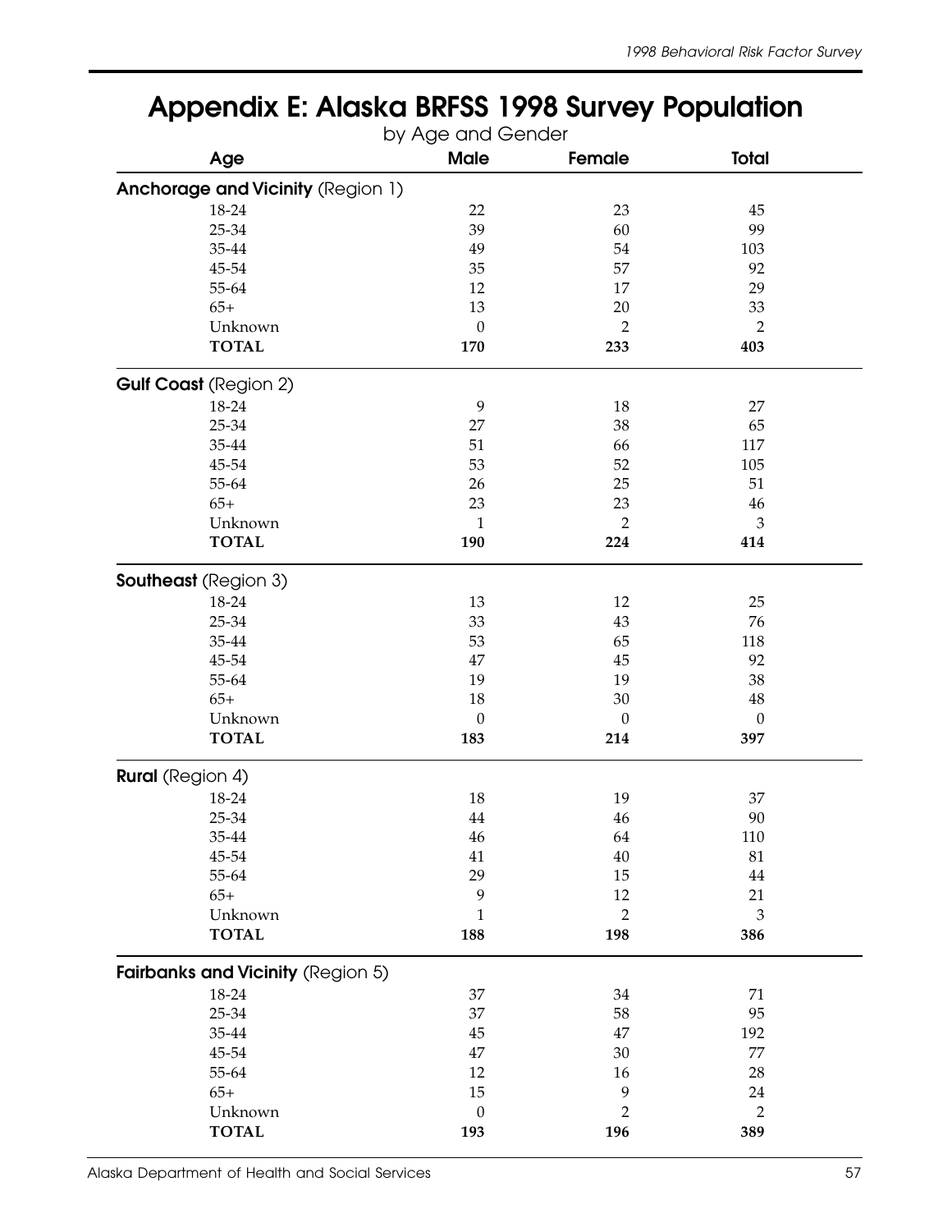# Appendix E: Alaska BRFSS 1998 Survey Population

by Age and Gender

| Age | Male | Female | Total |
|---|---|---|---|
| **Anchorage and Vicinity** (Region 1) | | | |
| 18-24 | 22 | 23 | 45 |
| 25-34 | 39 | 60 | 99 |
| 35-44 | 49 | 54 | 103 |
| 45-54 | 35 | 57 | 92 |
| 55-64 | 12 | 17 | 29 |
| 65+ | 13 | 20 | 33 |
| Unknown | 0 | 2 | 2 |
| **TOTAL** | **170** | **233** | **403** |
| **Gulf Coast** (Region 2) | | | |
| 18-24 | 9 | 18 | 27 |
| 25-34 | 27 | 38 | 65 |
| 35-44 | 51 | 66 | 117 |
| 45-54 | 53 | 52 | 105 |
| 55-64 | 26 | 25 | 51 |
| 65+ | 23 | 23 | 46 |
| Unknown | 1 | 2 | 3 |
| **TOTAL** | **190** | **224** | **414** |
| **Southeast** (Region 3) | | | |
| 18-24 | 13 | 12 | 25 |
| 25-34 | 33 | 43 | 76 |
| 35-44 | 53 | 65 | 118 |
| 45-54 | 47 | 45 | 92 |
| 55-64 | 19 | 19 | 38 |
| 65+ | 18 | 30 | 48 |
| Unknown | 0 | 0 | 0 |
| **TOTAL** | **183** | **214** | **397** |
| **Rural** (Region 4) | | | |
| 18-24 | 18 | 19 | 37 |
| 25-34 | 44 | 46 | 90 |
| 35-44 | 46 | 64 | 110 |
| 45-54 | 41 | 40 | 81 |
| 55-64 | 29 | 15 | 44 |
| 65+ | 9 | 12 | 21 |
| Unknown | 1 | 2 | 3 |
| **TOTAL** | **188** | **198** | **386** |
| **Fairbanks and Vicinity** (Region 5) | | | |
| 18-24 | 37 | 34 | 71 |
| 25-34 | 37 | 58 | 95 |
| 35-44 | 45 | 47 | 192 |
| 45-54 | 47 | 30 | 77 |
| 55-64 | 12 | 16 | 28 |
| 65+ | 15 | 9 | 24 |
| Unknown | 0 | 2 | 2 |
| **TOTAL** | **193** | **196** | **389** |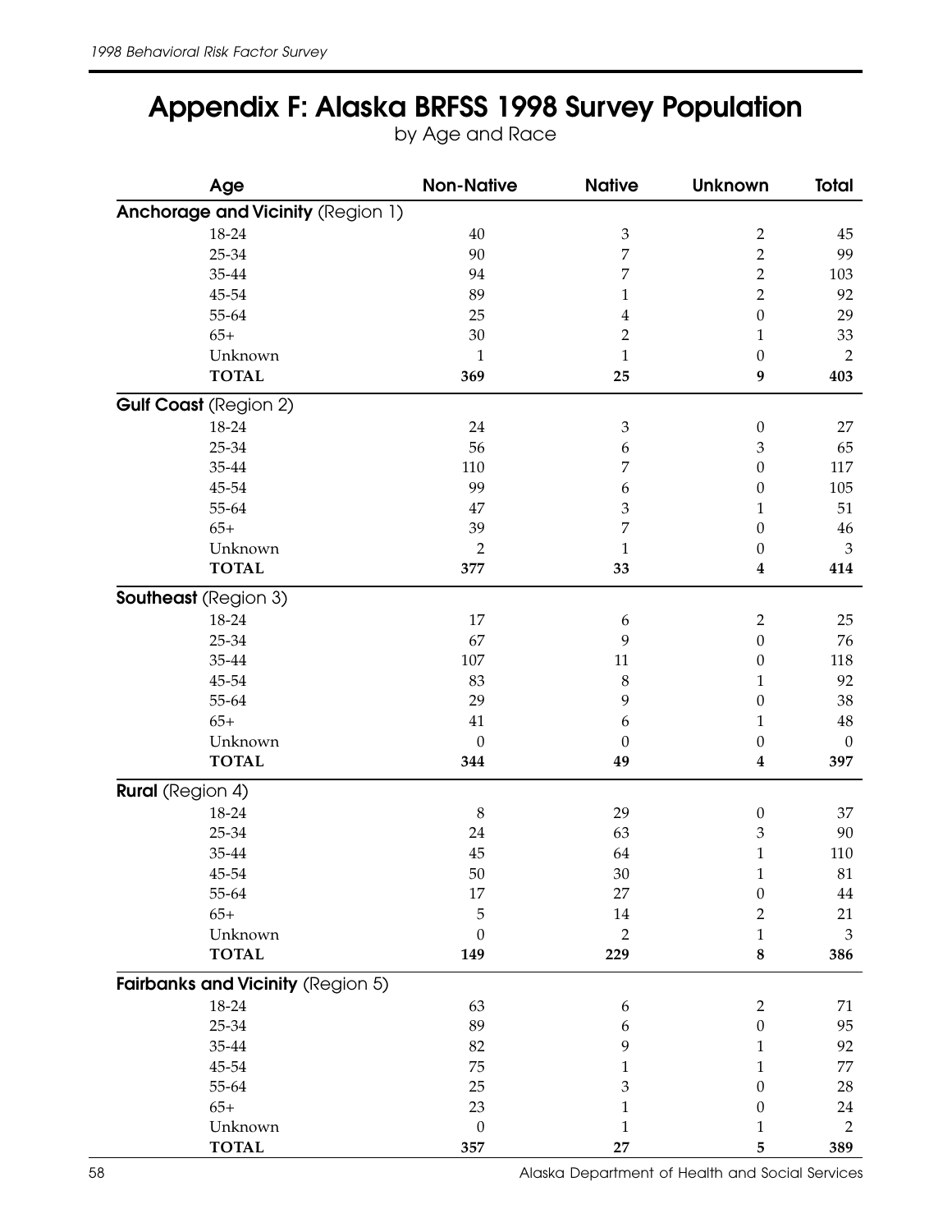# Appendix F: Alaska BRFSS 1998 Survey Population

by Age and Race

| Age | Non-Native | Native | Unknown | Total |
|---|---|---|---|---|
| **Anchorage and Vicinity** (Region 1) | | | | |
| 18-24 | 40 | 3 | 2 | 45 |
| 25-34 | 90 | 7 | 2 | 99 |
| 35-44 | 94 | 7 | 2 | 103 |
| 45-54 | 89 | 1 | 2 | 92 |
| 55-64 | 25 | 4 | 0 | 29 |
| 65+ | 30 | 2 | 1 | 33 |
| Unknown | 1 | 1 | 0 | 2 |
| **TOTAL** | **369** | **25** | **9** | **403** |
| **Gulf Coast** (Region 2) | | | | |
| 18-24 | 24 | 3 | 0 | 27 |
| 25-34 | 56 | 6 | 3 | 65 |
| 35-44 | 110 | 7 | 0 | 117 |
| 45-54 | 99 | 6 | 0 | 105 |
| 55-64 | 47 | 3 | 1 | 51 |
| 65+ | 39 | 7 | 0 | 46 |
| Unknown | 2 | 1 | 0 | 3 |
| **TOTAL** | **377** | **33** | **4** | **414** |
| **Southeast** (Region 3) | | | | |
| 18-24 | 17 | 6 | 2 | 25 |
| 25-34 | 67 | 9 | 0 | 76 |
| 35-44 | 107 | 11 | 0 | 118 |
| 45-54 | 83 | 8 | 1 | 92 |
| 55-64 | 29 | 9 | 0 | 38 |
| 65+ | 41 | 6 | 1 | 48 |
| Unknown | 0 | 0 | 0 | 0 |
| **TOTAL** | **344** | **49** | **4** | **397** |
| **Rural** (Region 4) | | | | |
| 18-24 | 8 | 29 | 0 | 37 |
| 25-34 | 24 | 63 | 3 | 90 |
| 35-44 | 45 | 64 | 1 | 110 |
| 45-54 | 50 | 30 | 1 | 81 |
| 55-64 | 17 | 27 | 0 | 44 |
| 65+ | 5 | 14 | 2 | 21 |
| Unknown | 0 | 2 | 1 | 3 |
| **TOTAL** | **149** | **229** | **8** | **386** |
| **Fairbanks and Vicinity** (Region 5) | | | | |
| 18-24 | 63 | 6 | 2 | 71 |
| 25-34 | 89 | 6 | 0 | 95 |
| 35-44 | 82 | 9 | 1 | 92 |
| 45-54 | 75 | 1 | 1 | 77 |
| 55-64 | 25 | 3 | 0 | 28 |
| 65+ | 23 | 1 | 0 | 24 |
| Unknown | 0 | 1 | 1 | 2 |
| **TOTAL** | **357** | **27** | **5** | **389** |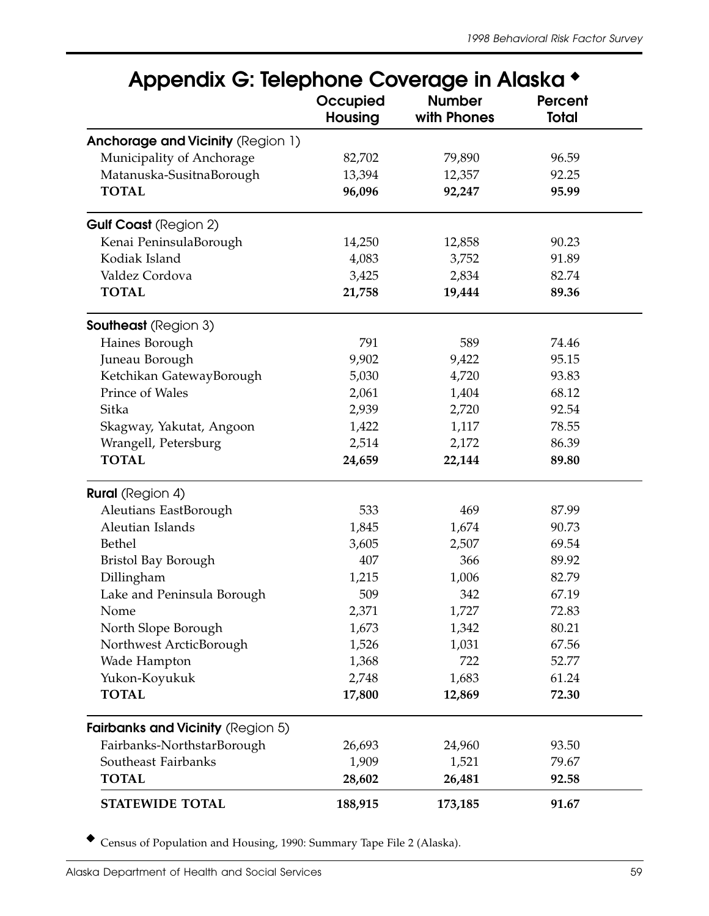# Appendix G: Telephone Coverage in Alaska ◆

| | Occupied Housing | Number with Phones | Percent Total |
|---|---|---|---|
| **Anchorage and Vicinity** (Region 1) | | | |
| Municipality of Anchorage | 82,702 | 79,890 | 96.59 |
| Matanuska-SusitnaBorough | 13,394 | 12,357 | 92.25 |
| **TOTAL** | **96,096** | **92,247** | **95.99** |
| **Gulf Coast** (Region 2) | | | |
| Kenai PeninsulaBorough | 14,250 | 12,858 | 90.23 |
| Kodiak Island | 4,083 | 3,752 | 91.89 |
| Valdez Cordova | 3,425 | 2,834 | 82.74 |
| **TOTAL** | **21,758** | **19,444** | **89.36** |
| **Southeast** (Region 3) | | | |
| Haines Borough | 791 | 589 | 74.46 |
| Juneau Borough | 9,902 | 9,422 | 95.15 |
| Ketchikan GatewayBorough | 5,030 | 4,720 | 93.83 |
| Prince of Wales | 2,061 | 1,404 | 68.12 |
| Sitka | 2,939 | 2,720 | 92.54 |
| Skagway, Yakutat, Angoon | 1,422 | 1,117 | 78.55 |
| Wrangell, Petersburg | 2,514 | 2,172 | 86.39 |
| **TOTAL** | **24,659** | **22,144** | **89.80** |
| **Rural** (Region 4) | | | |
| Aleutians EastBorough | 533 | 469 | 87.99 |
| Aleutian Islands | 1,845 | 1,674 | 90.73 |
| Bethel | 3,605 | 2,507 | 69.54 |
| Bristol Bay Borough | 407 | 366 | 89.92 |
| Dillingham | 1,215 | 1,006 | 82.79 |
| Lake and Peninsula Borough | 509 | 342 | 67.19 |
| Nome | 2,371 | 1,727 | 72.83 |
| North Slope Borough | 1,673 | 1,342 | 80.21 |
| Northwest ArcticBorough | 1,526 | 1,031 | 67.56 |
| Wade Hampton | 1,368 | 722 | 52.77 |
| Yukon-Koyukuk | 2,748 | 1,683 | 61.24 |
| **TOTAL** | **17,800** | **12,869** | **72.30** |
| **Fairbanks and Vicinity** (Region 5) | | | |
| Fairbanks-NorthstarBorough | 26,693 | 24,960 | 93.50 |
| Southeast Fairbanks | 1,909 | 1,521 | 79.67 |
| **TOTAL** | **28,602** | **26,481** | **92.58** |
| **STATEWIDE TOTAL** | **188,915** | **173,185** | **91.67** |

◆ Census of Population and Housing, 1990: Summary Tape File 2 (Alaska).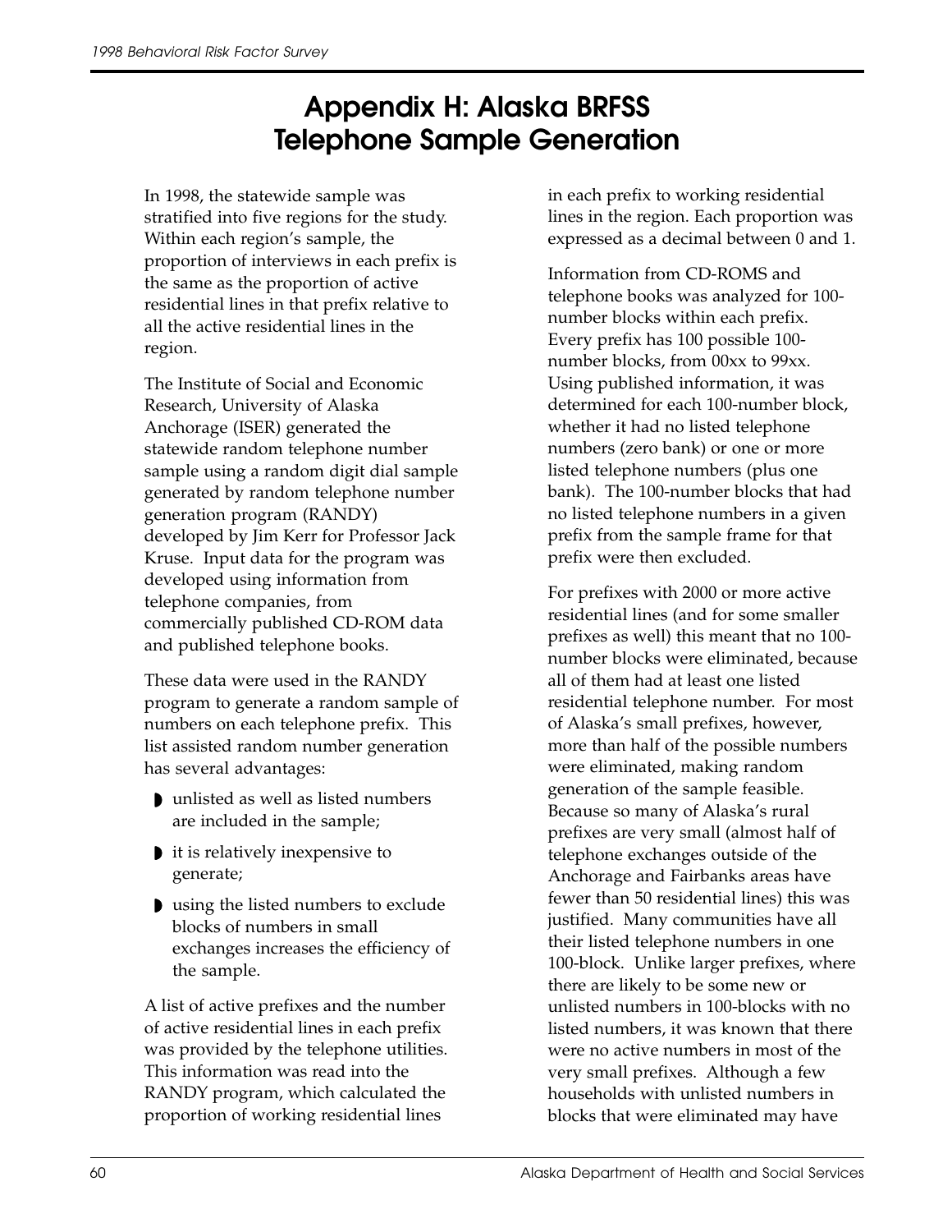# Appendix H: Alaska BRFSS Telephone Sample Generation

In 1998, the statewide sample was stratified into five regions for the study. Within each region's sample, the proportion of interviews in each prefix is the same as the proportion of active residential lines in that prefix relative to all the active residential lines in the region.

The Institute of Social and Economic Research, University of Alaska Anchorage (ISER) generated the statewide random telephone number sample using a random digit dial sample generated by random telephone number generation program (RANDY) developed by Jim Kerr for Professor Jack Kruse. Input data for the program was developed using information from telephone companies, from commercially published CD-ROM data and published telephone books.

These data were used in the RANDY program to generate a random sample of numbers on each telephone prefix. This list assisted random number generation has several advantages:

- unlisted as well as listed numbers are included in the sample;
- it is relatively inexpensive to generate;
- using the listed numbers to exclude blocks of numbers in small exchanges increases the efficiency of the sample.

A list of active prefixes and the number of active residential lines in each prefix was provided by the telephone utilities. This information was read into the RANDY program, which calculated the proportion of working residential lines in each prefix to working residential lines in the region. Each proportion was expressed as a decimal between 0 and 1.

Information from CD-ROMS and telephone books was analyzed for 100-number blocks within each prefix. Every prefix has 100 possible 100-number blocks, from 00xx to 99xx. Using published information, it was determined for each 100-number block, whether it had no listed telephone numbers (zero bank) or one or more listed telephone numbers (plus one bank). The 100-number blocks that had no listed telephone numbers in a given prefix from the sample frame for that prefix were then excluded.

For prefixes with 2000 or more active residential lines (and for some smaller prefixes as well) this meant that no 100-number blocks were eliminated, because all of them had at least one listed residential telephone number. For most of Alaska's small prefixes, however, more than half of the possible numbers were eliminated, making random generation of the sample feasible. Because so many of Alaska's rural prefixes are very small (almost half of telephone exchanges outside of the Anchorage and Fairbanks areas have fewer than 50 residential lines) this was justified. Many communities have all their listed telephone numbers in one 100-block. Unlike larger prefixes, where there are likely to be some new or unlisted numbers in 100-blocks with no listed numbers, it was known that there were no active numbers in most of the very small prefixes. Although a few households with unlisted numbers in blocks that were eliminated may have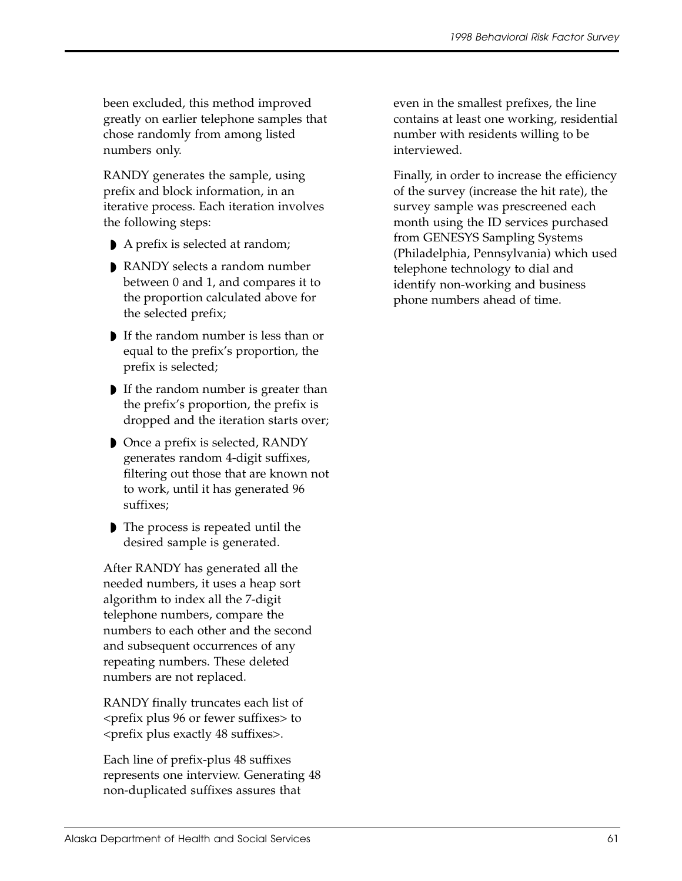been excluded, this method improved greatly on earlier telephone samples that chose randomly from among listed numbers only.

RANDY generates the sample, using prefix and block information, in an iterative process. Each iteration involves the following steps:

- A prefix is selected at random;
- RANDY selects a random number between 0 and 1, and compares it to the proportion calculated above for the selected prefix;
- If the random number is less than or equal to the prefix's proportion, the prefix is selected;
- If the random number is greater than the prefix's proportion, the prefix is dropped and the iteration starts over;
- Once a prefix is selected, RANDY generates random 4-digit suffixes, filtering out those that are known not to work, until it has generated 96 suffixes;
- The process is repeated until the desired sample is generated.

After RANDY has generated all the needed numbers, it uses a heap sort algorithm to index all the 7-digit telephone numbers, compare the numbers to each other and the second and subsequent occurrences of any repeating numbers. These deleted numbers are not replaced.

RANDY finally truncates each list of <prefix plus 96 or fewer suffixes> to <prefix plus exactly 48 suffixes>.

Each line of prefix-plus 48 suffixes represents one interview. Generating 48 non-duplicated suffixes assures that even in the smallest prefixes, the line contains at least one working, residential number with residents willing to be interviewed.

Finally, in order to increase the efficiency of the survey (increase the hit rate), the survey sample was prescreened each month using the ID services purchased from GENESYS Sampling Systems (Philadelphia, Pennsylvania) which used telephone technology to dial and identify non-working and business phone numbers ahead of time.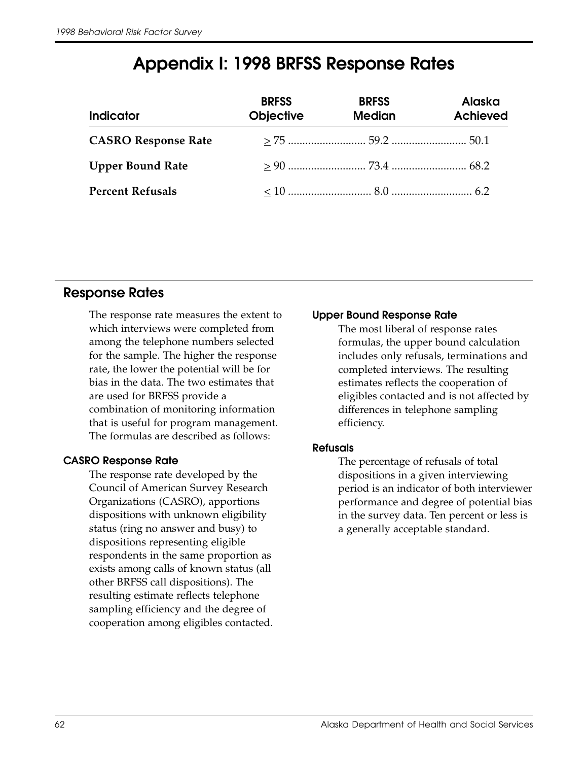# Appendix I: 1998 BRFSS Response Rates

| Indicator | BRFSS Objective | BRFSS Median | Alaska Achieved |
|---|---|---|---|
| **CASRO Response Rate** | ≥ 75 | 59.2 | 50.1 |
| **Upper Bound Rate** | ≥ 90 | 73.4 | 68.2 |
| **Percent Refusals** | ≤ 10 | 8.0 | 6.2 |

## Response Rates

The response rate measures the extent to which interviews were completed from among the telephone numbers selected for the sample. The higher the response rate, the lower the potential will be for bias in the data. The two estimates that are used for BRFSS provide a combination of monitoring information that is useful for program management. The formulas are described as follows:

### CASRO Response Rate

The response rate developed by the Council of American Survey Research Organizations (CASRO), apportions dispositions with unknown eligibility status (ring no answer and busy) to dispositions representing eligible respondents in the same proportion as exists among calls of known status (all other BRFSS call dispositions). The resulting estimate reflects telephone sampling efficiency and the degree of cooperation among eligibles contacted.

### Upper Bound Response Rate

The most liberal of response rates formulas, the upper bound calculation includes only refusals, terminations and completed interviews. The resulting estimates reflects the cooperation of eligibles contacted and is not affected by differences in telephone sampling efficiency.

### Refusals

The percentage of refusals of total dispositions in a given interviewing period is an indicator of both interviewer performance and degree of potential bias in the survey data. Ten percent or less is a generally acceptable standard.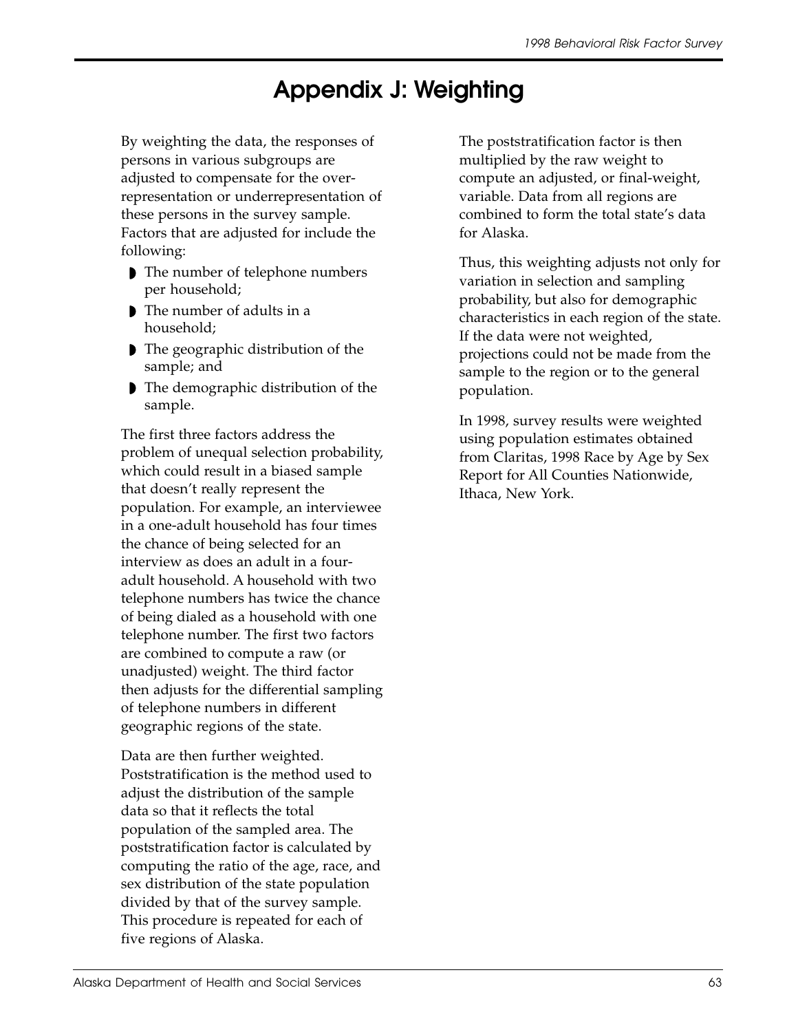# Appendix J: Weighting

By weighting the data, the responses of persons in various subgroups are adjusted to compensate for the over-representation or underrepresentation of these persons in the survey sample. Factors that are adjusted for include the following:

- The number of telephone numbers per household;
- The number of adults in a household;
- The geographic distribution of the sample; and
- The demographic distribution of the sample.

The first three factors address the problem of unequal selection probability, which could result in a biased sample that doesn't really represent the population. For example, an interviewee in a one-adult household has four times the chance of being selected for an interview as does an adult in a four-adult household. A household with two telephone numbers has twice the chance of being dialed as a household with one telephone number. The first two factors are combined to compute a raw (or unadjusted) weight. The third factor then adjusts for the differential sampling of telephone numbers in different geographic regions of the state.

Data are then further weighted. Poststratification is the method used to adjust the distribution of the sample data so that it reflects the total population of the sampled area. The poststratification factor is calculated by computing the ratio of the age, race, and sex distribution of the state population divided by that of the survey sample. This procedure is repeated for each of five regions of Alaska.

The poststratification factor is then multiplied by the raw weight to compute an adjusted, or final-weight, variable. Data from all regions are combined to form the total state's data for Alaska.

Thus, this weighting adjusts not only for variation in selection and sampling probability, but also for demographic characteristics in each region of the state. If the data were not weighted, projections could not be made from the sample to the region or to the general population.

In 1998, survey results were weighted using population estimates obtained from Claritas, 1998 Race by Age by Sex Report for All Counties Nationwide, Ithaca, New York.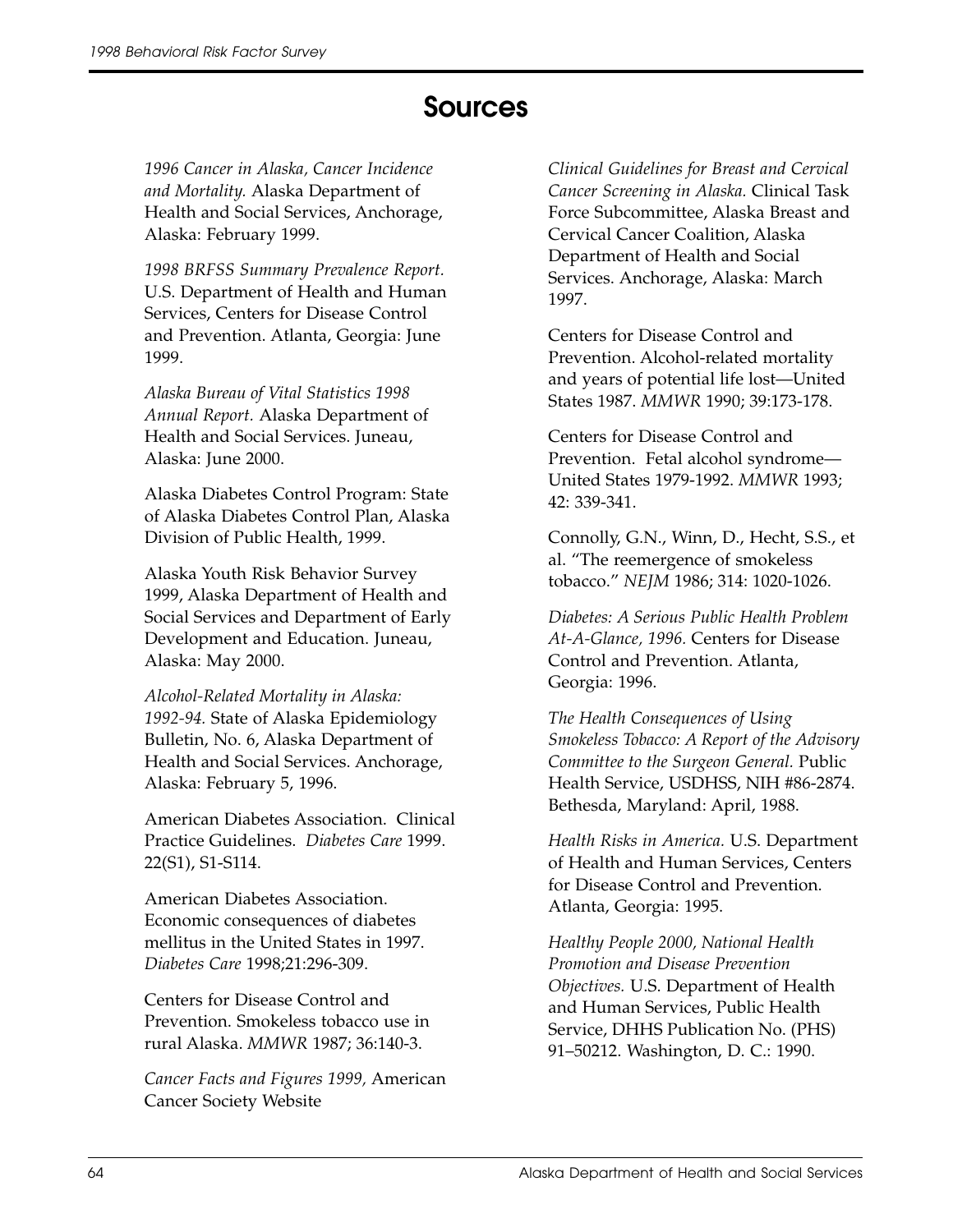# Sources

*1996 Cancer in Alaska, Cancer Incidence and Mortality.* Alaska Department of Health and Social Services, Anchorage, Alaska: February 1999.

*1998 BRFSS Summary Prevalence Report.* U.S. Department of Health and Human Services, Centers for Disease Control and Prevention. Atlanta, Georgia: June 1999.

*Alaska Bureau of Vital Statistics 1998 Annual Report.* Alaska Department of Health and Social Services. Juneau, Alaska: June 2000.

Alaska Diabetes Control Program: State of Alaska Diabetes Control Plan, Alaska Division of Public Health, 1999.

Alaska Youth Risk Behavior Survey 1999, Alaska Department of Health and Social Services and Department of Early Development and Education. Juneau, Alaska: May 2000.

*Alcohol-Related Mortality in Alaska: 1992-94.* State of Alaska Epidemiology Bulletin, No. 6, Alaska Department of Health and Social Services. Anchorage, Alaska: February 5, 1996.

American Diabetes Association. Clinical Practice Guidelines. *Diabetes Care* 1999. 22(S1), S1-S114.

American Diabetes Association. Economic consequences of diabetes mellitus in the United States in 1997. *Diabetes Care* 1998;21:296-309.

Centers for Disease Control and Prevention. Smokeless tobacco use in rural Alaska. *MMWR* 1987; 36:140-3.

*Cancer Facts and Figures 1999,* American Cancer Society Website

*Clinical Guidelines for Breast and Cervical Cancer Screening in Alaska.* Clinical Task Force Subcommittee, Alaska Breast and Cervical Cancer Coalition, Alaska Department of Health and Social Services. Anchorage, Alaska: March 1997.

Centers for Disease Control and Prevention. Alcohol-related mortality and years of potential life lost—United States 1987. *MMWR* 1990; 39:173-178.

Centers for Disease Control and Prevention. Fetal alcohol syndrome—United States 1979-1992. *MMWR* 1993; 42: 339-341.

Connolly, G.N., Winn, D., Hecht, S.S., et al. "The reemergence of smokeless tobacco." *NEJM* 1986; 314: 1020-1026.

*Diabetes: A Serious Public Health Problem At-A-Glance, 1996.* Centers for Disease Control and Prevention. Atlanta, Georgia: 1996.

*The Health Consequences of Using Smokeless Tobacco: A Report of the Advisory Committee to the Surgeon General.* Public Health Service, USDHSS, NIH #86-2874. Bethesda, Maryland: April, 1988.

*Health Risks in America.* U.S. Department of Health and Human Services, Centers for Disease Control and Prevention. Atlanta, Georgia: 1995.

*Healthy People 2000, National Health Promotion and Disease Prevention Objectives.* U.S. Department of Health and Human Services, Public Health Service, DHHS Publication No. (PHS) 91–50212. Washington, D. C.: 1990.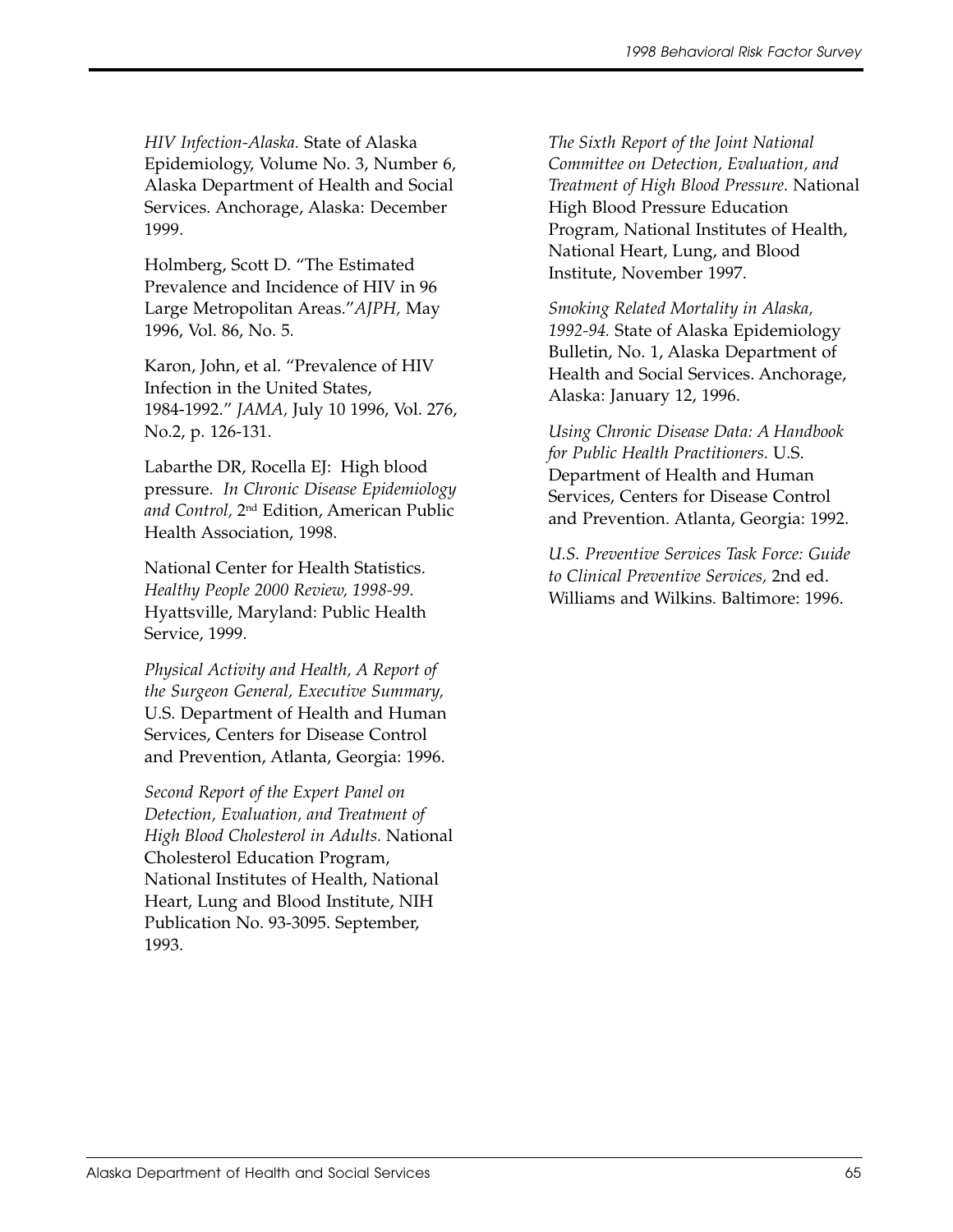*HIV Infection-Alaska.* State of Alaska Epidemiology, Volume No. 3, Number 6, Alaska Department of Health and Social Services. Anchorage, Alaska: December 1999.

Holmberg, Scott D. "The Estimated Prevalence and Incidence of HIV in 96 Large Metropolitan Areas."*AJPH,* May 1996, Vol. 86, No. 5.

Karon, John, et al. "Prevalence of HIV Infection in the United States, 1984-1992." *JAMA,* July 10 1996, Vol. 276, No.2, p. 126-131.

Labarthe DR, Rocella EJ: High blood pressure. *In Chronic Disease Epidemiology and Control,* 2nd Edition, American Public Health Association, 1998.

National Center for Health Statistics. *Healthy People 2000 Review, 1998-99.* Hyattsville, Maryland: Public Health Service, 1999.

*Physical Activity and Health, A Report of the Surgeon General, Executive Summary,* U.S. Department of Health and Human Services, Centers for Disease Control and Prevention, Atlanta, Georgia: 1996.

*Second Report of the Expert Panel on Detection, Evaluation, and Treatment of High Blood Cholesterol in Adults.* National Cholesterol Education Program, National Institutes of Health, National Heart, Lung and Blood Institute, NIH Publication No. 93-3095. September, 1993.

*The Sixth Report of the Joint National Committee on Detection, Evaluation, and Treatment of High Blood Pressure.* National High Blood Pressure Education Program, National Institutes of Health, National Heart, Lung, and Blood Institute, November 1997.

*Smoking Related Mortality in Alaska, 1992-94.* State of Alaska Epidemiology Bulletin, No. 1, Alaska Department of Health and Social Services. Anchorage, Alaska: January 12, 1996.

*Using Chronic Disease Data: A Handbook for Public Health Practitioners.* U.S. Department of Health and Human Services, Centers for Disease Control and Prevention. Atlanta, Georgia: 1992.

*U.S. Preventive Services Task Force: Guide to Clinical Preventive Services,* 2nd ed. Williams and Wilkins. Baltimore: 1996.